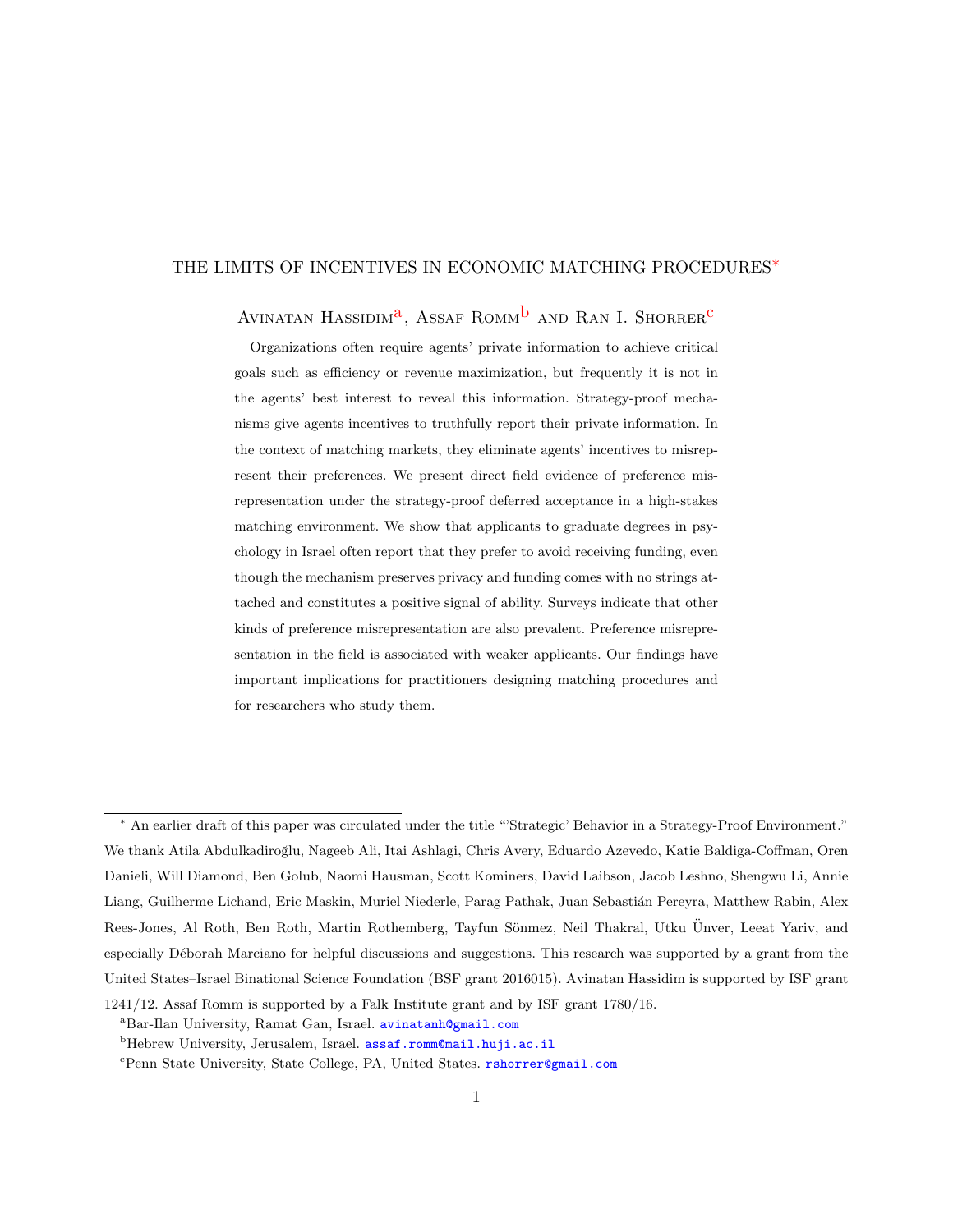# THE LIMITS OF INCENTIVES IN ECONOMIC MATCHING PROCEDURES[*]

Avinatan Hassidim[a], Assaf Romm[b] and Ran I. Shorrer[c]

Organizations often require agents' private information to achieve critical goals such as efficiency or revenue maximization, but frequently it is not in the agents' best interest to reveal this information. Strategy-proof mechanisms give agents incentives to truthfully report their private information. In the context of matching markets, they eliminate agents' incentives to misrepresent their preferences. We present direct field evidence of preference misrepresentation under the strategy-proof deferred acceptance in a high-stakes matching environment. We show that applicants to graduate degrees in psychology in Israel often report that they prefer to avoid receiving funding, even though the mechanism preserves privacy and funding comes with no strings attached and constitutes a positive signal of ability. Surveys indicate that other kinds of preference misrepresentation are also prevalent. Preference misrepresentation in the field is associated with weaker applicants. Our findings have important implications for practitioners designing matching procedures and for researchers who study them.

---

[*] An earlier draft of this paper was circulated under the title "'Strategic' Behavior in a Strategy-Proof Environment." We thank Atila Abdulkadiroğlu, Nageeb Ali, Itai Ashlagi, Chris Avery, Eduardo Azevedo, Katie Baldiga-Coffman, Oren Danieli, Will Diamond, Ben Golub, Naomi Hausman, Scott Kominers, David Laibson, Jacob Leshno, Shengwu Li, Annie Liang, Guilherme Lichand, Eric Maskin, Muriel Niederle, Parag Pathak, Juan Sebastián Pereyra, Matthew Rabin, Alex Rees-Jones, Al Roth, Ben Roth, Martin Rothemberg, Tayfun Sönmez, Neil Thakral, Utku Ünver, Leeat Yariv, and especially Déborah Marciano for helpful discussions and suggestions. This research was supported by a grant from the United States–Israel Binational Science Foundation (BSF grant 2016015). Avinatan Hassidim is supported by ISF grant 1241/12. Assaf Romm is supported by a Falk Institute grant and by ISF grant 1780/16.

[a] Bar-Ilan University, Ramat Gan, Israel. avinatanh@gmail.com

[b] Hebrew University, Jerusalem, Israel. assaf.romm@mail.huji.ac.il

[c] Penn State University, State College, PA, United States. rshorrer@gmail.com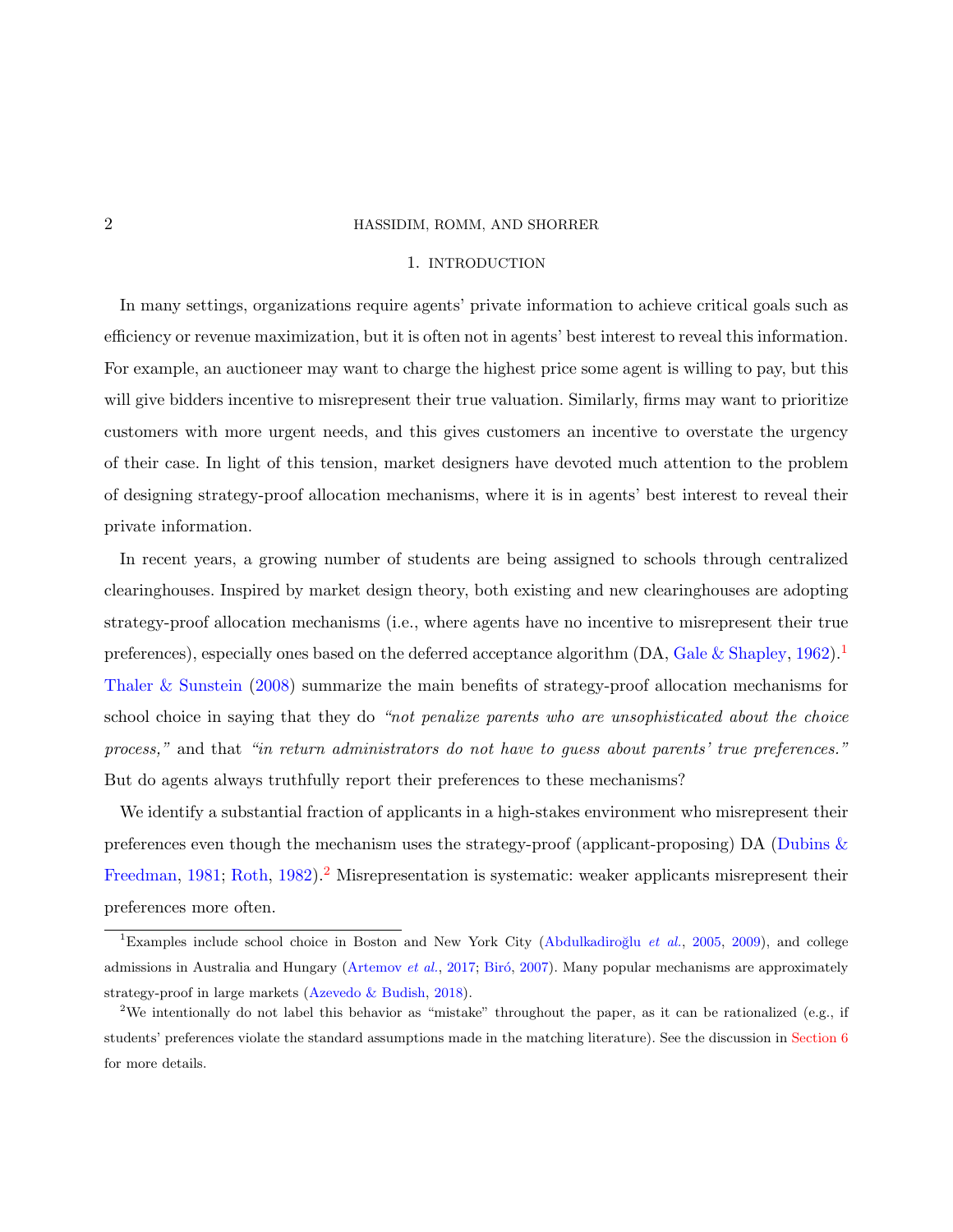## 1. INTRODUCTION

In many settings, organizations require agents' private information to achieve critical goals such as efficiency or revenue maximization, but it is often not in agents' best interest to reveal this information. For example, an auctioneer may want to charge the highest price some agent is willing to pay, but this will give bidders incentive to misrepresent their true valuation. Similarly, firms may want to prioritize customers with more urgent needs, and this gives customers an incentive to overstate the urgency of their case. In light of this tension, market designers have devoted much attention to the problem of designing strategy-proof allocation mechanisms, where it is in agents' best interest to reveal their private information.

In recent years, a growing number of students are being assigned to schools through centralized clearinghouses. Inspired by market design theory, both existing and new clearinghouses are adopting strategy-proof allocation mechanisms (i.e., where agents have no incentive to misrepresent their true preferences), especially ones based on the deferred acceptance algorithm (DA, Gale & Shapley, 1962).[1] Thaler & Sunstein (2008) summarize the main benefits of strategy-proof allocation mechanisms for school choice in saying that they do *"not penalize parents who are unsophisticated about the choice process,"* and that *"in return administrators do not have to guess about parents' true preferences."* But do agents always truthfully report their preferences to these mechanisms?

We identify a substantial fraction of applicants in a high-stakes environment who misrepresent their preferences even though the mechanism uses the strategy-proof (applicant-proposing) DA (Dubins & Freedman, 1981; Roth, 1982).[2] Misrepresentation is systematic: weaker applicants misrepresent their preferences more often.

[1] Examples include school choice in Boston and New York City (Abdulkadiroğlu *et al.*, 2005, 2009), and college admissions in Australia and Hungary (Artemov *et al.*, 2017; Biró, 2007). Many popular mechanisms are approximately strategy-proof in large markets (Azevedo & Budish, 2018).

[2] We intentionally do not label this behavior as "mistake" throughout the paper, as it can be rationalized (e.g., if students' preferences violate the standard assumptions made in the matching literature). See the discussion in Section 6 for more details.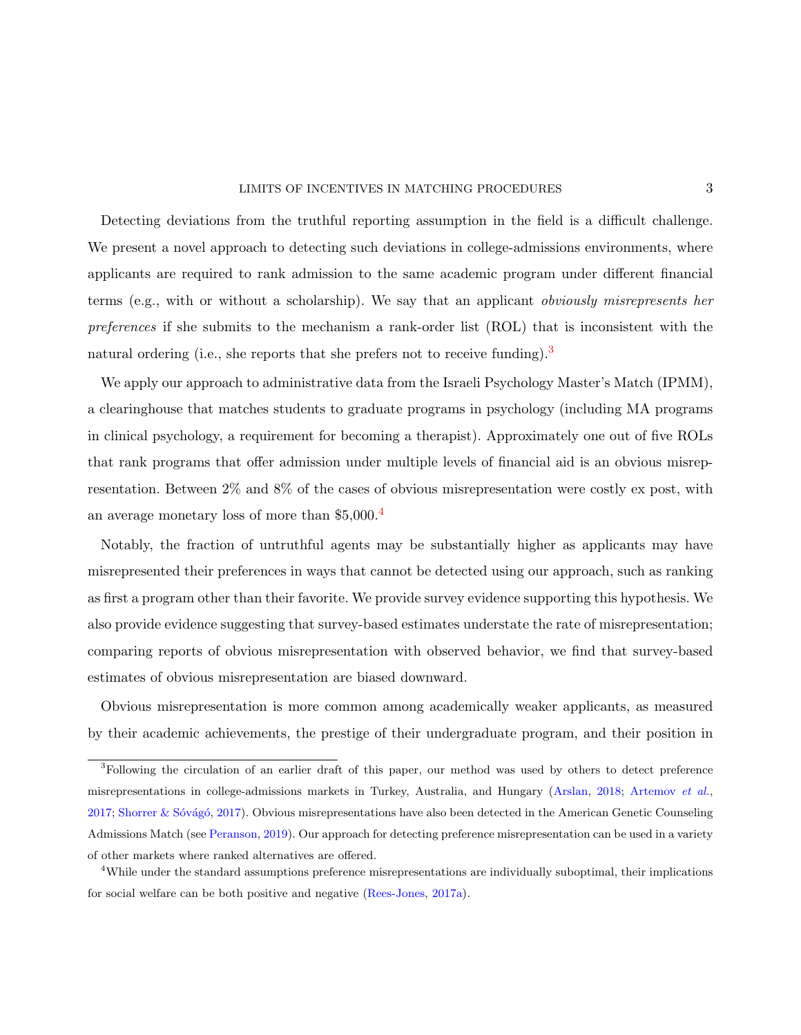Detecting deviations from the truthful reporting assumption in the field is a difficult challenge. We present a novel approach to detecting such deviations in college-admissions environments, where applicants are required to rank admission to the same academic program under different financial terms (e.g., with or without a scholarship). We say that an applicant *obviously misrepresents her preferences* if she submits to the mechanism a rank-order list (ROL) that is inconsistent with the natural ordering (i.e., she reports that she prefers not to receive funding).[3]

We apply our approach to administrative data from the Israeli Psychology Master's Match (IPMM), a clearinghouse that matches students to graduate programs in psychology (including MA programs in clinical psychology, a requirement for becoming a therapist). Approximately one out of five ROLs that rank programs that offer admission under multiple levels of financial aid is an obvious misrepresentation. Between 2% and 8% of the cases of obvious misrepresentation were costly ex post, with an average monetary loss of more than $5,000.[4]

Notably, the fraction of untruthful agents may be substantially higher as applicants may have misrepresented their preferences in ways that cannot be detected using our approach, such as ranking as first a program other than their favorite. We provide survey evidence supporting this hypothesis. We also provide evidence suggesting that survey-based estimates understate the rate of misrepresentation; comparing reports of obvious misrepresentation with observed behavior, we find that survey-based estimates of obvious misrepresentation are biased downward.

Obvious misrepresentation is more common among academically weaker applicants, as measured by their academic achievements, the prestige of their undergraduate program, and their position in

---

[3]Following the circulation of an earlier draft of this paper, our method was used by others to detect preference misrepresentations in college-admissions markets in Turkey, Australia, and Hungary (Arslan, 2018; Artemov *et al.*, 2017; Shorrer & Sóvágó, 2017). Obvious misrepresentations have also been detected in the American Genetic Counseling Admissions Match (see Peranson, 2019). Our approach for detecting preference misrepresentation can be used in a variety of other markets where ranked alternatives are offered.

[4]While under the standard assumptions preference misrepresentations are individually suboptimal, their implications for social welfare can be both positive and negative (Rees-Jones, 2017a).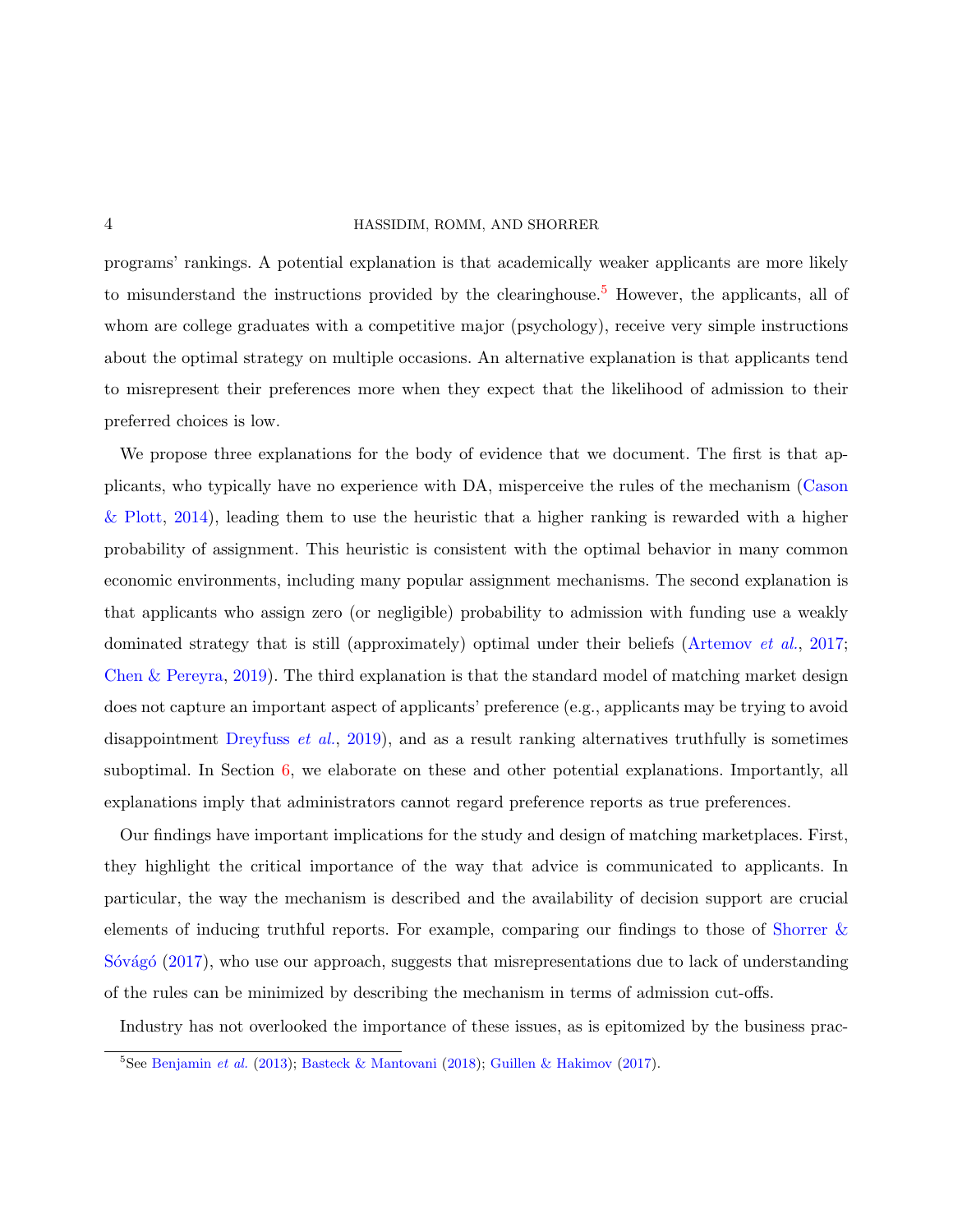programs' rankings. A potential explanation is that academically weaker applicants are more likely to misunderstand the instructions provided by the clearinghouse.[5] However, the applicants, all of whom are college graduates with a competitive major (psychology), receive very simple instructions about the optimal strategy on multiple occasions. An alternative explanation is that applicants tend to misrepresent their preferences more when they expect that the likelihood of admission to their preferred choices is low.

We propose three explanations for the body of evidence that we document. The first is that applicants, who typically have no experience with DA, misperceive the rules of the mechanism (Cason & Plott, 2014), leading them to use the heuristic that a higher ranking is rewarded with a higher probability of assignment. This heuristic is consistent with the optimal behavior in many common economic environments, including many popular assignment mechanisms. The second explanation is that applicants who assign zero (or negligible) probability to admission with funding use a weakly dominated strategy that is still (approximately) optimal under their beliefs (Artemov *et al.*, 2017; Chen & Pereyra, 2019). The third explanation is that the standard model of matching market design does not capture an important aspect of applicants' preference (e.g., applicants may be trying to avoid disappointment Dreyfuss *et al.*, 2019), and as a result ranking alternatives truthfully is sometimes suboptimal. In Section 6, we elaborate on these and other potential explanations. Importantly, all explanations imply that administrators cannot regard preference reports as true preferences.

Our findings have important implications for the study and design of matching marketplaces. First, they highlight the critical importance of the way that advice is communicated to applicants. In particular, the way the mechanism is described and the availability of decision support are crucial elements of inducing truthful reports. For example, comparing our findings to those of Shorrer & Sóvágó (2017), who use our approach, suggests that misrepresentations due to lack of understanding of the rules can be minimized by describing the mechanism in terms of admission cut-offs.

Industry has not overlooked the importance of these issues, as is epitomized by the business prac-

[5] See Benjamin *et al.* (2013); Basteck & Mantovani (2018); Guillen & Hakimov (2017).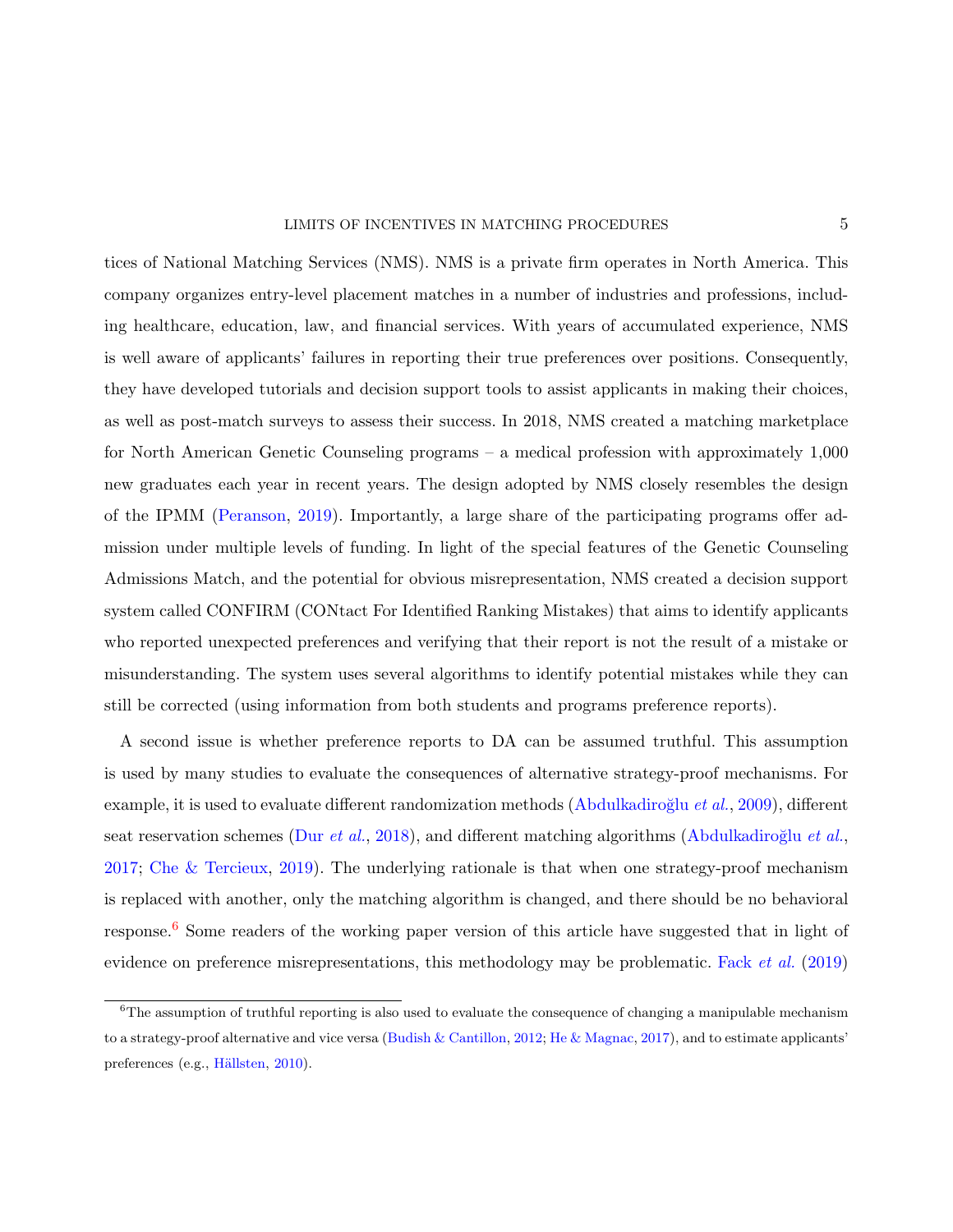tices of National Matching Services (NMS). NMS is a private firm operates in North America. This company organizes entry-level placement matches in a number of industries and professions, including healthcare, education, law, and financial services. With years of accumulated experience, NMS is well aware of applicants' failures in reporting their true preferences over positions. Consequently, they have developed tutorials and decision support tools to assist applicants in making their choices, as well as post-match surveys to assess their success. In 2018, NMS created a matching marketplace for North American Genetic Counseling programs – a medical profession with approximately 1,000 new graduates each year in recent years. The design adopted by NMS closely resembles the design of the IPMM (Peranson, 2019). Importantly, a large share of the participating programs offer admission under multiple levels of funding. In light of the special features of the Genetic Counseling Admissions Match, and the potential for obvious misrepresentation, NMS created a decision support system called CONFIRM (CONtact For Identified Ranking Mistakes) that aims to identify applicants who reported unexpected preferences and verifying that their report is not the result of a mistake or misunderstanding. The system uses several algorithms to identify potential mistakes while they can still be corrected (using information from both students and programs preference reports).

A second issue is whether preference reports to DA can be assumed truthful. This assumption is used by many studies to evaluate the consequences of alternative strategy-proof mechanisms. For example, it is used to evaluate different randomization methods (Abdulkadiroğlu *et al.*, 2009), different seat reservation schemes (Dur *et al.*, 2018), and different matching algorithms (Abdulkadiroğlu *et al.*, 2017; Che & Tercieux, 2019). The underlying rationale is that when one strategy-proof mechanism is replaced with another, only the matching algorithm is changed, and there should be no behavioral response.[6] Some readers of the working paper version of this article have suggested that in light of evidence on preference misrepresentations, this methodology may be problematic. Fack *et al.* (2019)

[6]The assumption of truthful reporting is also used to evaluate the consequence of changing a manipulable mechanism to a strategy-proof alternative and vice versa (Budish & Cantillon, 2012; He & Magnac, 2017), and to estimate applicants' preferences (e.g., Hällsten, 2010).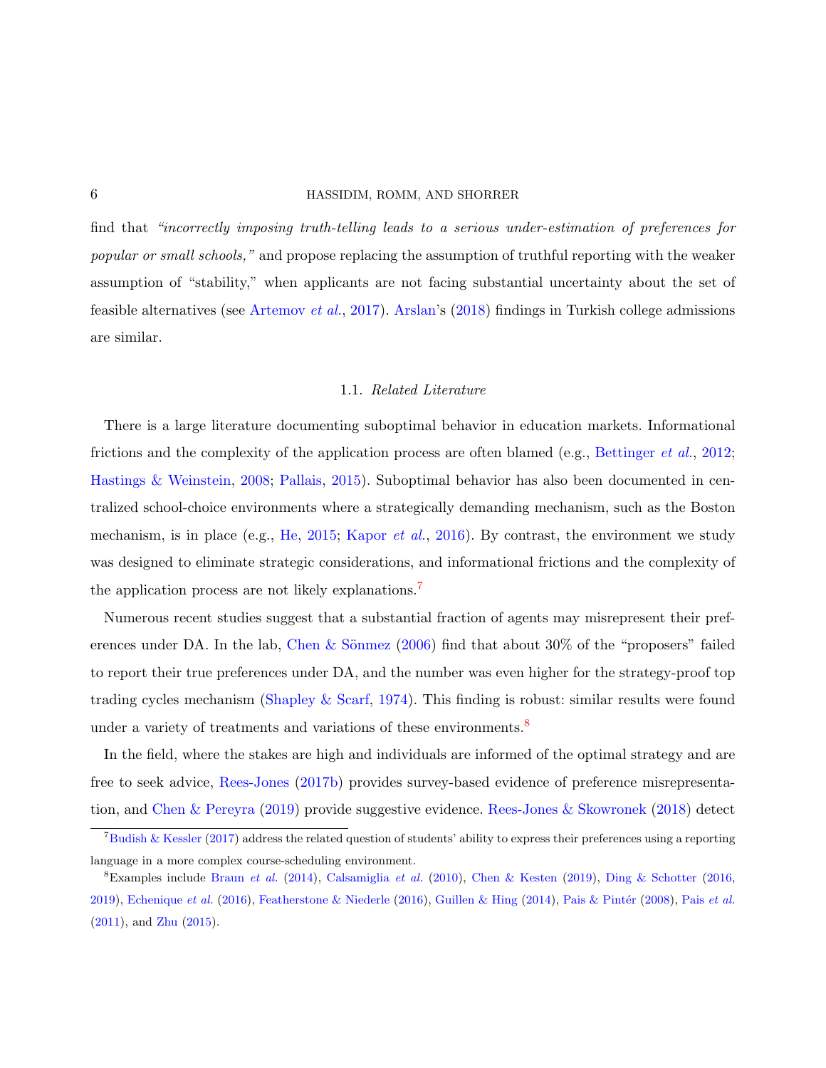find that *"incorrectly imposing truth-telling leads to a serious under-estimation of preferences for popular or small schools,"* and propose replacing the assumption of truthful reporting with the weaker assumption of "stability," when applicants are not facing substantial uncertainty about the set of feasible alternatives (see Artemov *et al.*, 2017). Arslan's (2018) findings in Turkish college admissions are similar.

### 1.1. *Related Literature*

There is a large literature documenting suboptimal behavior in education markets. Informational frictions and the complexity of the application process are often blamed (e.g., Bettinger *et al.*, 2012; Hastings & Weinstein, 2008; Pallais, 2015). Suboptimal behavior has also been documented in centralized school-choice environments where a strategically demanding mechanism, such as the Boston mechanism, is in place (e.g., He, 2015; Kapor *et al.*, 2016). By contrast, the environment we study was designed to eliminate strategic considerations, and informational frictions and the complexity of the application process are not likely explanations.[7]

Numerous recent studies suggest that a substantial fraction of agents may misrepresent their preferences under DA. In the lab, Chen & Sönmez (2006) find that about 30% of the "proposers" failed to report their true preferences under DA, and the number was even higher for the strategy-proof top trading cycles mechanism (Shapley & Scarf, 1974). This finding is robust: similar results were found under a variety of treatments and variations of these environments.[8]

In the field, where the stakes are high and individuals are informed of the optimal strategy and are free to seek advice, Rees-Jones (2017b) provides survey-based evidence of preference misrepresentation, and Chen & Pereyra (2019) provide suggestive evidence. Rees-Jones & Skowronek (2018) detect

---

[7] Budish & Kessler (2017) address the related question of students' ability to express their preferences using a reporting language in a more complex course-scheduling environment.

[8] Examples include Braun *et al.* (2014), Calsamiglia *et al.* (2010), Chen & Kesten (2019), Ding & Schotter (2016, 2019), Echenique *et al.* (2016), Featherstone & Niederle (2016), Guillen & Hing (2014), Pais & Pintér (2008), Pais *et al.* (2011), and Zhu (2015).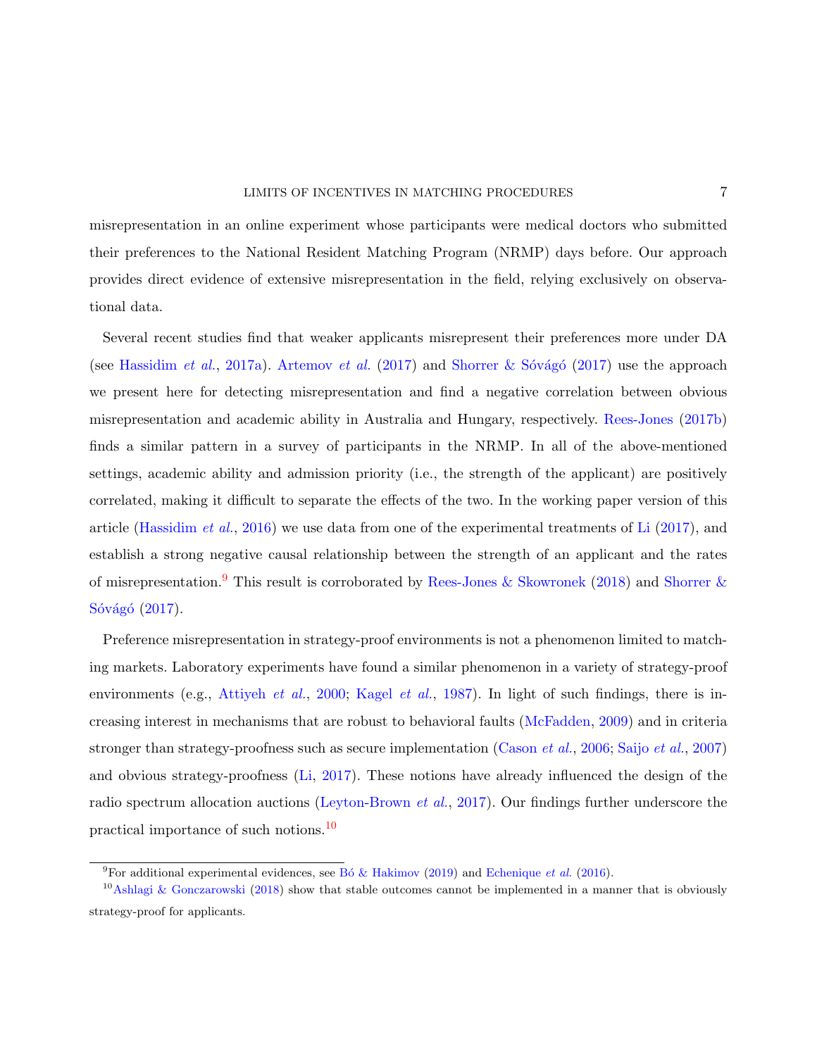misrepresentation in an online experiment whose participants were medical doctors who submitted their preferences to the National Resident Matching Program (NRMP) days before. Our approach provides direct evidence of extensive misrepresentation in the field, relying exclusively on observational data.

Several recent studies find that weaker applicants misrepresent their preferences more under DA (see Hassidim *et al.*, 2017a). Artemov *et al.* (2017) and Shorrer & Sóvágó (2017) use the approach we present here for detecting misrepresentation and find a negative correlation between obvious misrepresentation and academic ability in Australia and Hungary, respectively. Rees-Jones (2017b) finds a similar pattern in a survey of participants in the NRMP. In all of the above-mentioned settings, academic ability and admission priority (i.e., the strength of the applicant) are positively correlated, making it difficult to separate the effects of the two. In the working paper version of this article (Hassidim *et al.*, 2016) we use data from one of the experimental treatments of Li (2017), and establish a strong negative causal relationship between the strength of an applicant and the rates of misrepresentation.[9] This result is corroborated by Rees-Jones & Skowronek (2018) and Shorrer & Sóvágó (2017).

Preference misrepresentation in strategy-proof environments is not a phenomenon limited to matching markets. Laboratory experiments have found a similar phenomenon in a variety of strategy-proof environments (e.g., Attiyeh *et al.*, 2000; Kagel *et al.*, 1987). In light of such findings, there is increasing interest in mechanisms that are robust to behavioral faults (McFadden, 2009) and in criteria stronger than strategy-proofness such as secure implementation (Cason *et al.*, 2006; Saijo *et al.*, 2007) and obvious strategy-proofness (Li, 2017). These notions have already influenced the design of the radio spectrum allocation auctions (Leyton-Brown *et al.*, 2017). Our findings further underscore the practical importance of such notions.[10]

[9] For additional experimental evidences, see Bó & Hakimov (2019) and Echenique *et al.* (2016).

[10] Ashlagi & Gonczarowski (2018) show that stable outcomes cannot be implemented in a manner that is obviously strategy-proof for applicants.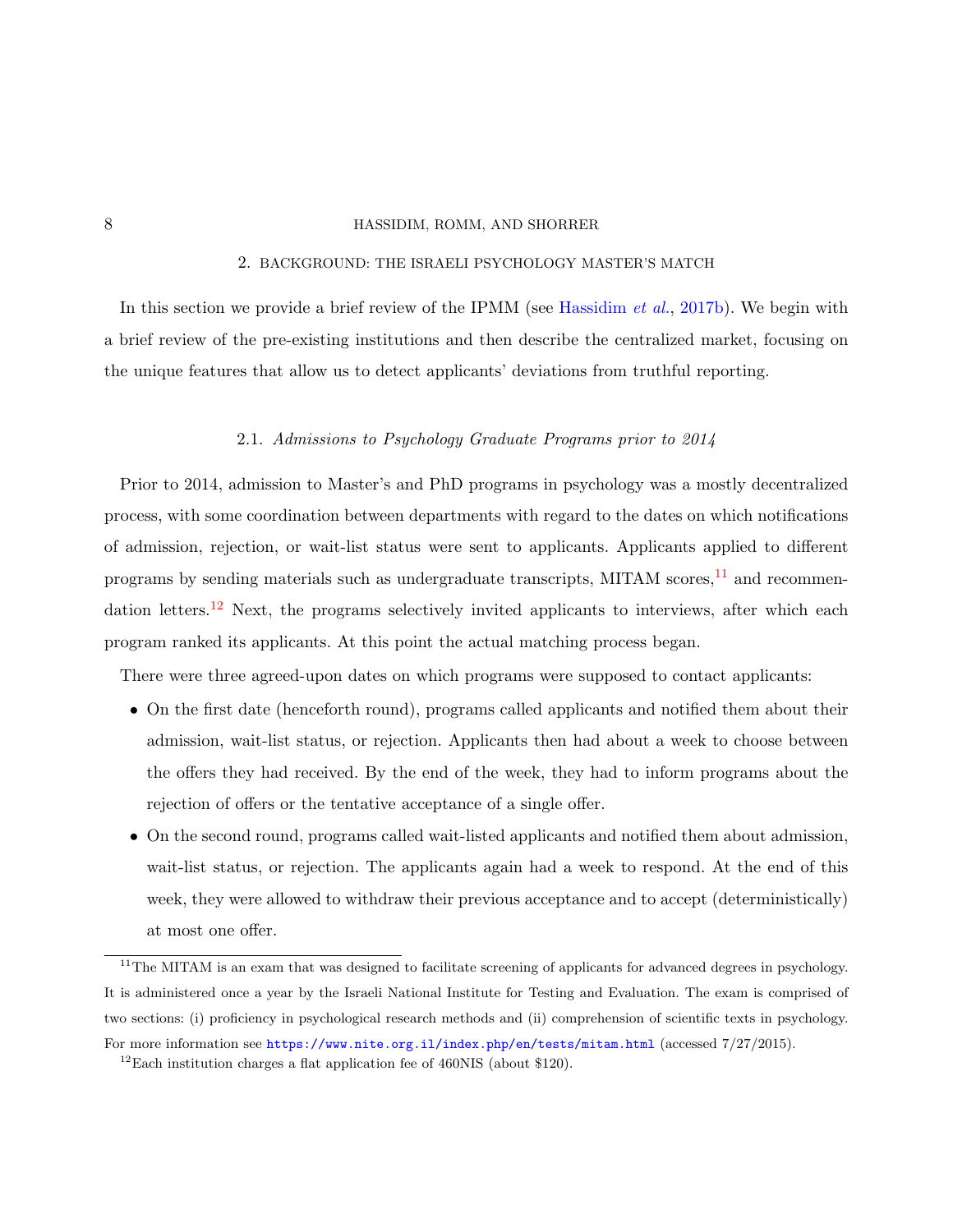## 2. BACKGROUND: THE ISRAELI PSYCHOLOGY MASTER'S MATCH

In this section we provide a brief review of the IPMM (see Hassidim *et al.*, 2017b). We begin with a brief review of the pre-existing institutions and then describe the centralized market, focusing on the unique features that allow us to detect applicants' deviations from truthful reporting.

### 2.1. *Admissions to Psychology Graduate Programs prior to 2014*

Prior to 2014, admission to Master's and PhD programs in psychology was a mostly decentralized process, with some coordination between departments with regard to the dates on which notifications of admission, rejection, or wait-list status were sent to applicants. Applicants applied to different programs by sending materials such as undergraduate transcripts, MITAM scores,[11] and recommendation letters.[12] Next, the programs selectively invited applicants to interviews, after which each program ranked its applicants. At this point the actual matching process began.

There were three agreed-upon dates on which programs were supposed to contact applicants:

- On the first date (henceforth round), programs called applicants and notified them about their admission, wait-list status, or rejection. Applicants then had about a week to choose between the offers they had received. By the end of the week, they had to inform programs about the rejection of offers or the tentative acceptance of a single offer.
- On the second round, programs called wait-listed applicants and notified them about admission, wait-list status, or rejection. The applicants again had a week to respond. At the end of this week, they were allowed to withdraw their previous acceptance and to accept (deterministically) at most one offer.

---

[11] The MITAM is an exam that was designed to facilitate screening of applicants for advanced degrees in psychology. It is administered once a year by the Israeli National Institute for Testing and Evaluation. The exam is comprised of two sections: (i) proficiency in psychological research methods and (ii) comprehension of scientific texts in psychology. For more information see https://www.nite.org.il/index.php/en/tests/mitam.html (accessed 7/27/2015).

[12] Each institution charges a flat application fee of 460NIS (about $120).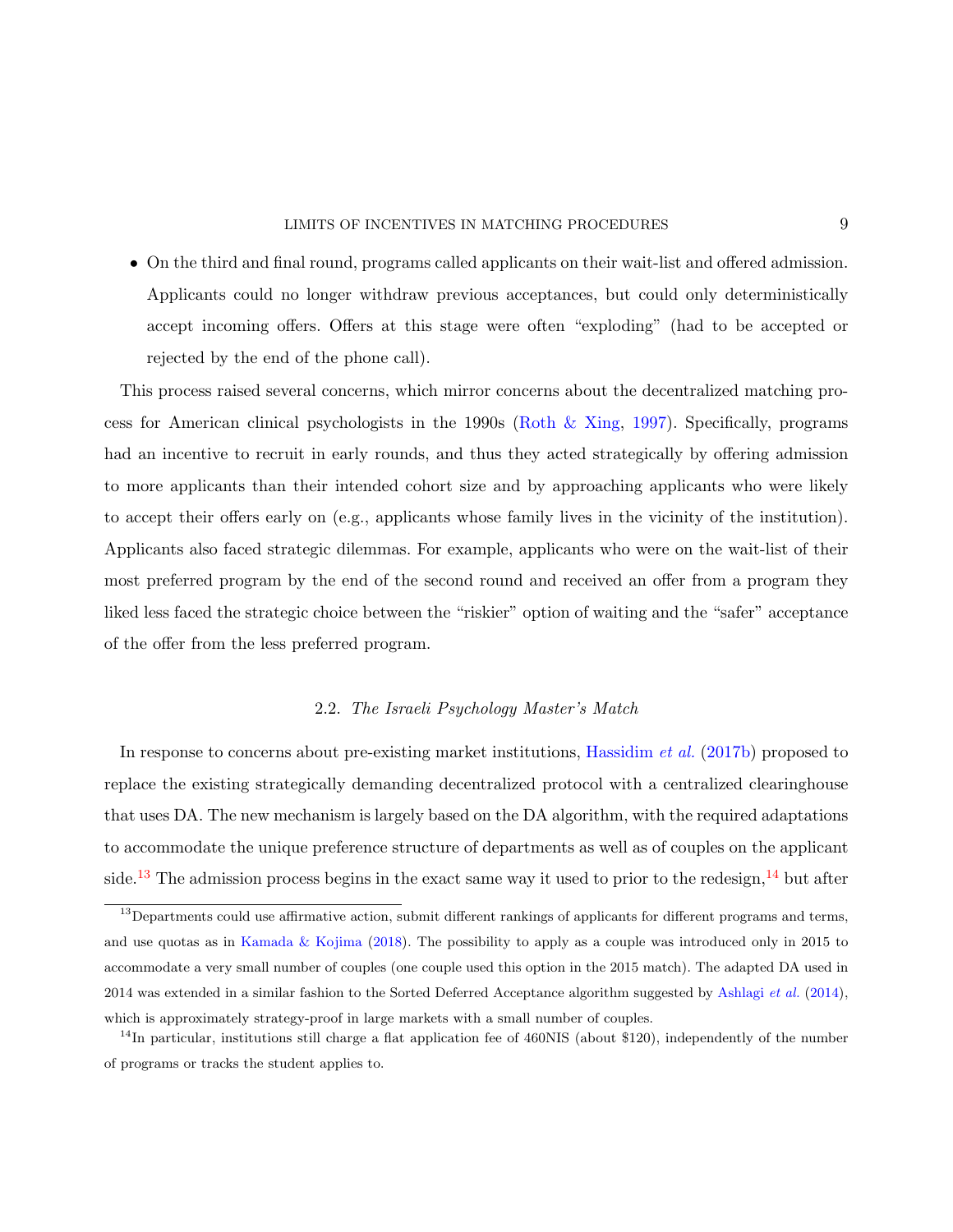- On the third and final round, programs called applicants on their wait-list and offered admission. Applicants could no longer withdraw previous acceptances, but could only deterministically accept incoming offers. Offers at this stage were often "exploding" (had to be accepted or rejected by the end of the phone call).

This process raised several concerns, which mirror concerns about the decentralized matching process for American clinical psychologists in the 1990s (Roth & Xing, 1997). Specifically, programs had an incentive to recruit in early rounds, and thus they acted strategically by offering admission to more applicants than their intended cohort size and by approaching applicants who were likely to accept their offers early on (e.g., applicants whose family lives in the vicinity of the institution). Applicants also faced strategic dilemmas. For example, applicants who were on the wait-list of their most preferred program by the end of the second round and received an offer from a program they liked less faced the strategic choice between the "riskier" option of waiting and the "safer" acceptance of the offer from the less preferred program.

### 2.2. *The Israeli Psychology Master's Match*

In response to concerns about pre-existing market institutions, Hassidim *et al.* (2017b) proposed to replace the existing strategically demanding decentralized protocol with a centralized clearinghouse that uses DA. The new mechanism is largely based on the DA algorithm, with the required adaptations to accommodate the unique preference structure of departments as well as of couples on the applicant side.[13] The admission process begins in the exact same way it used to prior to the redesign,[14] but after

---

[13] Departments could use affirmative action, submit different rankings of applicants for different programs and terms, and use quotas as in Kamada & Kojima (2018). The possibility to apply as a couple was introduced only in 2015 to accommodate a very small number of couples (one couple used this option in the 2015 match). The adapted DA used in 2014 was extended in a similar fashion to the Sorted Deferred Acceptance algorithm suggested by Ashlagi *et al.* (2014), which is approximately strategy-proof in large markets with a small number of couples.

[14] In particular, institutions still charge a flat application fee of 460NIS (about $120), independently of the number of programs or tracks the student applies to.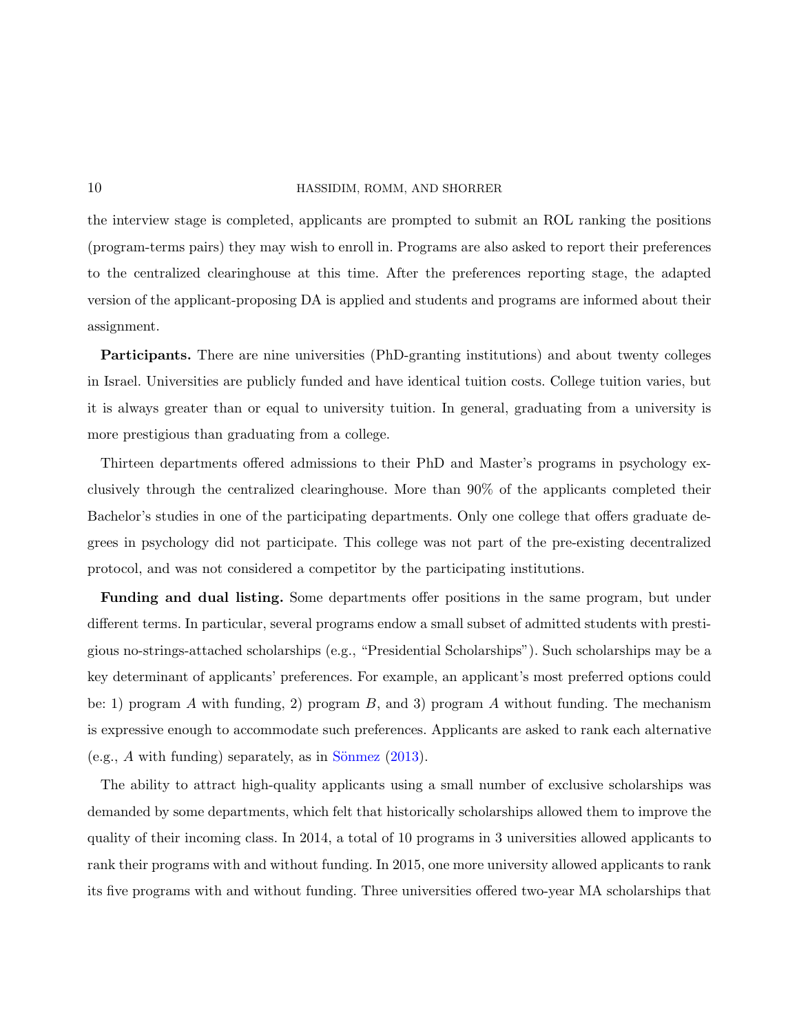the interview stage is completed, applicants are prompted to submit an ROL ranking the positions (program-terms pairs) they may wish to enroll in. Programs are also asked to report their preferences to the centralized clearinghouse at this time. After the preferences reporting stage, the adapted version of the applicant-proposing DA is applied and students and programs are informed about their assignment.

**Participants.** There are nine universities (PhD-granting institutions) and about twenty colleges in Israel. Universities are publicly funded and have identical tuition costs. College tuition varies, but it is always greater than or equal to university tuition. In general, graduating from a university is more prestigious than graduating from a college.

Thirteen departments offered admissions to their PhD and Master's programs in psychology exclusively through the centralized clearinghouse. More than 90% of the applicants completed their Bachelor's studies in one of the participating departments. Only one college that offers graduate degrees in psychology did not participate. This college was not part of the pre-existing decentralized protocol, and was not considered a competitor by the participating institutions.

**Funding and dual listing.** Some departments offer positions in the same program, but under different terms. In particular, several programs endow a small subset of admitted students with prestigious no-strings-attached scholarships (e.g., "Presidential Scholarships"). Such scholarships may be a key determinant of applicants' preferences. For example, an applicant's most preferred options could be: 1) program $A$ with funding, 2) program $B$, and 3) program $A$ without funding. The mechanism is expressive enough to accommodate such preferences. Applicants are asked to rank each alternative (e.g., $A$ with funding) separately, as in Sönmez (2013).

The ability to attract high-quality applicants using a small number of exclusive scholarships was demanded by some departments, which felt that historically scholarships allowed them to improve the quality of their incoming class. In 2014, a total of 10 programs in 3 universities allowed applicants to rank their programs with and without funding. In 2015, one more university allowed applicants to rank its five programs with and without funding. Three universities offered two-year MA scholarships that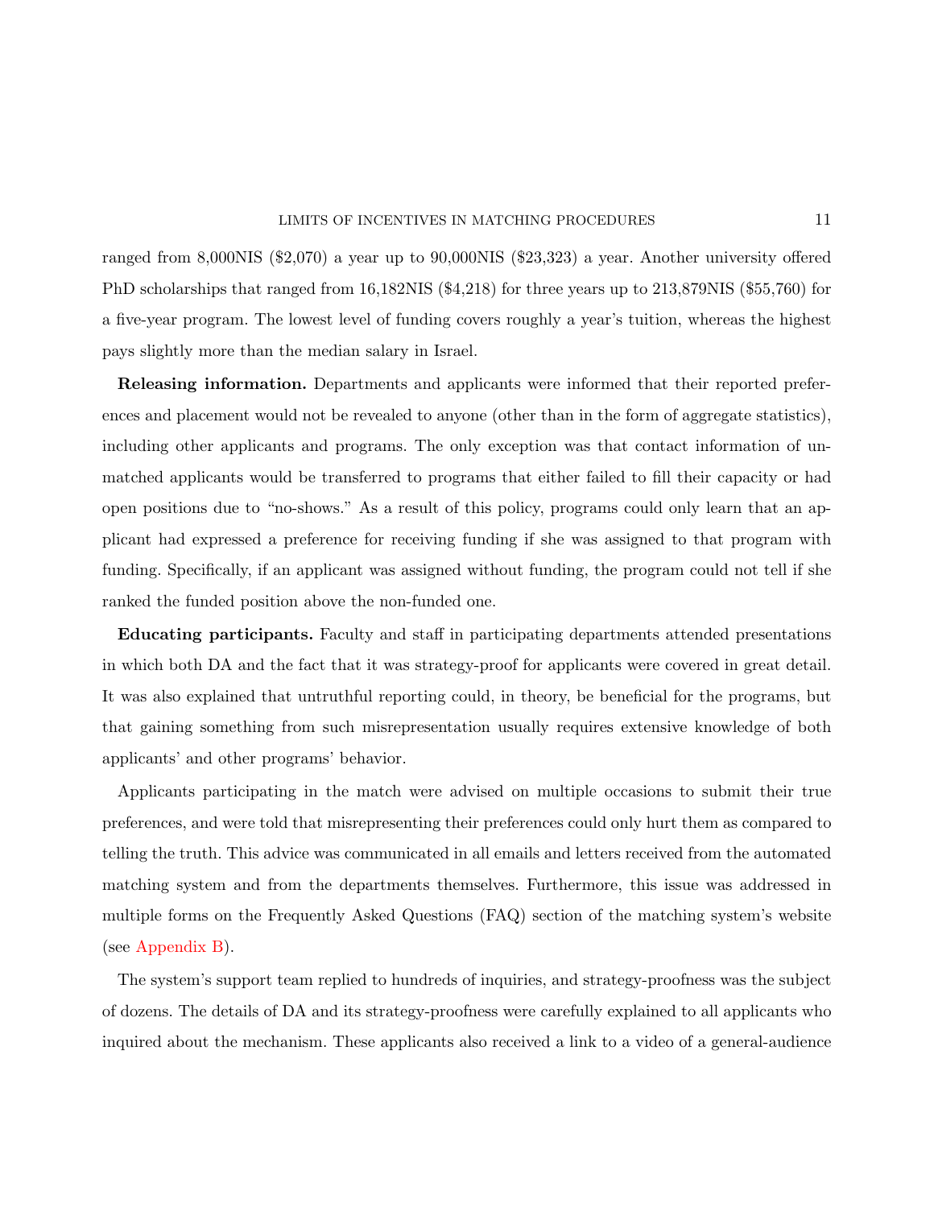ranged from 8,000NIS ($2,070) a year up to 90,000NIS ($23,323) a year. Another university offered PhD scholarships that ranged from 16,182NIS ($4,218) for three years up to 213,879NIS ($55,760) for a five-year program. The lowest level of funding covers roughly a year's tuition, whereas the highest pays slightly more than the median salary in Israel.

**Releasing information.** Departments and applicants were informed that their reported preferences and placement would not be revealed to anyone (other than in the form of aggregate statistics), including other applicants and programs. The only exception was that contact information of unmatched applicants would be transferred to programs that either failed to fill their capacity or had open positions due to "no-shows." As a result of this policy, programs could only learn that an applicant had expressed a preference for receiving funding if she was assigned to that program with funding. Specifically, if an applicant was assigned without funding, the program could not tell if she ranked the funded position above the non-funded one.

**Educating participants.** Faculty and staff in participating departments attended presentations in which both DA and the fact that it was strategy-proof for applicants were covered in great detail. It was also explained that untruthful reporting could, in theory, be beneficial for the programs, but that gaining something from such misrepresentation usually requires extensive knowledge of both applicants' and other programs' behavior.

Applicants participating in the match were advised on multiple occasions to submit their true preferences, and were told that misrepresenting their preferences could only hurt them as compared to telling the truth. This advice was communicated in all emails and letters received from the automated matching system and from the departments themselves. Furthermore, this issue was addressed in multiple forms on the Frequently Asked Questions (FAQ) section of the matching system's website (see Appendix B).

The system's support team replied to hundreds of inquiries, and strategy-proofness was the subject of dozens. The details of DA and its strategy-proofness were carefully explained to all applicants who inquired about the mechanism. These applicants also received a link to a video of a general-audience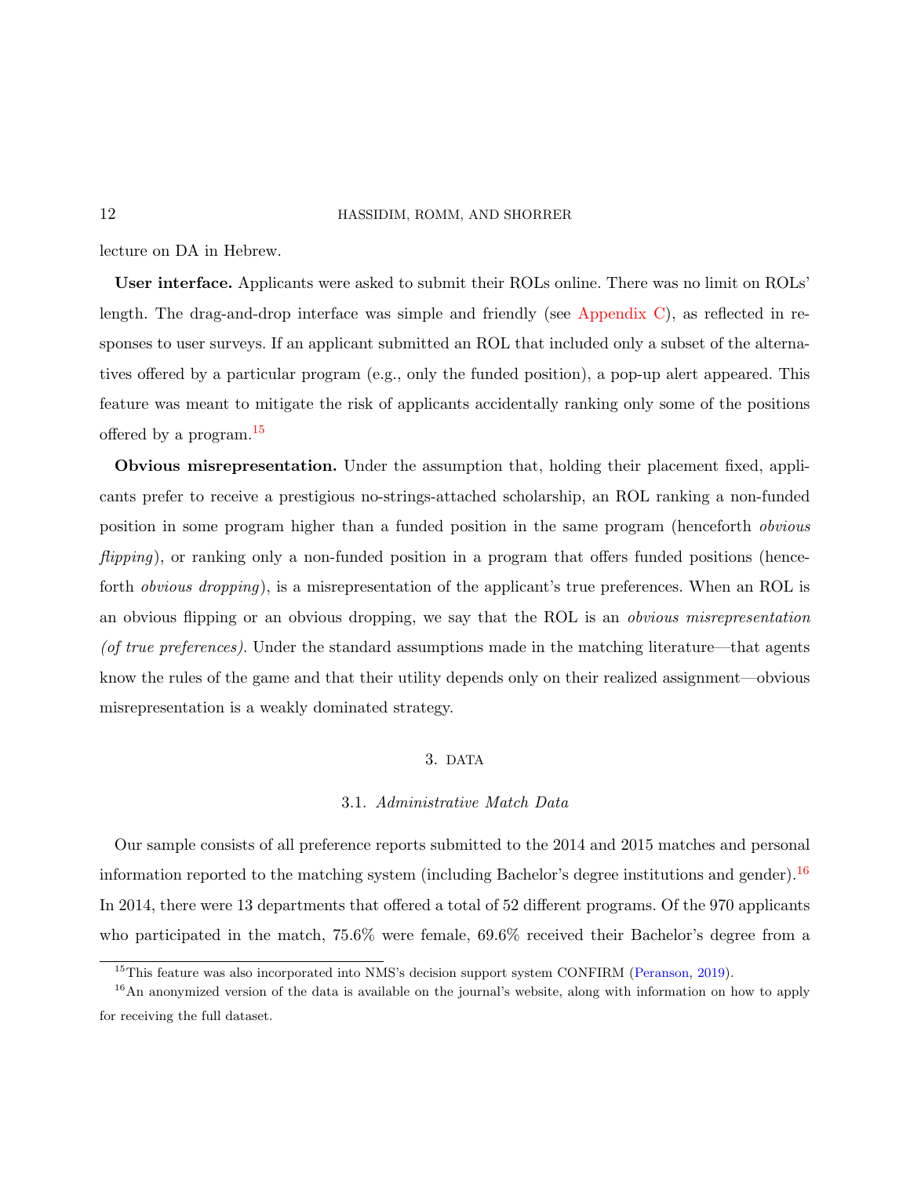lecture on DA in Hebrew.

**User interface.** Applicants were asked to submit their ROLs online. There was no limit on ROLs' length. The drag-and-drop interface was simple and friendly (see Appendix C), as reflected in responses to user surveys. If an applicant submitted an ROL that included only a subset of the alternatives offered by a particular program (e.g., only the funded position), a pop-up alert appeared. This feature was meant to mitigate the risk of applicants accidentally ranking only some of the positions offered by a program.[15]

**Obvious misrepresentation.** Under the assumption that, holding their placement fixed, applicants prefer to receive a prestigious no-strings-attached scholarship, an ROL ranking a non-funded position in some program higher than a funded position in the same program (henceforth *obvious flipping*), or ranking only a non-funded position in a program that offers funded positions (henceforth *obvious dropping*), is a misrepresentation of the applicant's true preferences. When an ROL is an obvious flipping or an obvious dropping, we say that the ROL is an *obvious misrepresentation (of true preferences)*. Under the standard assumptions made in the matching literature—that agents know the rules of the game and that their utility depends only on their realized assignment—obvious misrepresentation is a weakly dominated strategy.

## 3. Data

### 3.1. *Administrative Match Data*

Our sample consists of all preference reports submitted to the 2014 and 2015 matches and personal information reported to the matching system (including Bachelor's degree institutions and gender).[16] In 2014, there were 13 departments that offered a total of 52 different programs. Of the 970 applicants who participated in the match, 75.6% were female, 69.6% received their Bachelor's degree from a

[15] This feature was also incorporated into NMS's decision support system CONFIRM (Peranson, 2019).

[16] An anonymized version of the data is available on the journal's website, along with information on how to apply for receiving the full dataset.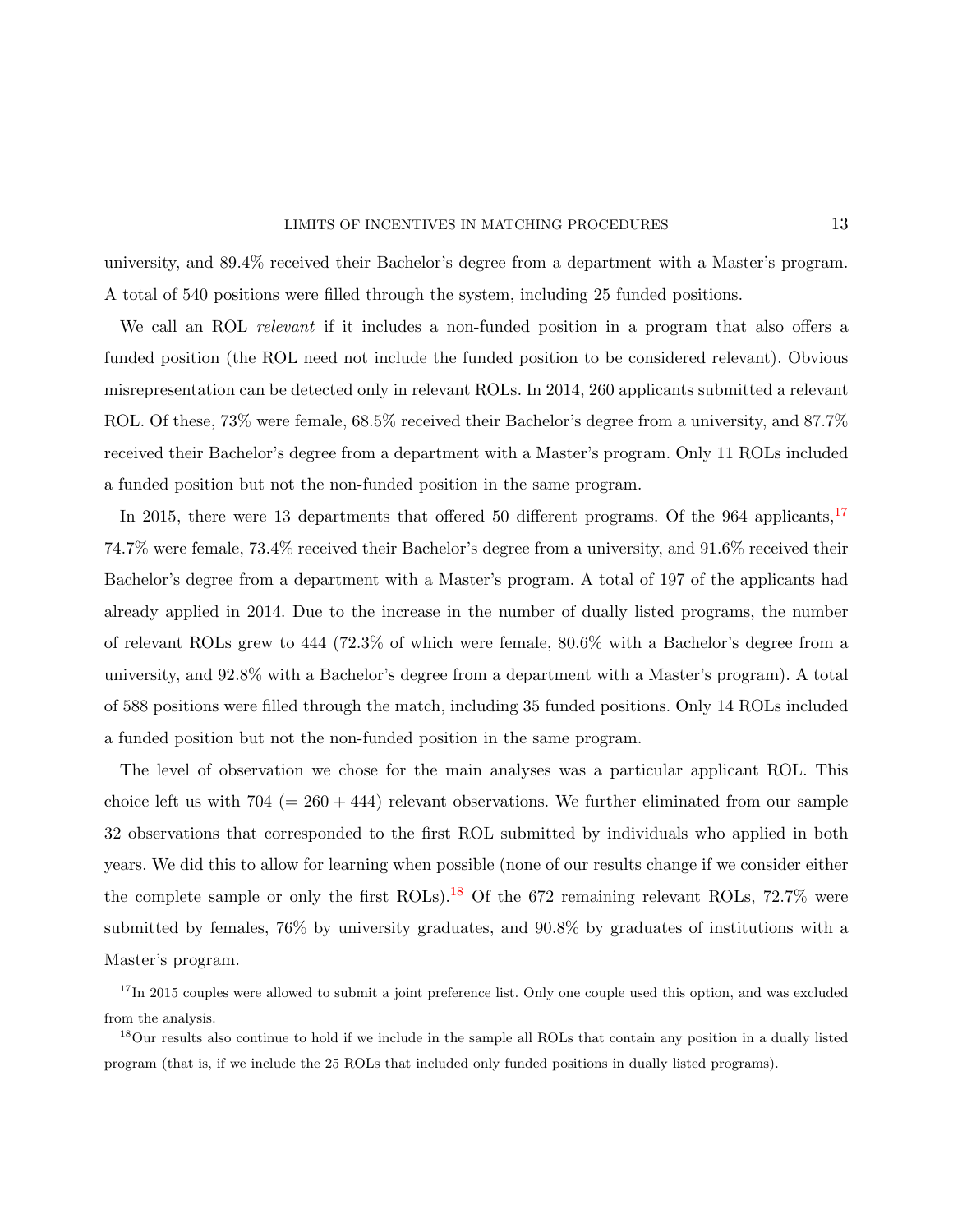university, and 89.4% received their Bachelor's degree from a department with a Master's program. A total of 540 positions were filled through the system, including 25 funded positions.

We call an ROL *relevant* if it includes a non-funded position in a program that also offers a funded position (the ROL need not include the funded position to be considered relevant). Obvious misrepresentation can be detected only in relevant ROLs. In 2014, 260 applicants submitted a relevant ROL. Of these, 73% were female, 68.5% received their Bachelor's degree from a university, and 87.7% received their Bachelor's degree from a department with a Master's program. Only 11 ROLs included a funded position but not the non-funded position in the same program.

In 2015, there were 13 departments that offered 50 different programs. Of the 964 applicants,[17] 74.7% were female, 73.4% received their Bachelor's degree from a university, and 91.6% received their Bachelor's degree from a department with a Master's program. A total of 197 of the applicants had already applied in 2014. Due to the increase in the number of dually listed programs, the number of relevant ROLs grew to 444 (72.3% of which were female, 80.6% with a Bachelor's degree from a university, and 92.8% with a Bachelor's degree from a department with a Master's program). A total of 588 positions were filled through the match, including 35 funded positions. Only 14 ROLs included a funded position but not the non-funded position in the same program.

The level of observation we chose for the main analyses was a particular applicant ROL. This choice left us with 704 ($= 260 + 444$) relevant observations. We further eliminated from our sample 32 observations that corresponded to the first ROL submitted by individuals who applied in both years. We did this to allow for learning when possible (none of our results change if we consider either the complete sample or only the first ROLs).[18] Of the 672 remaining relevant ROLs, 72.7% were submitted by females, 76% by university graduates, and 90.8% by graduates of institutions with a Master's program.

[17] In 2015 couples were allowed to submit a joint preference list. Only one couple used this option, and was excluded from the analysis.

[18] Our results also continue to hold if we include in the sample all ROLs that contain any position in a dually listed program (that is, if we include the 25 ROLs that included only funded positions in dually listed programs).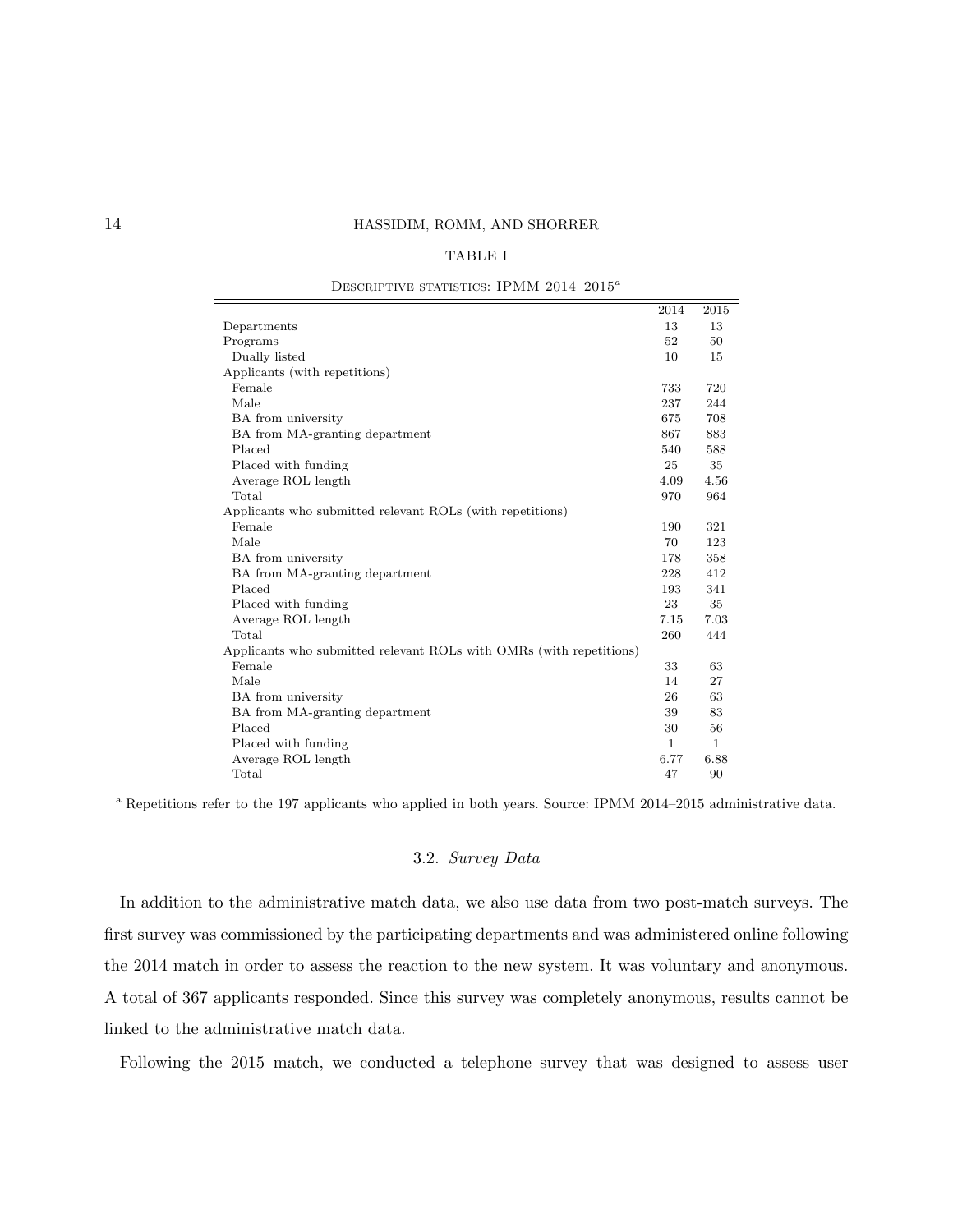TABLE I

Descriptive statistics: IPMM 2014–2015[a]

| | 2014 | 2015 |
|---|---|---|
| Departments | 13 | 13 |
| Programs | 52 | 50 |
| Dually listed | 10 | 15 |
| Applicants (with repetitions) | | |
| Female | 733 | 720 |
| Male | 237 | 244 |
| BA from university | 675 | 708 |
| BA from MA-granting department | 867 | 883 |
| Placed | 540 | 588 |
| Placed with funding | 25 | 35 |
| Average ROL length | 4.09 | 4.56 |
| Total | 970 | 964 |
| Applicants who submitted relevant ROLs (with repetitions) | | |
| Female | 190 | 321 |
| Male | 70 | 123 |
| BA from university | 178 | 358 |
| BA from MA-granting department | 228 | 412 |
| Placed | 193 | 341 |
| Placed with funding | 23 | 35 |
| Average ROL length | 7.15 | 7.03 |
| Total | 260 | 444 |
| Applicants who submitted relevant ROLs with OMRs (with repetitions) | | |
| Female | 33 | 63 |
| Male | 14 | 27 |
| BA from university | 26 | 63 |
| BA from MA-granting department | 39 | 83 |
| Placed | 30 | 56 |
| Placed with funding | 1 | 1 |
| Average ROL length | 6.77 | 6.88 |
| Total | 47 | 90 |

[a] Repetitions refer to the 197 applicants who applied in both years. Source: IPMM 2014–2015 administrative data.

### 3.2. *Survey Data*

In addition to the administrative match data, we also use data from two post-match surveys. The first survey was commissioned by the participating departments and was administered online following the 2014 match in order to assess the reaction to the new system. It was voluntary and anonymous. A total of 367 applicants responded. Since this survey was completely anonymous, results cannot be linked to the administrative match data.

Following the 2015 match, we conducted a telephone survey that was designed to assess user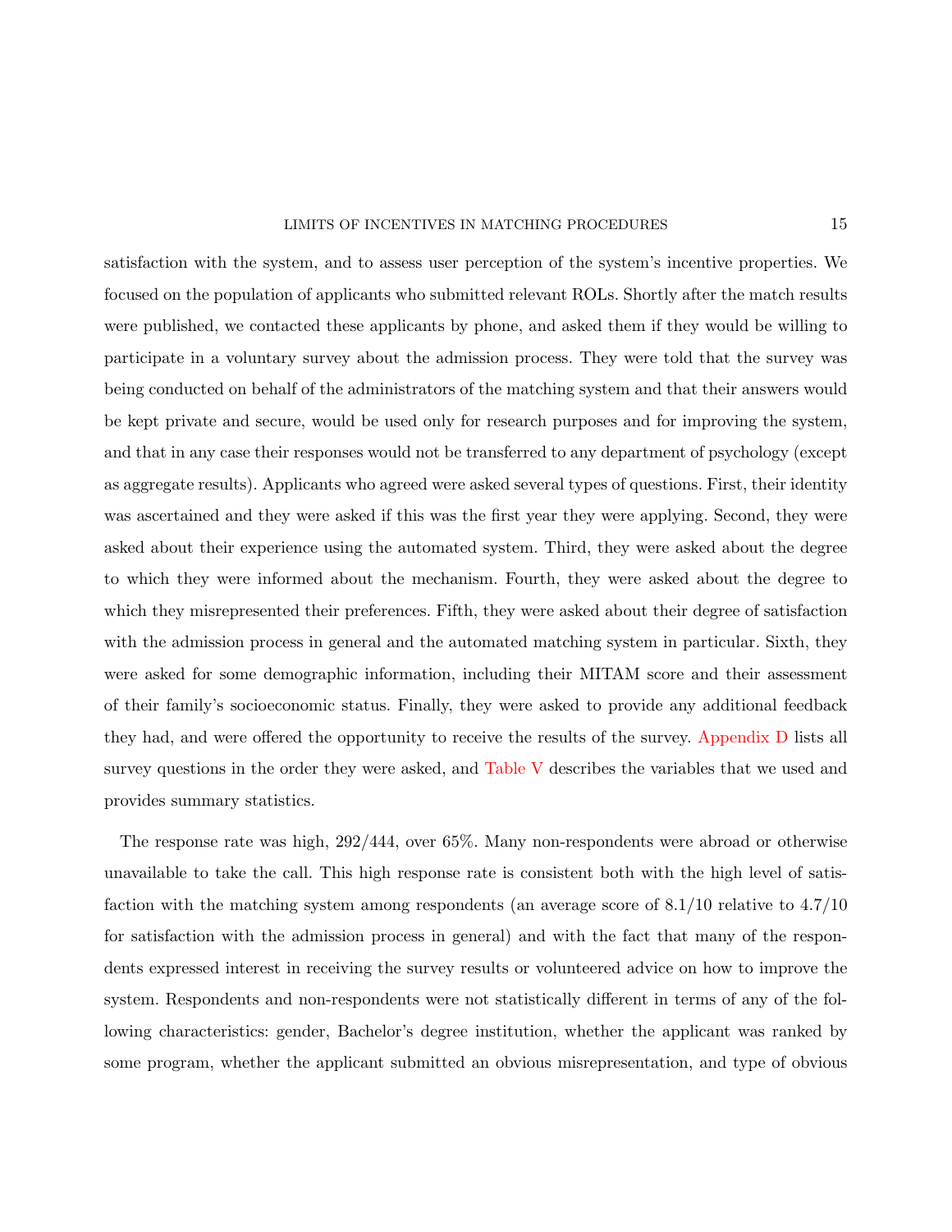satisfaction with the system, and to assess user perception of the system's incentive properties. We focused on the population of applicants who submitted relevant ROLs. Shortly after the match results were published, we contacted these applicants by phone, and asked them if they would be willing to participate in a voluntary survey about the admission process. They were told that the survey was being conducted on behalf of the administrators of the matching system and that their answers would be kept private and secure, would be used only for research purposes and for improving the system, and that in any case their responses would not be transferred to any department of psychology (except as aggregate results). Applicants who agreed were asked several types of questions. First, their identity was ascertained and they were asked if this was the first year they were applying. Second, they were asked about their experience using the automated system. Third, they were asked about the degree to which they were informed about the mechanism. Fourth, they were asked about the degree to which they misrepresented their preferences. Fifth, they were asked about their degree of satisfaction with the admission process in general and the automated matching system in particular. Sixth, they were asked for some demographic information, including their MITAM score and their assessment of their family's socioeconomic status. Finally, they were asked to provide any additional feedback they had, and were offered the opportunity to receive the results of the survey. Appendix D lists all survey questions in the order they were asked, and Table V describes the variables that we used and provides summary statistics.

The response rate was high, 292/444, over 65%. Many non-respondents were abroad or otherwise unavailable to take the call. This high response rate is consistent both with the high level of satisfaction with the matching system among respondents (an average score of 8.1/10 relative to 4.7/10 for satisfaction with the admission process in general) and with the fact that many of the respondents expressed interest in receiving the survey results or volunteered advice on how to improve the system. Respondents and non-respondents were not statistically different in terms of any of the following characteristics: gender, Bachelor's degree institution, whether the applicant was ranked by some program, whether the applicant submitted an obvious misrepresentation, and type of obvious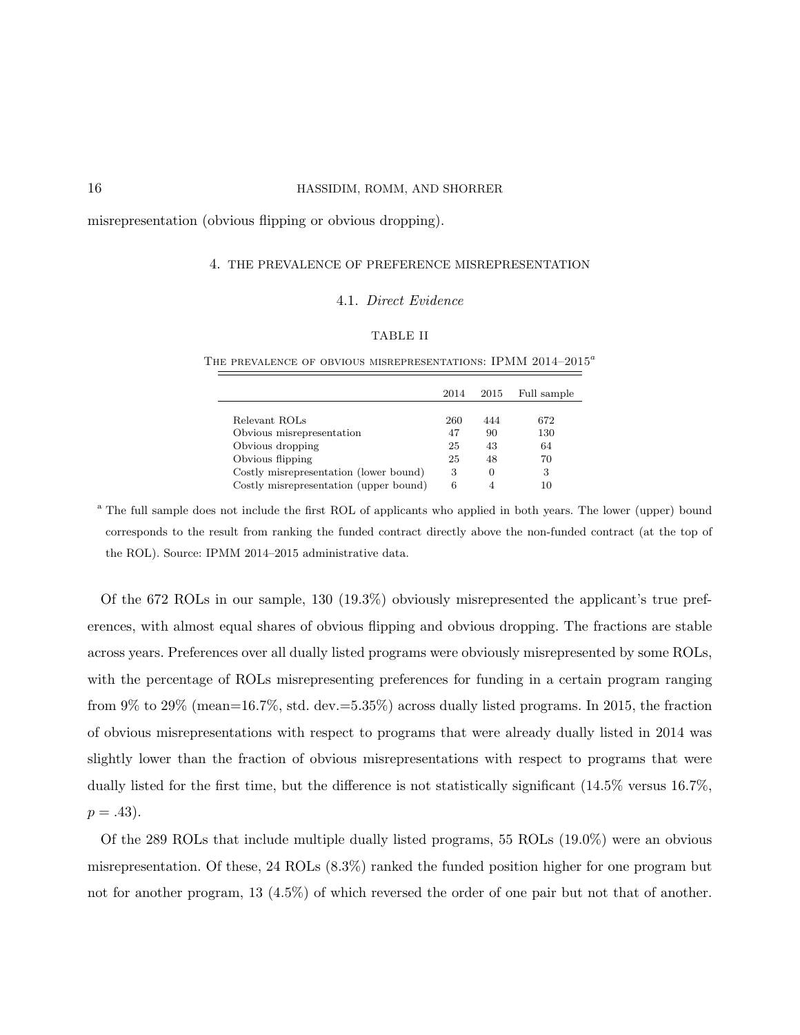misrepresentation (obvious flipping or obvious dropping).

## 4. THE PREVALENCE OF PREFERENCE MISREPRESENTATION

### 4.1. *Direct Evidence*

TABLE II

THE PREVALENCE OF OBVIOUS MISREPRESENTATIONS: IPMM 2014–2015[a]

| | 2014 | 2015 | Full sample |
|---|---|---|---|
| Relevant ROLs | 260 | 444 | 672 |
| Obvious misrepresentation | 47 | 90 | 130 |
| Obvious dropping | 25 | 43 | 64 |
| Obvious flipping | 25 | 48 | 70 |
| Costly misrepresentation (lower bound) | 3 | 0 | 3 |
| Costly misrepresentation (upper bound) | 6 | 4 | 10 |

[a] The full sample does not include the first ROL of applicants who applied in both years. The lower (upper) bound corresponds to the result from ranking the funded contract directly above the non-funded contract (at the top of the ROL). Source: IPMM 2014–2015 administrative data.

Of the 672 ROLs in our sample, 130 (19.3%) obviously misrepresented the applicant's true preferences, with almost equal shares of obvious flipping and obvious dropping. The fractions are stable across years. Preferences over all dually listed programs were obviously misrepresented by some ROLs, with the percentage of ROLs misrepresenting preferences for funding in a certain program ranging from 9% to 29% (mean=16.7%, std. dev.=5.35%) across dually listed programs. In 2015, the fraction of obvious misrepresentations with respect to programs that were already dually listed in 2014 was slightly lower than the fraction of obvious misrepresentations with respect to programs that were dually listed for the first time, but the difference is not statistically significant (14.5% versus 16.7%, $p = .43$).

Of the 289 ROLs that include multiple dually listed programs, 55 ROLs (19.0%) were an obvious misrepresentation. Of these, 24 ROLs (8.3%) ranked the funded position higher for one program but not for another program, 13 (4.5%) of which reversed the order of one pair but not that of another.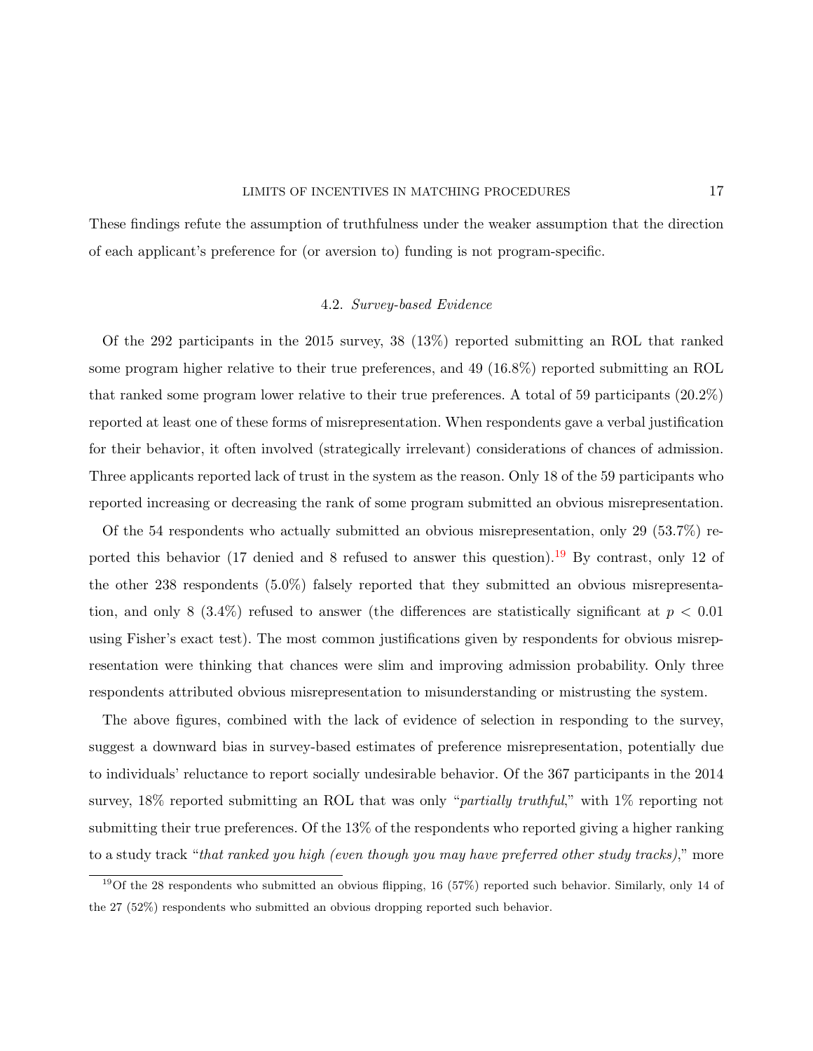These findings refute the assumption of truthfulness under the weaker assumption that the direction of each applicant's preference for (or aversion to) funding is not program-specific.

### 4.2. *Survey-based Evidence*

Of the 292 participants in the 2015 survey, 38 (13%) reported submitting an ROL that ranked some program higher relative to their true preferences, and 49 (16.8%) reported submitting an ROL that ranked some program lower relative to their true preferences. A total of 59 participants (20.2%) reported at least one of these forms of misrepresentation. When respondents gave a verbal justification for their behavior, it often involved (strategically irrelevant) considerations of chances of admission. Three applicants reported lack of trust in the system as the reason. Only 18 of the 59 participants who reported increasing or decreasing the rank of some program submitted an obvious misrepresentation.

Of the 54 respondents who actually submitted an obvious misrepresentation, only 29 (53.7%) reported this behavior (17 denied and 8 refused to answer this question).[19] By contrast, only 12 of the other 238 respondents (5.0%) falsely reported that they submitted an obvious misrepresentation, and only 8 (3.4%) refused to answer (the differences are statistically significant at $p < 0.01$ using Fisher's exact test). The most common justifications given by respondents for obvious misrepresentation were thinking that chances were slim and improving admission probability. Only three respondents attributed obvious misrepresentation to misunderstanding or mistrusting the system.

The above figures, combined with the lack of evidence of selection in responding to the survey, suggest a downward bias in survey-based estimates of preference misrepresentation, potentially due to individuals' reluctance to report socially undesirable behavior. Of the 367 participants in the 2014 survey, 18% reported submitting an ROL that was only "*partially truthful*," with 1% reporting not submitting their true preferences. Of the 13% of the respondents who reported giving a higher ranking to a study track "*that ranked you high (even though you may have preferred other study tracks)*," more

[19] Of the 28 respondents who submitted an obvious flipping, 16 (57%) reported such behavior. Similarly, only 14 of the 27 (52%) respondents who submitted an obvious dropping reported such behavior.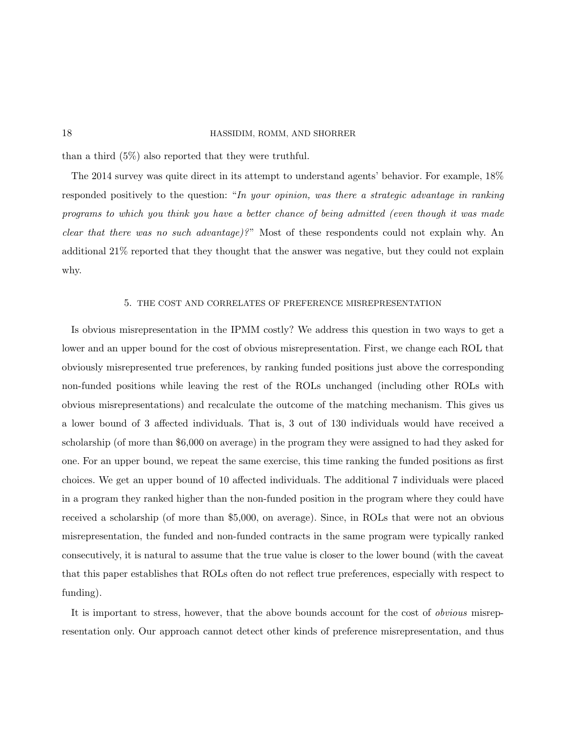than a third (5%) also reported that they were truthful.

The 2014 survey was quite direct in its attempt to understand agents' behavior. For example, 18% responded positively to the question: "*In your opinion, was there a strategic advantage in ranking programs to which you think you have a better chance of being admitted (even though it was made clear that there was no such advantage)?*" Most of these respondents could not explain why. An additional 21% reported that they thought that the answer was negative, but they could not explain why.

## 5. The Cost and Correlates of Preference Misrepresentation

Is obvious misrepresentation in the IPMM costly? We address this question in two ways to get a lower and an upper bound for the cost of obvious misrepresentation. First, we change each ROL that obviously misrepresented true preferences, by ranking funded positions just above the corresponding non-funded positions while leaving the rest of the ROLs unchanged (including other ROLs with obvious misrepresentations) and recalculate the outcome of the matching mechanism. This gives us a lower bound of 3 affected individuals. That is, 3 out of 130 individuals would have received a scholarship (of more than $6,000 on average) in the program they were assigned to had they asked for one. For an upper bound, we repeat the same exercise, this time ranking the funded positions as first choices. We get an upper bound of 10 affected individuals. The additional 7 individuals were placed in a program they ranked higher than the non-funded position in the program where they could have received a scholarship (of more than $5,000, on average). Since, in ROLs that were not an obvious misrepresentation, the funded and non-funded contracts in the same program were typically ranked consecutively, it is natural to assume that the true value is closer to the lower bound (with the caveat that this paper establishes that ROLs often do not reflect true preferences, especially with respect to funding).

It is important to stress, however, that the above bounds account for the cost of *obvious* misrepresentation only. Our approach cannot detect other kinds of preference misrepresentation, and thus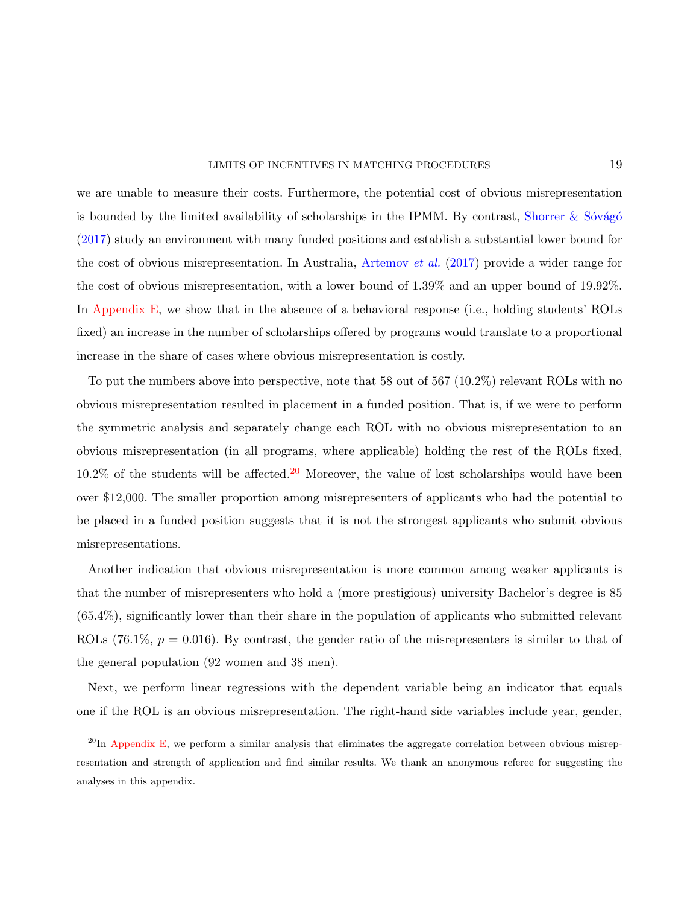we are unable to measure their costs. Furthermore, the potential cost of obvious misrepresentation is bounded by the limited availability of scholarships in the IPMM. By contrast, Shorrer & Sóvágó (2017) study an environment with many funded positions and establish a substantial lower bound for the cost of obvious misrepresentation. In Australia, Artemov *et al.* (2017) provide a wider range for the cost of obvious misrepresentation, with a lower bound of 1.39% and an upper bound of 19.92%. In Appendix E, we show that in the absence of a behavioral response (i.e., holding students' ROLs fixed) an increase in the number of scholarships offered by programs would translate to a proportional increase in the share of cases where obvious misrepresentation is costly.

To put the numbers above into perspective, note that 58 out of 567 (10.2%) relevant ROLs with no obvious misrepresentation resulted in placement in a funded position. That is, if we were to perform the symmetric analysis and separately change each ROL with no obvious misrepresentation to an obvious misrepresentation (in all programs, where applicable) holding the rest of the ROLs fixed, 10.2% of the students will be affected.[20] Moreover, the value of lost scholarships would have been over $12,000. The smaller proportion among misrepresenters of applicants who had the potential to be placed in a funded position suggests that it is not the strongest applicants who submit obvious misrepresentations.

Another indication that obvious misrepresentation is more common among weaker applicants is that the number of misrepresenters who hold a (more prestigious) university Bachelor's degree is 85 (65.4%), significantly lower than their share in the population of applicants who submitted relevant ROLs (76.1%, $p = 0.016$). By contrast, the gender ratio of the misrepresenters is similar to that of the general population (92 women and 38 men).

Next, we perform linear regressions with the dependent variable being an indicator that equals one if the ROL is an obvious misrepresentation. The right-hand side variables include year, gender,

[20] In Appendix E, we perform a similar analysis that eliminates the aggregate correlation between obvious misrepresentation and strength of application and find similar results. We thank an anonymous referee for suggesting the analyses in this appendix.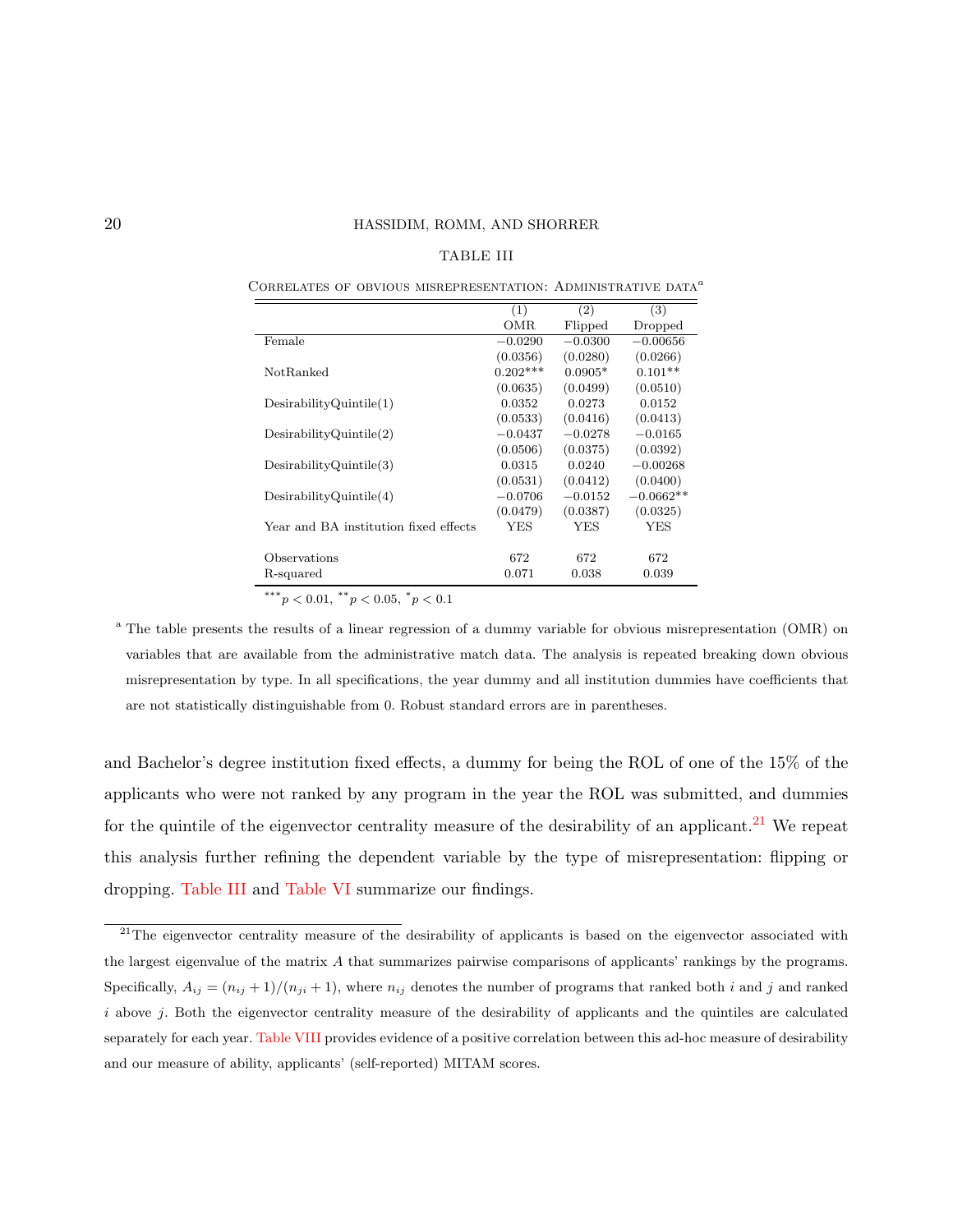TABLE III

Correlates of obvious misrepresentation: Administrative data[a]

| | (1) OMR | (2) Flipped | (3) Dropped |
|---|---|---|---|
| Female | −0.0290 | −0.0300 | −0.00656 |
| | (0.0356) | (0.0280) | (0.0266) |
| NotRanked | 0.202*** | 0.0905* | 0.101** |
| | (0.0635) | (0.0499) | (0.0510) |
| DesirabilityQuintile(1) | 0.0352 | 0.0273 | 0.0152 |
| | (0.0533) | (0.0416) | (0.0413) |
| DesirabilityQuintile(2) | −0.0437 | −0.0278 | −0.0165 |
| | (0.0506) | (0.0375) | (0.0392) |
| DesirabilityQuintile(3) | 0.0315 | 0.0240 | −0.00268 |
| | (0.0531) | (0.0412) | (0.0400) |
| DesirabilityQuintile(4) | −0.0706 | −0.0152 | −0.0662** |
| | (0.0479) | (0.0387) | (0.0325) |
| Year and BA institution fixed effects | YES | YES | YES |
| | | | |
| Observations | 672 | 672 | 672 |
| R-squared | 0.071 | 0.038 | 0.039 |

*** $p < 0.01$, ** $p < 0.05$, * $p < 0.1$

[a] The table presents the results of a linear regression of a dummy variable for obvious misrepresentation (OMR) on variables that are available from the administrative match data. The analysis is repeated breaking down obvious misrepresentation by type. In all specifications, the year dummy and all institution dummies have coefficients that are not statistically distinguishable from 0. Robust standard errors are in parentheses.

and Bachelor's degree institution fixed effects, a dummy for being the ROL of one of the 15% of the applicants who were not ranked by any program in the year the ROL was submitted, and dummies for the quintile of the eigenvector centrality measure of the desirability of an applicant.[21] We repeat this analysis further refining the dependent variable by the type of misrepresentation: flipping or dropping. Table III and Table VI summarize our findings.

[21] The eigenvector centrality measure of the desirability of applicants is based on the eigenvector associated with the largest eigenvalue of the matrix $A$ that summarizes pairwise comparisons of applicants' rankings by the programs. Specifically, $A_{ij} = (n_{ij} + 1)/(n_{ji} + 1)$, where $n_{ij}$ denotes the number of programs that ranked both $i$ and $j$ and ranked $i$ above $j$. Both the eigenvector centrality measure of the desirability of applicants and the quintiles are calculated separately for each year. Table VIII provides evidence of a positive correlation between this ad-hoc measure of desirability and our measure of ability, applicants' (self-reported) MITAM scores.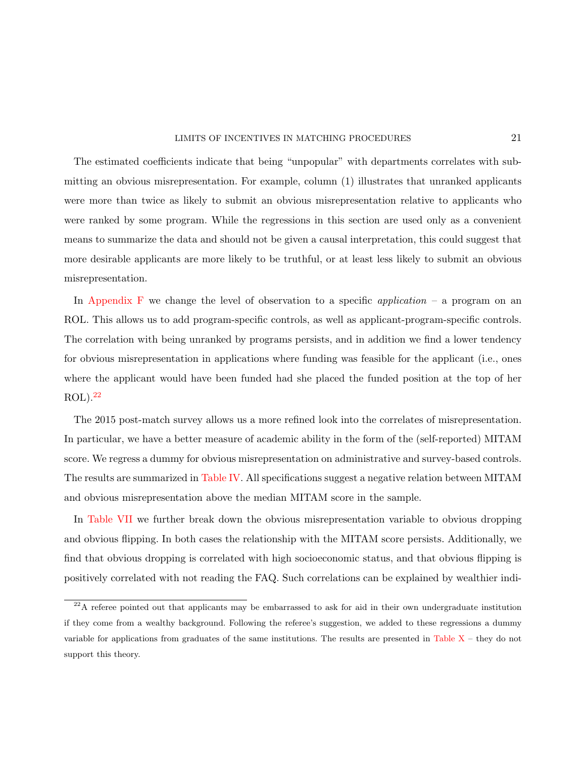The estimated coefficients indicate that being "unpopular" with departments correlates with submitting an obvious misrepresentation. For example, column (1) illustrates that unranked applicants were more than twice as likely to submit an obvious misrepresentation relative to applicants who were ranked by some program. While the regressions in this section are used only as a convenient means to summarize the data and should not be given a causal interpretation, this could suggest that more desirable applicants are more likely to be truthful, or at least less likely to submit an obvious misrepresentation.

In Appendix F we change the level of observation to a specific *application* – a program on an ROL. This allows us to add program-specific controls, as well as applicant-program-specific controls. The correlation with being unranked by programs persists, and in addition we find a lower tendency for obvious misrepresentation in applications where funding was feasible for the applicant (i.e., ones where the applicant would have been funded had she placed the funded position at the top of her ROL).[22]

The 2015 post-match survey allows us a more refined look into the correlates of misrepresentation. In particular, we have a better measure of academic ability in the form of the (self-reported) MITAM score. We regress a dummy for obvious misrepresentation on administrative and survey-based controls. The results are summarized in Table IV. All specifications suggest a negative relation between MITAM and obvious misrepresentation above the median MITAM score in the sample.

In Table VII we further break down the obvious misrepresentation variable to obvious dropping and obvious flipping. In both cases the relationship with the MITAM score persists. Additionally, we find that obvious dropping is correlated with high socioeconomic status, and that obvious flipping is positively correlated with not reading the FAQ. Such correlations can be explained by wealthier indi-

[22] A referee pointed out that applicants may be embarrassed to ask for aid in their own undergraduate institution if they come from a wealthy background. Following the referee's suggestion, we added to these regressions a dummy variable for applications from graduates of the same institutions. The results are presented in Table X – they do not support this theory.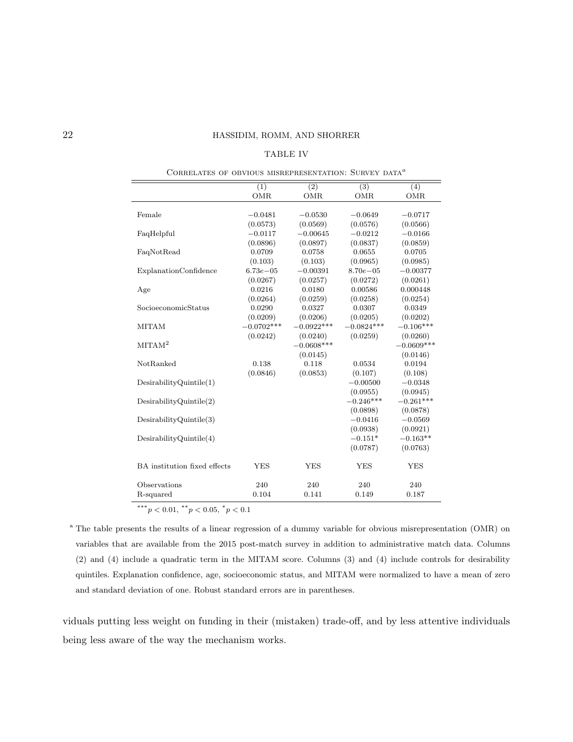TABLE IV

CORRELATES OF OBVIOUS MISREPRESENTATION: SURVEY DATA[a]

| | (1) OMR | (2) OMR | (3) OMR | (4) OMR |
|---|---|---|---|---|
| Female | −0.0481 | −0.0530 | −0.0649 | −0.0717 |
| | (0.0573) | (0.0569) | (0.0576) | (0.0566) |
| FaqHelpful | −0.0117 | −0.00645 | −0.0212 | −0.0166 |
| | (0.0896) | (0.0897) | (0.0837) | (0.0859) |
| FaqNotRead | 0.0709 | 0.0758 | 0.0655 | 0.0705 |
| | (0.103) | (0.103) | (0.0965) | (0.0985) |
| ExplanationConfidence | 6.73e−05 | −0.00391 | 8.70e−05 | −0.00377 |
| | (0.0267) | (0.0257) | (0.0272) | (0.0261) |
| Age | 0.0216 | 0.0180 | 0.00586 | 0.000448 |
| | (0.0264) | (0.0259) | (0.0258) | (0.0254) |
| SocioeconomicStatus | 0.0290 | 0.0327 | 0.0307 | 0.0349 |
| | (0.0209) | (0.0206) | (0.0205) | (0.0202) |
| MITAM | −0.0702*** | −0.0922*** | −0.0824*** | −0.106*** |
| | (0.0242) | (0.0240) | (0.0259) | (0.0260) |
| MITAM$^2$ | | −0.0608*** | | −0.0609*** |
| | | (0.0145) | | (0.0146) |
| NotRanked | 0.138 | 0.118 | 0.0534 | 0.0194 |
| | (0.0846) | (0.0853) | (0.107) | (0.108) |
| DesirabilityQuintile(1) | | | −0.00500 | −0.0348 |
| | | | (0.0955) | (0.0945) |
| DesirabilityQuintile(2) | | | −0.246*** | −0.261*** |
| | | | (0.0898) | (0.0878) |
| DesirabilityQuintile(3) | | | −0.0416 | −0.0569 |
| | | | (0.0938) | (0.0921) |
| DesirabilityQuintile(4) | | | −0.151* | −0.163** |
| | | | (0.0787) | (0.0763) |
| BA institution fixed effects | YES | YES | YES | YES |
| Observations | 240 | 240 | 240 | 240 |
| R-squared | 0.104 | 0.141 | 0.149 | 0.187 |

*** $p < 0.01$, ** $p < 0.05$, * $p < 0.1$

[a] The table presents the results of a linear regression of a dummy variable for obvious misrepresentation (OMR) on variables that are available from the 2015 post-match survey in addition to administrative match data. Columns (2) and (4) include a quadratic term in the MITAM score. Columns (3) and (4) include controls for desirability quintiles. Explanation confidence, age, socioeconomic status, and MITAM were normalized to have a mean of zero and standard deviation of one. Robust standard errors are in parentheses.

viduals putting less weight on funding in their (mistaken) trade-off, and by less attentive individuals being less aware of the way the mechanism works.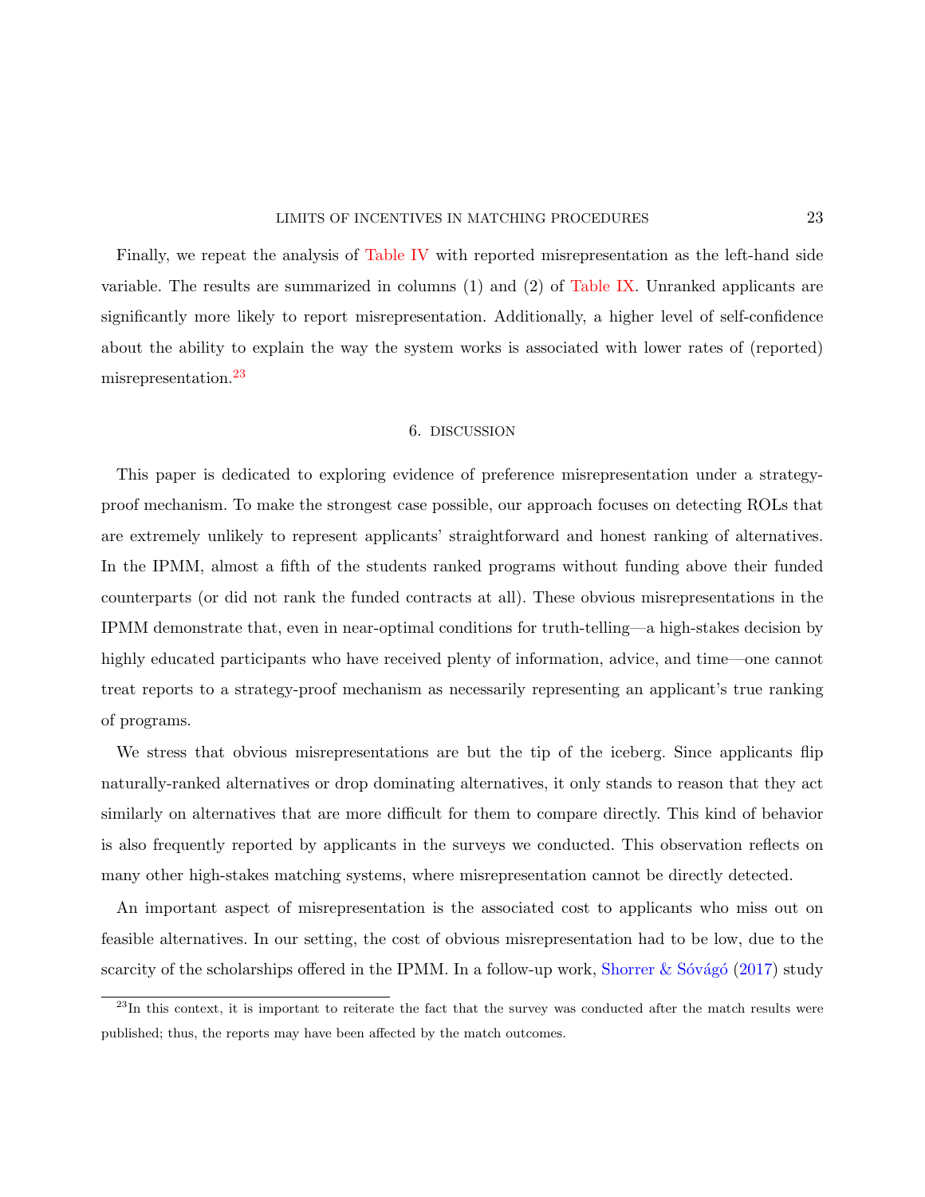Finally, we repeat the analysis of Table IV with reported misrepresentation as the left-hand side variable. The results are summarized in columns (1) and (2) of Table IX. Unranked applicants are significantly more likely to report misrepresentation. Additionally, a higher level of self-confidence about the ability to explain the way the system works is associated with lower rates of (reported) misrepresentation.[23]

## 6. DISCUSSION

This paper is dedicated to exploring evidence of preference misrepresentation under a strategy-proof mechanism. To make the strongest case possible, our approach focuses on detecting ROLs that are extremely unlikely to represent applicants' straightforward and honest ranking of alternatives. In the IPMM, almost a fifth of the students ranked programs without funding above their funded counterparts (or did not rank the funded contracts at all). These obvious misrepresentations in the IPMM demonstrate that, even in near-optimal conditions for truth-telling—a high-stakes decision by highly educated participants who have received plenty of information, advice, and time—one cannot treat reports to a strategy-proof mechanism as necessarily representing an applicant's true ranking of programs.

We stress that obvious misrepresentations are but the tip of the iceberg. Since applicants flip naturally-ranked alternatives or drop dominating alternatives, it only stands to reason that they act similarly on alternatives that are more difficult for them to compare directly. This kind of behavior is also frequently reported by applicants in the surveys we conducted. This observation reflects on many other high-stakes matching systems, where misrepresentation cannot be directly detected.

An important aspect of misrepresentation is the associated cost to applicants who miss out on feasible alternatives. In our setting, the cost of obvious misrepresentation had to be low, due to the scarcity of the scholarships offered in the IPMM. In a follow-up work, Shorrer & Sóvágó (2017) study

[23] In this context, it is important to reiterate the fact that the survey was conducted after the match results were published; thus, the reports may have been affected by the match outcomes.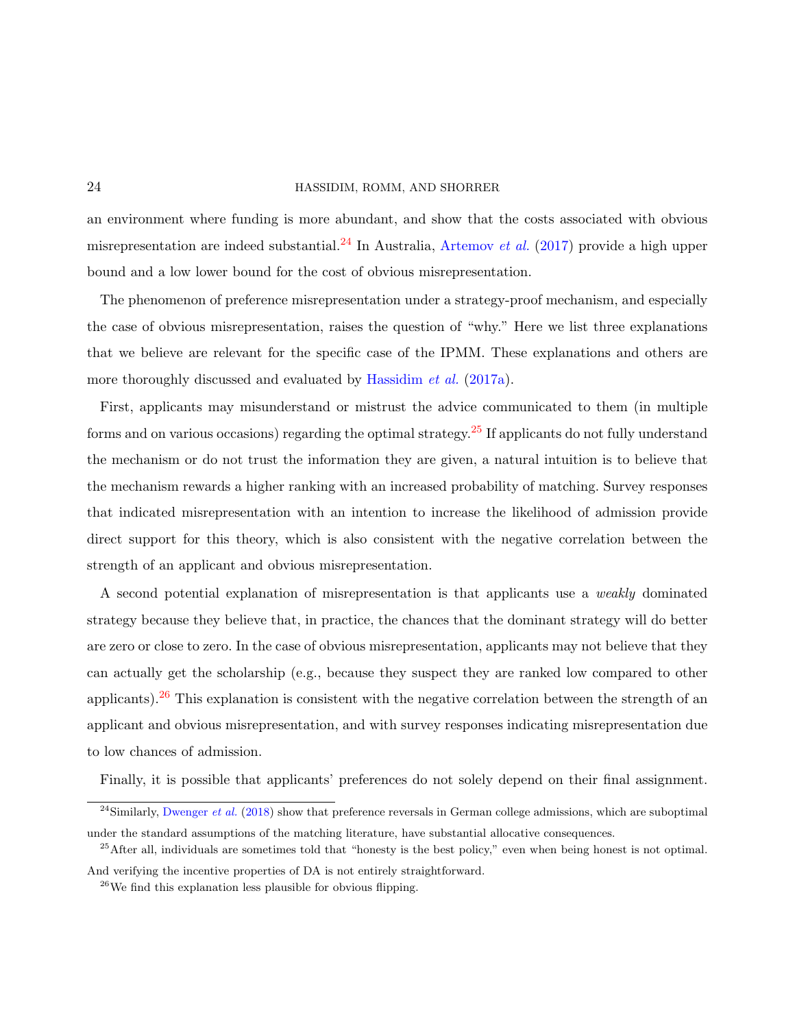an environment where funding is more abundant, and show that the costs associated with obvious misrepresentation are indeed substantial.[24] In Australia, Artemov *et al.* (2017) provide a high upper bound and a low lower bound for the cost of obvious misrepresentation.

The phenomenon of preference misrepresentation under a strategy-proof mechanism, and especially the case of obvious misrepresentation, raises the question of "why." Here we list three explanations that we believe are relevant for the specific case of the IPMM. These explanations and others are more thoroughly discussed and evaluated by Hassidim *et al.* (2017a).

First, applicants may misunderstand or mistrust the advice communicated to them (in multiple forms and on various occasions) regarding the optimal strategy.[25] If applicants do not fully understand the mechanism or do not trust the information they are given, a natural intuition is to believe that the mechanism rewards a higher ranking with an increased probability of matching. Survey responses that indicated misrepresentation with an intention to increase the likelihood of admission provide direct support for this theory, which is also consistent with the negative correlation between the strength of an applicant and obvious misrepresentation.

A second potential explanation of misrepresentation is that applicants use a *weakly* dominated strategy because they believe that, in practice, the chances that the dominant strategy will do better are zero or close to zero. In the case of obvious misrepresentation, applicants may not believe that they can actually get the scholarship (e.g., because they suspect they are ranked low compared to other applicants).[26] This explanation is consistent with the negative correlation between the strength of an applicant and obvious misrepresentation, and with survey responses indicating misrepresentation due to low chances of admission.

Finally, it is possible that applicants' preferences do not solely depend on their final assignment.

---

[24] Similarly, Dwenger *et al.* (2018) show that preference reversals in German college admissions, which are suboptimal under the standard assumptions of the matching literature, have substantial allocative consequences.

[25] After all, individuals are sometimes told that "honesty is the best policy," even when being honest is not optimal. And verifying the incentive properties of DA is not entirely straightforward.

[26] We find this explanation less plausible for obvious flipping.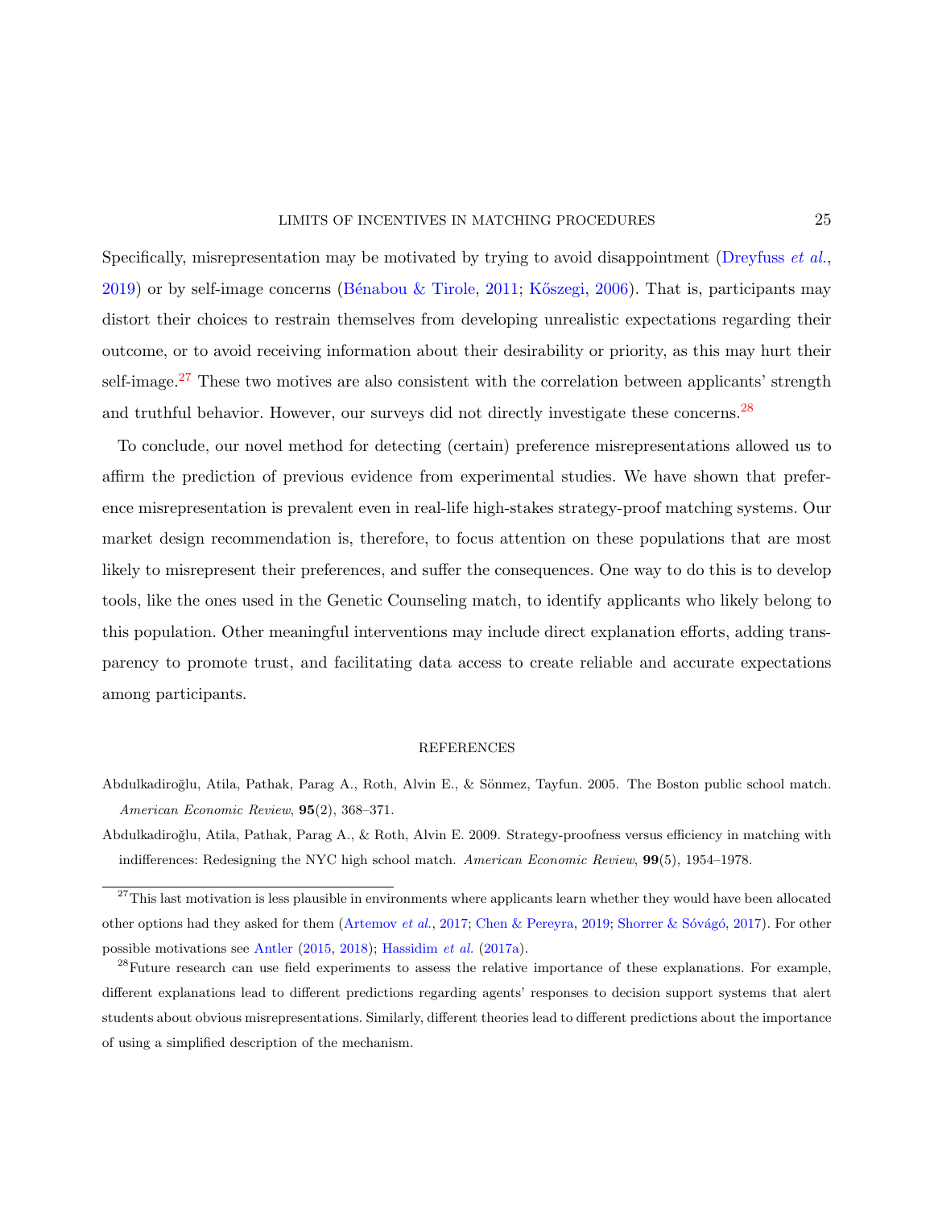Specifically, misrepresentation may be motivated by trying to avoid disappointment (Dreyfuss *et al.*, 2019) or by self-image concerns (Bénabou & Tirole, 2011; Kőszegi, 2006). That is, participants may distort their choices to restrain themselves from developing unrealistic expectations regarding their outcome, or to avoid receiving information about their desirability or priority, as this may hurt their self-image.[27] These two motives are also consistent with the correlation between applicants' strength and truthful behavior. However, our surveys did not directly investigate these concerns.[28]

To conclude, our novel method for detecting (certain) preference misrepresentations allowed us to affirm the prediction of previous evidence from experimental studies. We have shown that preference misrepresentation is prevalent even in real-life high-stakes strategy-proof matching systems. Our market design recommendation is, therefore, to focus attention on these populations that are most likely to misrepresent their preferences, and suffer the consequences. One way to do this is to develop tools, like the ones used in the Genetic Counseling match, to identify applicants who likely belong to this population. Other meaningful interventions may include direct explanation efforts, adding transparency to promote trust, and facilitating data access to create reliable and accurate expectations among participants.

## REFERENCES

Abdulkadiroğlu, Atila, Pathak, Parag A., Roth, Alvin E., & Sönmez, Tayfun. 2005. The Boston public school match. *American Economic Review*, **95**(2), 368–371.

Abdulkadiroğlu, Atila, Pathak, Parag A., & Roth, Alvin E. 2009. Strategy-proofness versus efficiency in matching with indifferences: Redesigning the NYC high school match. *American Economic Review*, **99**(5), 1954–1978.

---

[27] This last motivation is less plausible in environments where applicants learn whether they would have been allocated other options had they asked for them (Artemov *et al.*, 2017; Chen & Pereyra, 2019; Shorrer & Sóvágó, 2017). For other possible motivations see Antler (2015, 2018); Hassidim *et al.* (2017a).

[28] Future research can use field experiments to assess the relative importance of these explanations. For example, different explanations lead to different predictions regarding agents' responses to decision support systems that alert students about obvious misrepresentations. Similarly, different theories lead to different predictions about the importance of using a simplified description of the mechanism.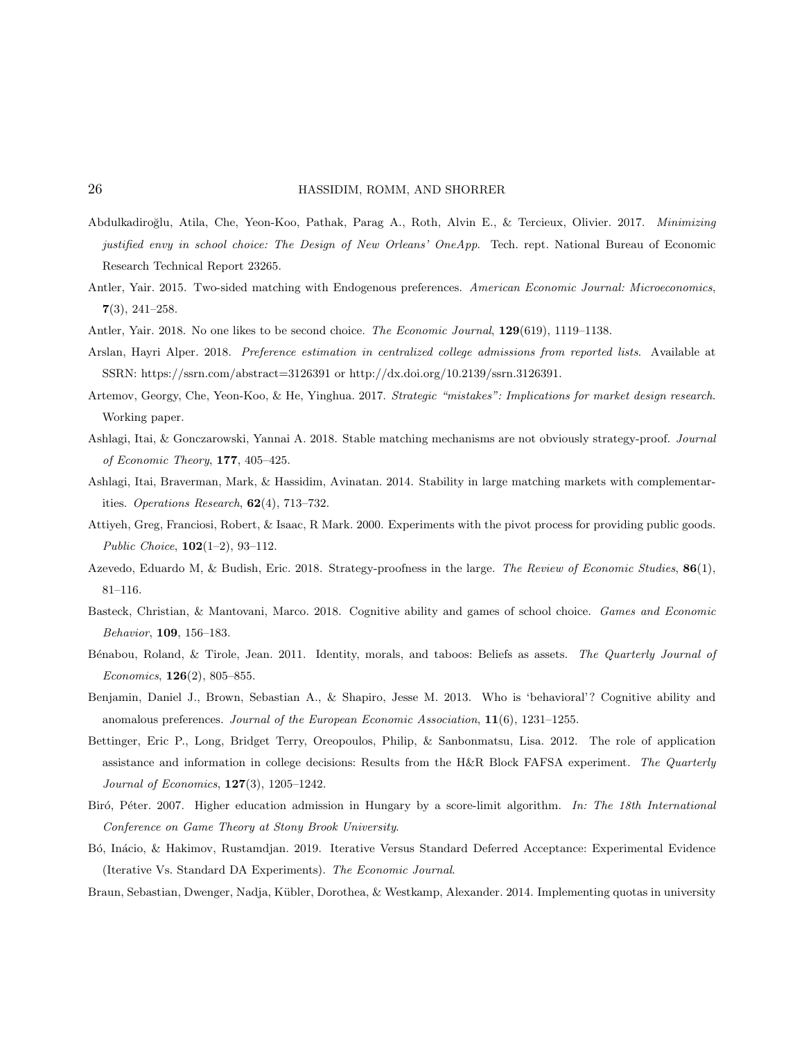Abdulkadiroğlu, Atila, Che, Yeon-Koo, Pathak, Parag A., Roth, Alvin E., & Tercieux, Olivier. 2017. *Minimizing justified envy in school choice: The Design of New Orleans' OneApp*. Tech. rept. National Bureau of Economic Research Technical Report 23265.

Antler, Yair. 2015. Two-sided matching with Endogenous preferences. *American Economic Journal: Microeconomics*, **7**(3), 241–258.

Antler, Yair. 2018. No one likes to be second choice. *The Economic Journal*, **129**(619), 1119–1138.

Arslan, Hayri Alper. 2018. *Preference estimation in centralized college admissions from reported lists*. Available at SSRN: https://ssrn.com/abstract=3126391 or http://dx.doi.org/10.2139/ssrn.3126391.

Artemov, Georgy, Che, Yeon-Koo, & He, Yinghua. 2017. *Strategic "mistakes": Implications for market design research*. Working paper.

Ashlagi, Itai, & Gonczarowski, Yannai A. 2018. Stable matching mechanisms are not obviously strategy-proof. *Journal of Economic Theory*, **177**, 405–425.

Ashlagi, Itai, Braverman, Mark, & Hassidim, Avinatan. 2014. Stability in large matching markets with complementarities. *Operations Research*, **62**(4), 713–732.

Attiyeh, Greg, Franciosi, Robert, & Isaac, R Mark. 2000. Experiments with the pivot process for providing public goods. *Public Choice*, **102**(1–2), 93–112.

Azevedo, Eduardo M, & Budish, Eric. 2018. Strategy-proofness in the large. *The Review of Economic Studies*, **86**(1), 81–116.

Basteck, Christian, & Mantovani, Marco. 2018. Cognitive ability and games of school choice. *Games and Economic Behavior*, **109**, 156–183.

Bénabou, Roland, & Tirole, Jean. 2011. Identity, morals, and taboos: Beliefs as assets. *The Quarterly Journal of Economics*, **126**(2), 805–855.

Benjamin, Daniel J., Brown, Sebastian A., & Shapiro, Jesse M. 2013. Who is 'behavioral'? Cognitive ability and anomalous preferences. *Journal of the European Economic Association*, **11**(6), 1231–1255.

Bettinger, Eric P., Long, Bridget Terry, Oreopoulos, Philip, & Sanbonmatsu, Lisa. 2012. The role of application assistance and information in college decisions: Results from the H&R Block FAFSA experiment. *The Quarterly Journal of Economics*, **127**(3), 1205–1242.

Biró, Péter. 2007. Higher education admission in Hungary by a score-limit algorithm. *In: The 18th International Conference on Game Theory at Stony Brook University*.

Bó, Inácio, & Hakimov, Rustamdjan. 2019. Iterative Versus Standard Deferred Acceptance: Experimental Evidence (Iterative Vs. Standard DA Experiments). *The Economic Journal*.

Braun, Sebastian, Dwenger, Nadja, Kübler, Dorothea, & Westkamp, Alexander. 2014. Implementing quotas in university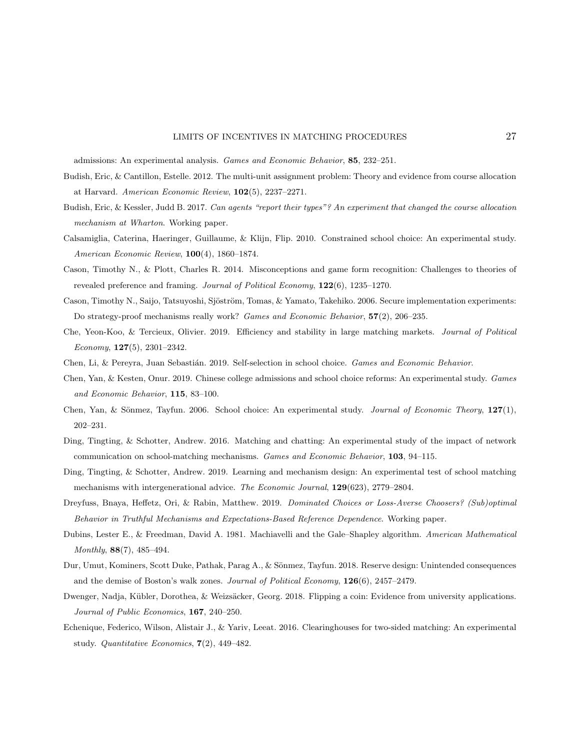admissions: An experimental analysis. *Games and Economic Behavior*, **85**, 232–251.

Budish, Eric, & Cantillon, Estelle. 2012. The multi-unit assignment problem: Theory and evidence from course allocation at Harvard. *American Economic Review*, **102**(5), 2237–2271.

Budish, Eric, & Kessler, Judd B. 2017. *Can agents "report their types"? An experiment that changed the course allocation mechanism at Wharton*. Working paper.

Calsamiglia, Caterina, Haeringer, Guillaume, & Klijn, Flip. 2010. Constrained school choice: An experimental study. *American Economic Review*, **100**(4), 1860–1874.

Cason, Timothy N., & Plott, Charles R. 2014. Misconceptions and game form recognition: Challenges to theories of revealed preference and framing. *Journal of Political Economy*, **122**(6), 1235–1270.

Cason, Timothy N., Saijo, Tatsuyoshi, Sjöström, Tomas, & Yamato, Takehiko. 2006. Secure implementation experiments: Do strategy-proof mechanisms really work? *Games and Economic Behavior*, **57**(2), 206–235.

Che, Yeon-Koo, & Tercieux, Olivier. 2019. Efficiency and stability in large matching markets. *Journal of Political Economy*, **127**(5), 2301–2342.

Chen, Li, & Pereyra, Juan Sebastián. 2019. Self-selection in school choice. *Games and Economic Behavior*.

Chen, Yan, & Kesten, Onur. 2019. Chinese college admissions and school choice reforms: An experimental study. *Games and Economic Behavior*, **115**, 83–100.

Chen, Yan, & Sönmez, Tayfun. 2006. School choice: An experimental study. *Journal of Economic Theory*, **127**(1), 202–231.

Ding, Tingting, & Schotter, Andrew. 2016. Matching and chatting: An experimental study of the impact of network communication on school-matching mechanisms. *Games and Economic Behavior*, **103**, 94–115.

Ding, Tingting, & Schotter, Andrew. 2019. Learning and mechanism design: An experimental test of school matching mechanisms with intergenerational advice. *The Economic Journal*, **129**(623), 2779–2804.

Dreyfuss, Bnaya, Heffetz, Ori, & Rabin, Matthew. 2019. *Dominated Choices or Loss-Averse Choosers? (Sub)optimal Behavior in Truthful Mechanisms and Expectations-Based Reference Dependence*. Working paper.

Dubins, Lester E., & Freedman, David A. 1981. Machiavelli and the Gale–Shapley algorithm. *American Mathematical Monthly*, **88**(7), 485–494.

Dur, Umut, Kominers, Scott Duke, Pathak, Parag A., & Sönmez, Tayfun. 2018. Reserve design: Unintended consequences and the demise of Boston's walk zones. *Journal of Political Economy*, **126**(6), 2457–2479.

Dwenger, Nadja, Kübler, Dorothea, & Weizsäcker, Georg. 2018. Flipping a coin: Evidence from university applications. *Journal of Public Economics*, **167**, 240–250.

Echenique, Federico, Wilson, Alistair J., & Yariv, Leeat. 2016. Clearinghouses for two-sided matching: An experimental study. *Quantitative Economics*, **7**(2), 449–482.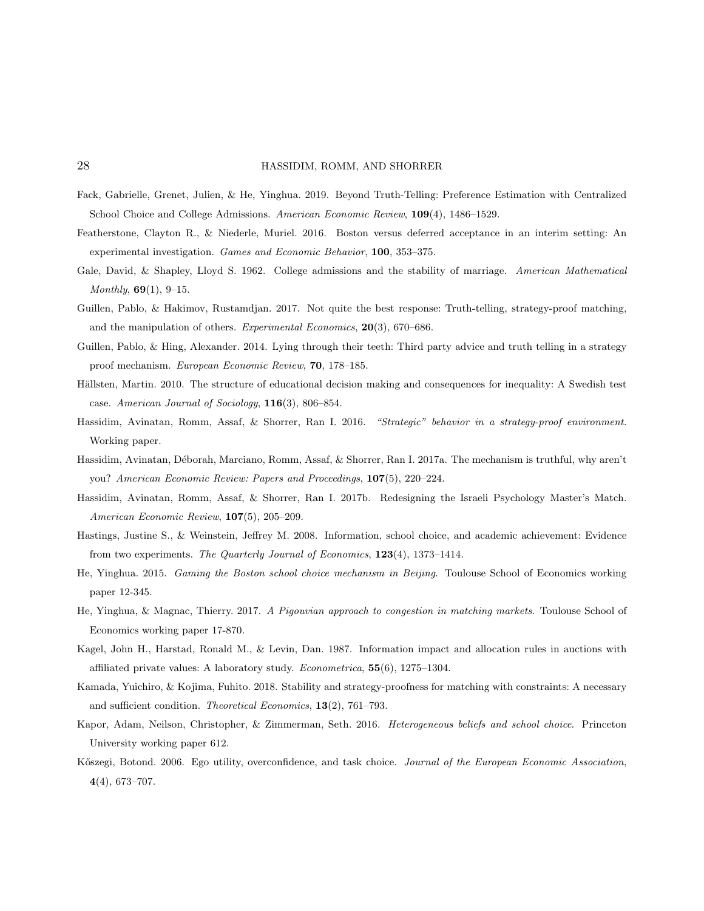Fack, Gabrielle, Grenet, Julien, & He, Yinghua. 2019. Beyond Truth-Telling: Preference Estimation with Centralized School Choice and College Admissions. *American Economic Review*, **109**(4), 1486–1529.

Featherstone, Clayton R., & Niederle, Muriel. 2016. Boston versus deferred acceptance in an interim setting: An experimental investigation. *Games and Economic Behavior*, **100**, 353–375.

Gale, David, & Shapley, Lloyd S. 1962. College admissions and the stability of marriage. *American Mathematical Monthly*, **69**(1), 9–15.

Guillen, Pablo, & Hakimov, Rustamdjan. 2017. Not quite the best response: Truth-telling, strategy-proof matching, and the manipulation of others. *Experimental Economics*, **20**(3), 670–686.

Guillen, Pablo, & Hing, Alexander. 2014. Lying through their teeth: Third party advice and truth telling in a strategy proof mechanism. *European Economic Review*, **70**, 178–185.

Hällsten, Martin. 2010. The structure of educational decision making and consequences for inequality: A Swedish test case. *American Journal of Sociology*, **116**(3), 806–854.

Hassidim, Avinatan, Romm, Assaf, & Shorrer, Ran I. 2016. *"Strategic" behavior in a strategy-proof environment*. Working paper.

Hassidim, Avinatan, Déborah, Marciano, Romm, Assaf, & Shorrer, Ran I. 2017a. The mechanism is truthful, why aren't you? *American Economic Review: Papers and Proceedings*, **107**(5), 220–224.

Hassidim, Avinatan, Romm, Assaf, & Shorrer, Ran I. 2017b. Redesigning the Israeli Psychology Master's Match. *American Economic Review*, **107**(5), 205–209.

Hastings, Justine S., & Weinstein, Jeffrey M. 2008. Information, school choice, and academic achievement: Evidence from two experiments. *The Quarterly Journal of Economics*, **123**(4), 1373–1414.

He, Yinghua. 2015. *Gaming the Boston school choice mechanism in Beijing*. Toulouse School of Economics working paper 12-345.

He, Yinghua, & Magnac, Thierry. 2017. *A Pigouvian approach to congestion in matching markets*. Toulouse School of Economics working paper 17-870.

Kagel, John H., Harstad, Ronald M., & Levin, Dan. 1987. Information impact and allocation rules in auctions with affiliated private values: A laboratory study. *Econometrica*, **55**(6), 1275–1304.

Kamada, Yuichiro, & Kojima, Fuhito. 2018. Stability and strategy-proofness for matching with constraints: A necessary and sufficient condition. *Theoretical Economics*, **13**(2), 761–793.

Kapor, Adam, Neilson, Christopher, & Zimmerman, Seth. 2016. *Heterogeneous beliefs and school choice*. Princeton University working paper 612.

Kőszegi, Botond. 2006. Ego utility, overconfidence, and task choice. *Journal of the European Economic Association*, **4**(4), 673–707.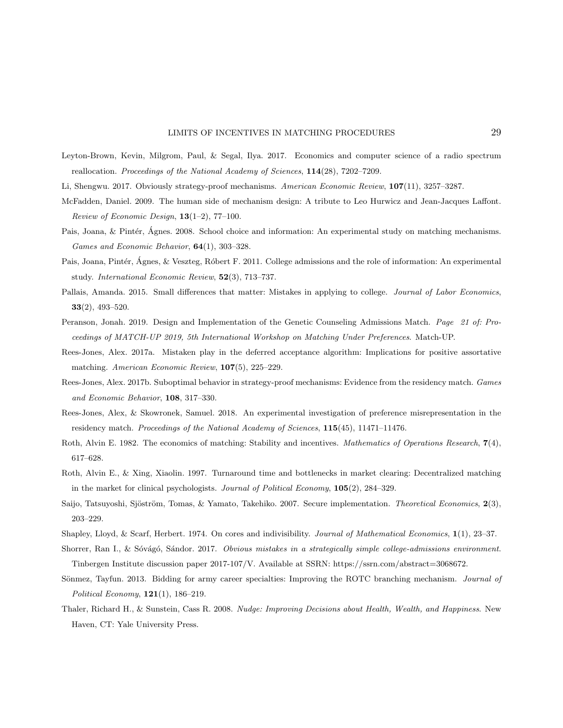Leyton-Brown, Kevin, Milgrom, Paul, & Segal, Ilya. 2017. Economics and computer science of a radio spectrum reallocation. *Proceedings of the National Academy of Sciences*, **114**(28), 7202–7209.

Li, Shengwu. 2017. Obviously strategy-proof mechanisms. *American Economic Review*, **107**(11), 3257–3287.

McFadden, Daniel. 2009. The human side of mechanism design: A tribute to Leo Hurwicz and Jean-Jacques Laffont. *Review of Economic Design*, **13**(1–2), 77–100.

Pais, Joana, & Pintér, Ágnes. 2008. School choice and information: An experimental study on matching mechanisms. *Games and Economic Behavior*, **64**(1), 303–328.

Pais, Joana, Pintér, Ágnes, & Veszteg, Róbert F. 2011. College admissions and the role of information: An experimental study. *International Economic Review*, **52**(3), 713–737.

Pallais, Amanda. 2015. Small differences that matter: Mistakes in applying to college. *Journal of Labor Economics*, **33**(2), 493–520.

Peranson, Jonah. 2019. Design and Implementation of the Genetic Counseling Admissions Match. *Page 21 of: Proceedings of MATCH-UP 2019, 5th International Workshop on Matching Under Preferences*. Match-UP.

Rees-Jones, Alex. 2017a. Mistaken play in the deferred acceptance algorithm: Implications for positive assortative matching. *American Economic Review*, **107**(5), 225–229.

Rees-Jones, Alex. 2017b. Suboptimal behavior in strategy-proof mechanisms: Evidence from the residency match. *Games and Economic Behavior*, **108**, 317–330.

Rees-Jones, Alex, & Skowronek, Samuel. 2018. An experimental investigation of preference misrepresentation in the residency match. *Proceedings of the National Academy of Sciences*, **115**(45), 11471–11476.

Roth, Alvin E. 1982. The economics of matching: Stability and incentives. *Mathematics of Operations Research*, **7**(4), 617–628.

Roth, Alvin E., & Xing, Xiaolin. 1997. Turnaround time and bottlenecks in market clearing: Decentralized matching in the market for clinical psychologists. *Journal of Political Economy*, **105**(2), 284–329.

Saijo, Tatsuyoshi, Sjöström, Tomas, & Yamato, Takehiko. 2007. Secure implementation. *Theoretical Economics*, **2**(3), 203–229.

Shapley, Lloyd, & Scarf, Herbert. 1974. On cores and indivisibility. *Journal of Mathematical Economics*, **1**(1), 23–37.

Shorrer, Ran I., & Sóvágó, Sándor. 2017. *Obvious mistakes in a strategically simple college-admissions environment*. Tinbergen Institute discussion paper 2017-107/V. Available at SSRN: https://ssrn.com/abstract=3068672.

Sönmez, Tayfun. 2013. Bidding for army career specialties: Improving the ROTC branching mechanism. *Journal of Political Economy*, **121**(1), 186–219.

Thaler, Richard H., & Sunstein, Cass R. 2008. *Nudge: Improving Decisions about Health, Wealth, and Happiness*. New Haven, CT: Yale University Press.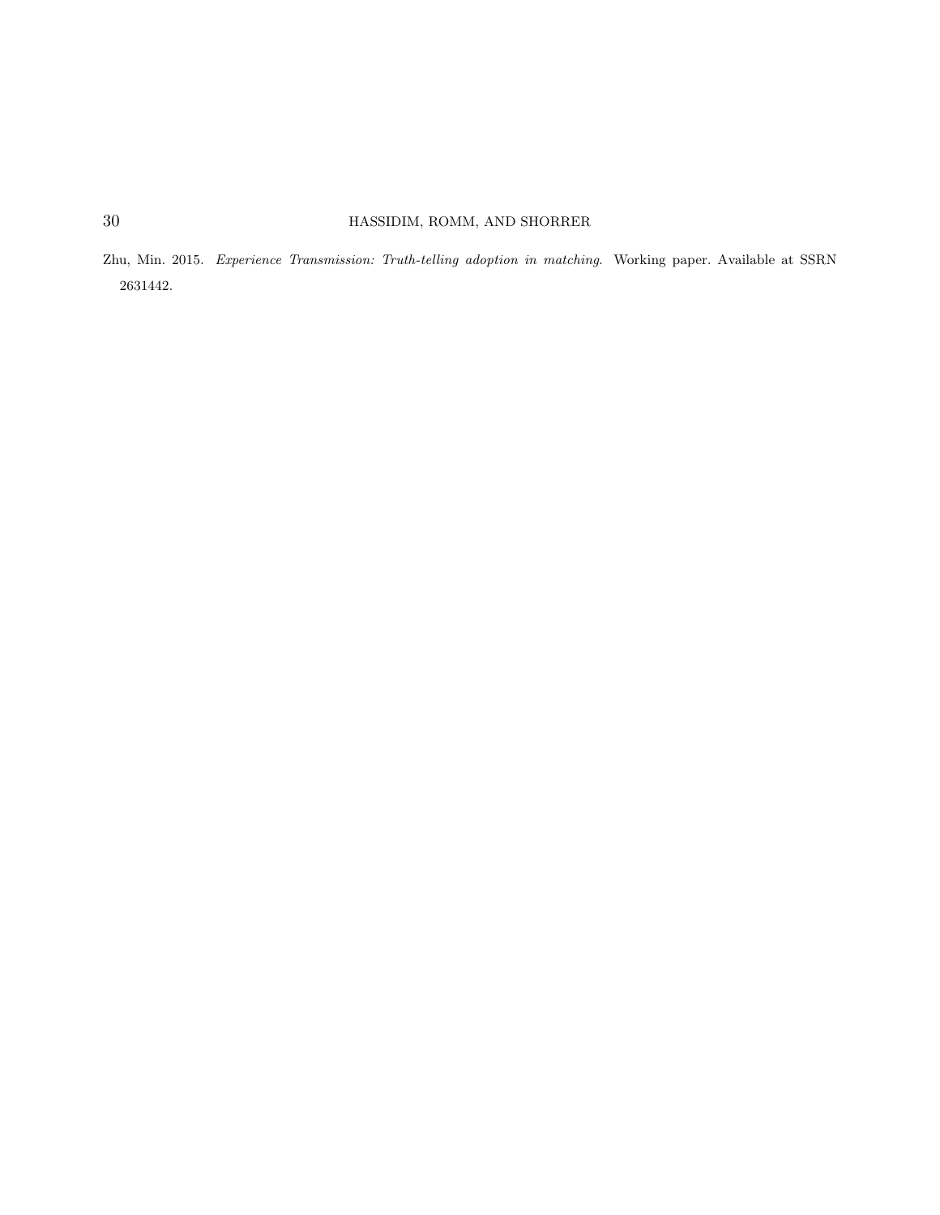Zhu, Min. 2015. *Experience Transmission: Truth-telling adoption in matching*. Working paper. Available at SSRN 2631442.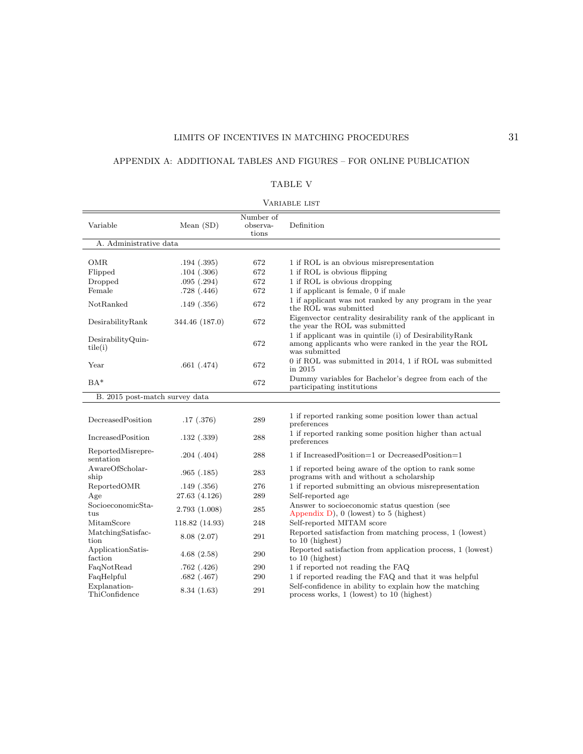## APPENDIX A: ADDITIONAL TABLES AND FIGURES – FOR ONLINE PUBLICATION

TABLE V

Variable list

| Variable | Mean (SD) | Number of observations | Definition |
|---|---|---|---|
| A. Administrative data | | | |
| OMR | .194 (.395) | 672 | 1 if ROL is an obvious misrepresentation |
| Flipped | .104 (.306) | 672 | 1 if ROL is obvious flipping |
| Dropped | .095 (.294) | 672 | 1 if ROL is obvious dropping |
| Female | .728 (.446) | 672 | 1 if applicant is female, 0 if male |
| NotRanked | .149 (.356) | 672 | 1 if applicant was not ranked by any program in the year the ROL was submitted |
| DesirabilityRank | 344.46 (187.0) | 672 | Eigenvector centrality desirability rank of the applicant in the year the ROL was submitted |
| DesirabilityQuintile(i) | | 672 | 1 if applicant was in quintile (i) of DesirabilityRank among applicants who were ranked in the year the ROL was submitted |
| Year | .661 (.474) | 672 | 0 if ROL was submitted in 2014, 1 if ROL was submitted in 2015 |
| BA* | | 672 | Dummy variables for Bachelor's degree from each of the participating institutions |
| B. 2015 post-match survey data | | | |
| DecreasedPosition | .17 (.376) | 289 | 1 if reported ranking some position lower than actual preferences |
| IncreasedPosition | .132 (.339) | 288 | 1 if reported ranking some position higher than actual preferences |
| ReportedMisrepresentation | .204 (.404) | 288 | 1 if IncreasedPosition=1 or DecreasedPosition=1 |
| AwareOfScholarship | .965 (.185) | 283 | 1 if reported being aware of the option to rank some programs with and without a scholarship |
| ReportedOMR | .149 (.356) | 276 | 1 if reported submitting an obvious misrepresentation |
| Age | 27.63 (4.126) | 289 | Self-reported age |
| SocioeconomicStatus | 2.793 (1.008) | 285 | Answer to socioeconomic status question (see Appendix D), 0 (lowest) to 5 (highest) |
| MitamScore | 118.82 (14.93) | 248 | Self-reported MITAM score |
| MatchingSatisfaction | 8.08 (2.07) | 291 | Reported satisfaction from matching process, 1 (lowest) to 10 (highest) |
| ApplicationSatisfaction | 4.68 (2.58) | 290 | Reported satisfaction from application process, 1 (lowest) to 10 (highest) |
| FaqNotRead | .762 (.426) | 290 | 1 if reported not reading the FAQ |
| FaqHelpful | .682 (.467) | 290 | 1 if reported reading the FAQ and that it was helpful |
| ExplanationThiConfidence | 8.34 (1.63) | 291 | Self-confidence in ability to explain how the matching process works, 1 (lowest) to 10 (highest) |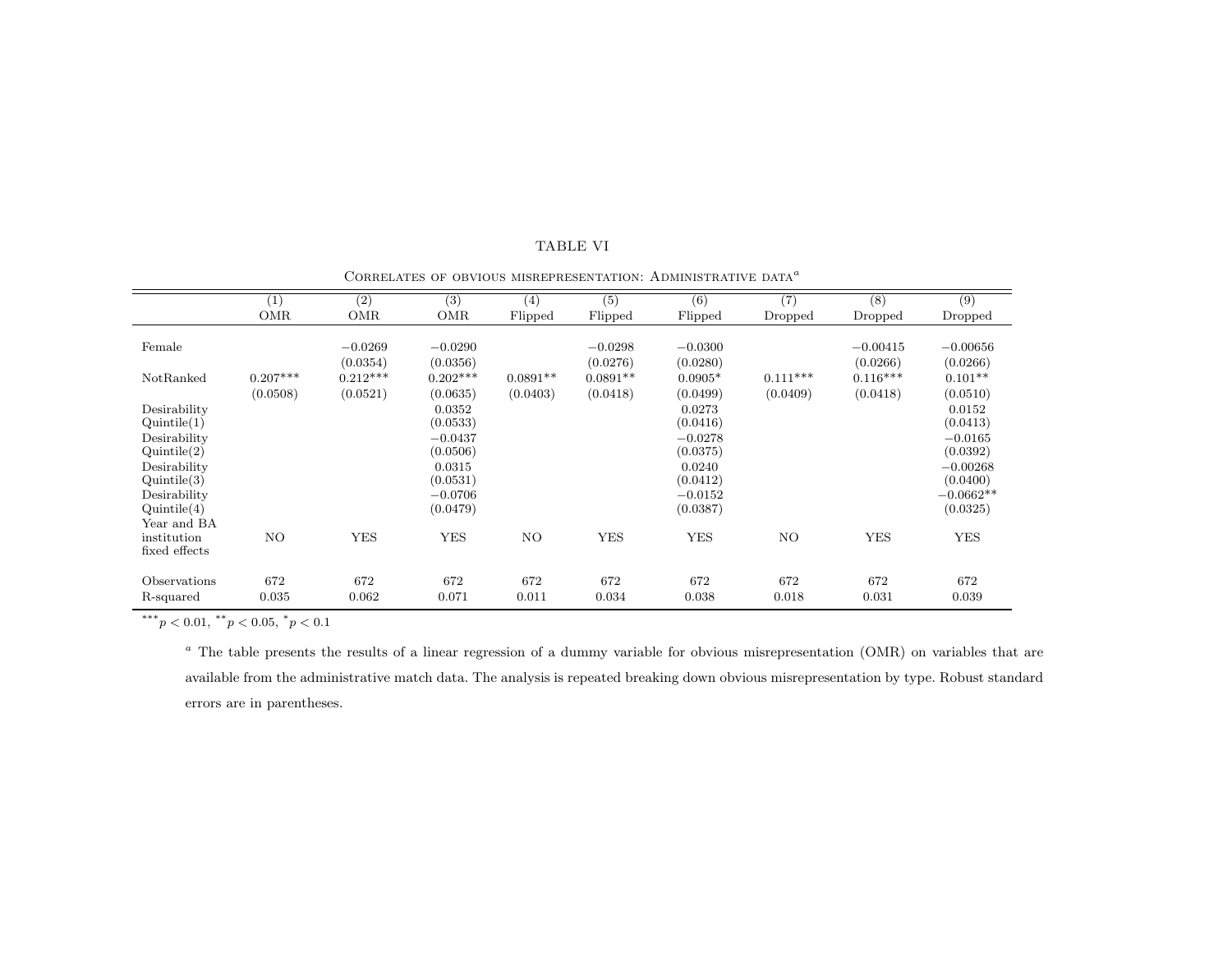TABLE VI

Correlates of obvious misrepresentation: Administrative data[a]

| | (1) OMR | (2) OMR | (3) OMR | (4) Flipped | (5) Flipped | (6) Flipped | (7) Dropped | (8) Dropped | (9) Dropped |
|---|---|---|---|---|---|---|---|---|---|
| Female | | −0.0269 | −0.0290 | | −0.0298 | −0.0300 | | −0.00415 | −0.00656 |
| | | (0.0354) | (0.0356) | | (0.0276) | (0.0280) | | (0.0266) | (0.0266) |
| NotRanked | 0.207*** | 0.212*** | 0.202*** | 0.0891** | 0.0891** | 0.0905* | 0.111*** | 0.116*** | 0.101** |
| | (0.0508) | (0.0521) | (0.0635) | (0.0403) | (0.0418) | (0.0499) | (0.0409) | (0.0418) | (0.0510) |
| Desirability Quintile(1) | | | 0.0352 | | | 0.0273 | | | 0.0152 |
| | | | (0.0533) | | | (0.0416) | | | (0.0413) |
| Desirability Quintile(2) | | | −0.0437 | | | −0.0278 | | | −0.0165 |
| | | | (0.0506) | | | (0.0375) | | | (0.0392) |
| Desirability Quintile(3) | | | 0.0315 | | | 0.0240 | | | −0.00268 |
| | | | (0.0531) | | | (0.0412) | | | (0.0400) |
| Desirability Quintile(4) | | | −0.0706 | | | −0.0152 | | | −0.0662** |
| | | | (0.0479) | | | (0.0387) | | | (0.0325) |
| Year and BA institution fixed effects | NO | YES | YES | NO | YES | YES | NO | YES | YES |
| Observations | 672 | 672 | 672 | 672 | 672 | 672 | 672 | 672 | 672 |
| R-squared | 0.035 | 0.062 | 0.071 | 0.011 | 0.034 | 0.038 | 0.018 | 0.031 | 0.039 |

*** $p < 0.01$, ** $p < 0.05$, * $p < 0.1$

[a] The table presents the results of a linear regression of a dummy variable for obvious misrepresentation (OMR) on variables that are available from the administrative match data. The analysis is repeated breaking down obvious misrepresentation by type. Robust standard errors are in parentheses.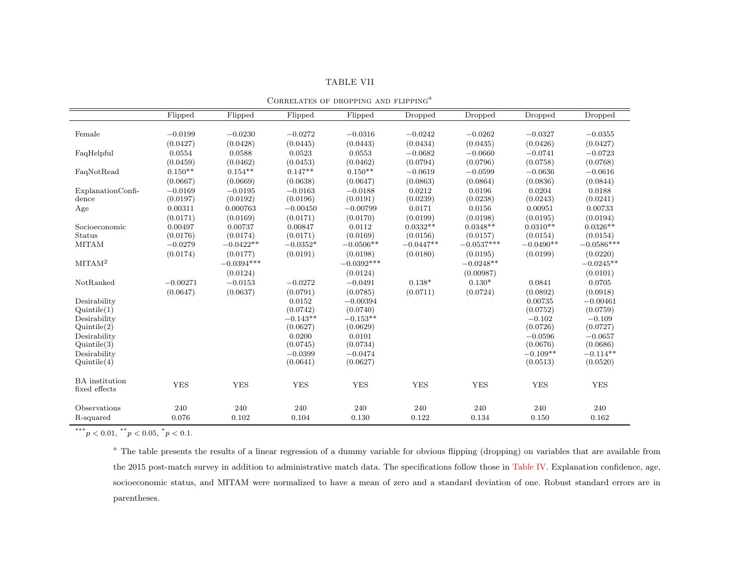TABLE VII

Correlates of dropping and flipping[a]

| | Flipped | Flipped | Flipped | Flipped | Dropped | Dropped | Dropped | Dropped |
|---|---|---|---|---|---|---|---|---|
| Female | −0.0199 | −0.0230 | −0.0272 | −0.0316 | −0.0242 | −0.0262 | −0.0327 | −0.0355 |
| | (0.0427) | (0.0428) | (0.0445) | (0.0443) | (0.0434) | (0.0435) | (0.0426) | (0.0427) |
| FaqHelpful | 0.0554 | 0.0588 | 0.0523 | 0.0553 | −0.0682 | −0.0660 | −0.0741 | −0.0723 |
| | (0.0459) | (0.0462) | (0.0453) | (0.0462) | (0.0794) | (0.0796) | (0.0758) | (0.0768) |
| FaqNotRead | 0.150** | 0.154** | 0.147** | 0.150** | −0.0619 | −0.0599 | −0.0636 | −0.0616 |
| | (0.0667) | (0.0669) | (0.0638) | (0.0647) | (0.0863) | (0.0864) | (0.0836) | (0.0844) |
| ExplanationConfidence | −0.0169 | −0.0195 | −0.0163 | −0.0188 | 0.0212 | 0.0196 | 0.0204 | 0.0188 |
| | (0.0197) | (0.0192) | (0.0196) | (0.0191) | (0.0239) | (0.0238) | (0.0243) | (0.0241) |
| Age | 0.00311 | 0.000763 | −0.00450 | −0.00799 | 0.0171 | 0.0156 | 0.00951 | 0.00733 |
| | (0.0171) | (0.0169) | (0.0171) | (0.0170) | (0.0199) | (0.0198) | (0.0195) | (0.0194) |
| Socioeconomic Status | 0.00497 | 0.00737 | 0.00847 | 0.0112 | 0.0332** | 0.0348** | 0.0310** | 0.0326** |
| | (0.0176) | (0.0174) | (0.0171) | (0.0169) | (0.0156) | (0.0157) | (0.0154) | (0.0154) |
| MITAM | −0.0279 | −0.0422** | −0.0352* | −0.0506** | −0.0447** | −0.0537*** | −0.0490** | −0.0586*** |
| | (0.0174) | (0.0177) | (0.0191) | (0.0198) | (0.0180) | (0.0195) | (0.0199) | (0.0220) |
| MITAM$^2$ | | −0.0394*** | | −0.0392*** | | −0.0248** | | −0.0245** |
| | | (0.0124) | | (0.0124) | | (0.00987) | | (0.0101) |
| NotRanked | −0.00271 | −0.0153 | −0.0272 | −0.0491 | 0.138* | 0.130* | 0.0841 | 0.0705 |
| | (0.0647) | (0.0637) | (0.0791) | (0.0785) | (0.0711) | (0.0724) | (0.0892) | (0.0918) |
| Desirability Quintile(1) | | | 0.0152 | −0.00394 | | | 0.00735 | −0.00461 |
| | | | (0.0742) | (0.0740) | | | (0.0752) | (0.0759) |
| Desirability Quintile(2) | | | −0.143** | −0.153** | | | −0.102 | −0.109 |
| | | | (0.0627) | (0.0629) | | | (0.0726) | (0.0727) |
| Desirability Quintile(3) | | | 0.0200 | 0.0101 | | | −0.0596 | −0.0657 |
| | | | (0.0745) | (0.0734) | | | (0.0676) | (0.0686) |
| Desirability Quintile(4) | | | −0.0399 | −0.0474 | | | −0.109** | −0.114** |
| | | | (0.0641) | (0.0627) | | | (0.0513) | (0.0520) |
| BA institution fixed effects | YES | YES | YES | YES | YES | YES | YES | YES |
| Observations | 240 | 240 | 240 | 240 | 240 | 240 | 240 | 240 |
| R-squared | 0.076 | 0.102 | 0.104 | 0.130 | 0.122 | 0.134 | 0.150 | 0.162 |

*** $p < 0.01$, ** $p < 0.05$, * $p < 0.1$.

[a] The table presents the results of a linear regression of a dummy variable for obvious flipping (dropping) on variables that are available from the 2015 post-match survey in addition to administrative match data. The specifications follow those in Table IV. Explanation confidence, age, socioeconomic status, and MITAM were normalized to have a mean of zero and a standard deviation of one. Robust standard errors are in parentheses.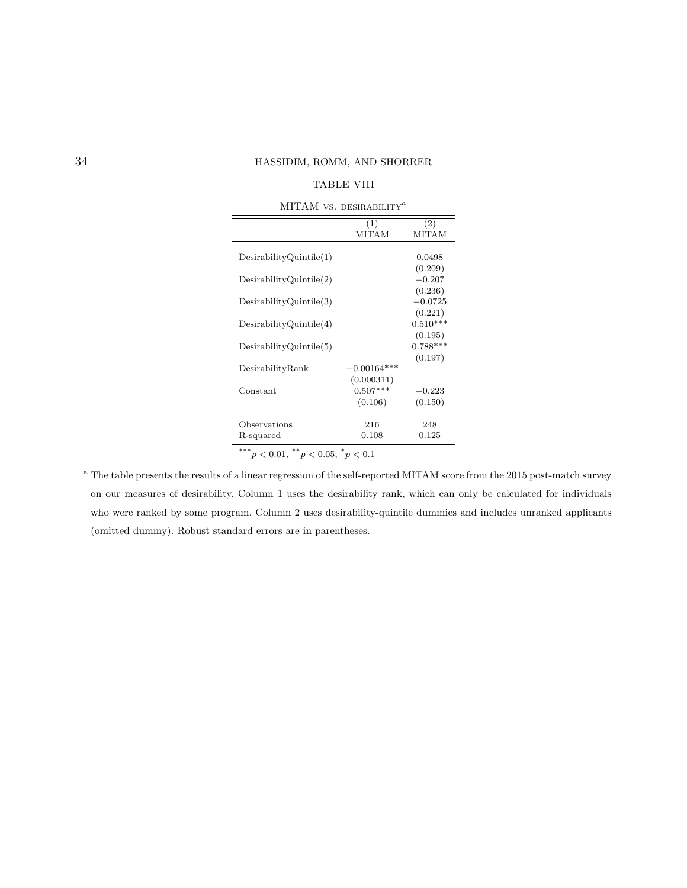TABLE VIII

MITAM VS. DESIRABILITY[a]

| | (1) MITAM | (2) MITAM |
|---|---|---|
| DesirabilityQuintile(1) | | 0.0498 |
| | | (0.209) |
| DesirabilityQuintile(2) | | −0.207 |
| | | (0.236) |
| DesirabilityQuintile(3) | | −0.0725 |
| | | (0.221) |
| DesirabilityQuintile(4) | | 0.510*** |
| | | (0.195) |
| DesirabilityQuintile(5) | | 0.788*** |
| | | (0.197) |
| DesirabilityRank | −0.00164*** | |
| | (0.000311) | |
| Constant | 0.507*** | −0.223 |
| | (0.106) | (0.150) |
| Observations | 216 | 248 |
| R-squared | 0.108 | 0.125 |

*** $p < 0.01$, ** $p < 0.05$, * $p < 0.1$

[a] The table presents the results of a linear regression of the self-reported MITAM score from the 2015 post-match survey on our measures of desirability. Column 1 uses the desirability rank, which can only be calculated for individuals who were ranked by some program. Column 2 uses desirability-quintile dummies and includes unranked applicants (omitted dummy). Robust standard errors are in parentheses.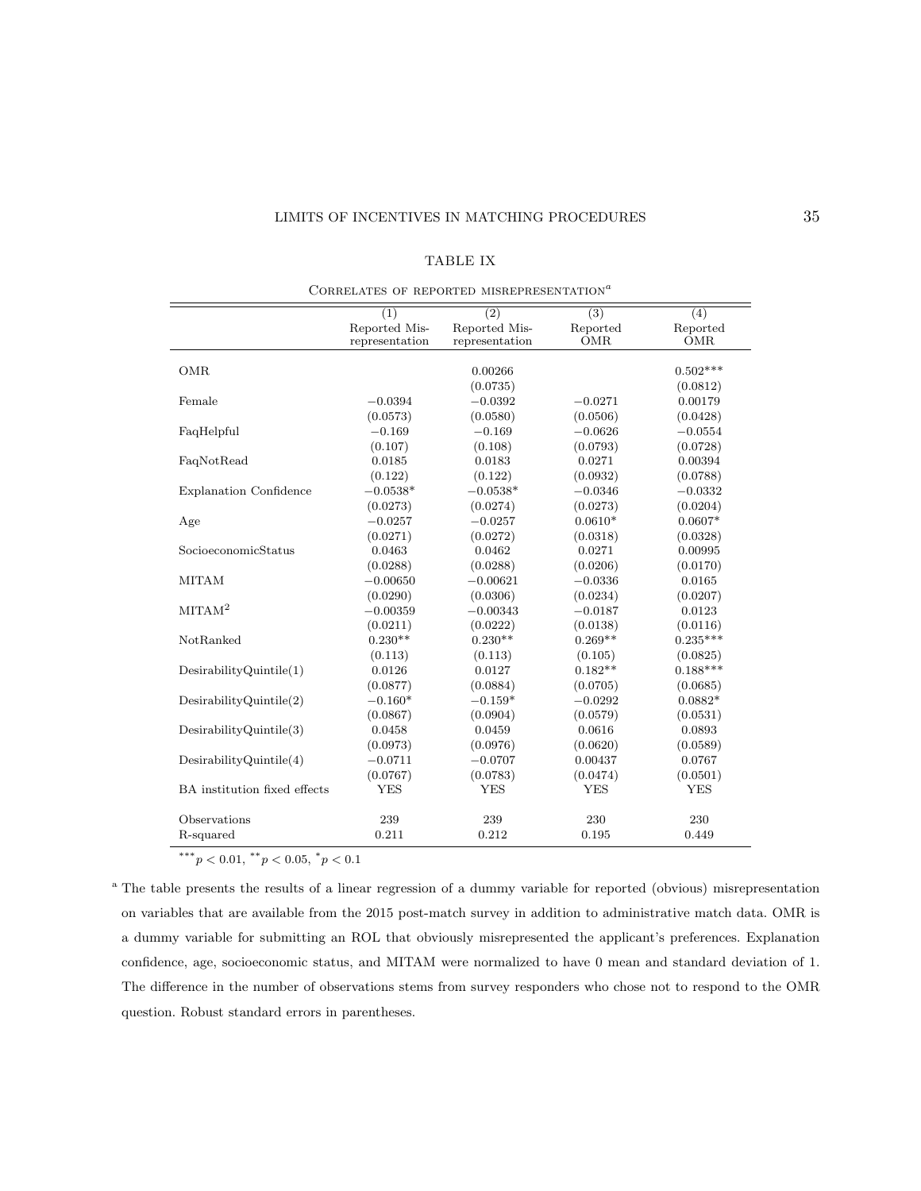TABLE IX

CORRELATES OF REPORTED MISREPRESENTATION[a]

| | (1) Reported Misrepresentation | (2) Reported Misrepresentation | (3) Reported OMR | (4) Reported OMR |
|---|---|---|---|---|
| OMR | | 0.00266 | | 0.502*** |
| | | (0.0735) | | (0.0812) |
| Female | −0.0394 | −0.0392 | −0.0271 | 0.00179 |
| | (0.0573) | (0.0580) | (0.0506) | (0.0428) |
| FaqHelpful | −0.169 | −0.169 | −0.0626 | −0.0554 |
| | (0.107) | (0.108) | (0.0793) | (0.0728) |
| FaqNotRead | 0.0185 | 0.0183 | 0.0271 | 0.00394 |
| | (0.122) | (0.122) | (0.0932) | (0.0788) |
| Explanation Confidence | −0.0538* | −0.0538* | −0.0346 | −0.0332 |
| | (0.0273) | (0.0274) | (0.0273) | (0.0204) |
| Age | −0.0257 | −0.0257 | 0.0610* | 0.0607* |
| | (0.0271) | (0.0272) | (0.0318) | (0.0328) |
| SocioeconomicStatus | 0.0463 | 0.0462 | 0.0271 | 0.00995 |
| | (0.0288) | (0.0288) | (0.0206) | (0.0170) |
| MITAM | −0.00650 | −0.00621 | −0.0336 | 0.0165 |
| | (0.0290) | (0.0306) | (0.0234) | (0.0207) |
| $\text{MITAM}^2$ | −0.00359 | −0.00343 | −0.0187 | 0.0123 |
| | (0.0211) | (0.0222) | (0.0138) | (0.0116) |
| NotRanked | 0.230** | 0.230** | 0.269** | 0.235*** |
| | (0.113) | (0.113) | (0.105) | (0.0825) |
| DesirabilityQuintile(1) | 0.0126 | 0.0127 | 0.182** | 0.188*** |
| | (0.0877) | (0.0884) | (0.0705) | (0.0685) |
| DesirabilityQuintile(2) | −0.160* | −0.159* | −0.0292 | 0.0882* |
| | (0.0867) | (0.0904) | (0.0579) | (0.0531) |
| DesirabilityQuintile(3) | 0.0458 | 0.0459 | 0.0616 | 0.0893 |
| | (0.0973) | (0.0976) | (0.0620) | (0.0589) |
| DesirabilityQuintile(4) | −0.0711 | −0.0707 | 0.00437 | 0.0767 |
| | (0.0767) | (0.0783) | (0.0474) | (0.0501) |
| BA institution fixed effects | YES | YES | YES | YES |
| Observations | 239 | 239 | 230 | 230 |
| R-squared | 0.211 | 0.212 | 0.195 | 0.449 |

*** $p < 0.01$, ** $p < 0.05$, * $p < 0.1$

[a] The table presents the results of a linear regression of a dummy variable for reported (obvious) misrepresentation on variables that are available from the 2015 post-match survey in addition to administrative match data. OMR is a dummy variable for submitting an ROL that obviously misrepresented the applicant's preferences. Explanation confidence, age, socioeconomic status, and MITAM were normalized to have 0 mean and standard deviation of 1. The difference in the number of observations stems from survey responders who chose not to respond to the OMR question. Robust standard errors in parentheses.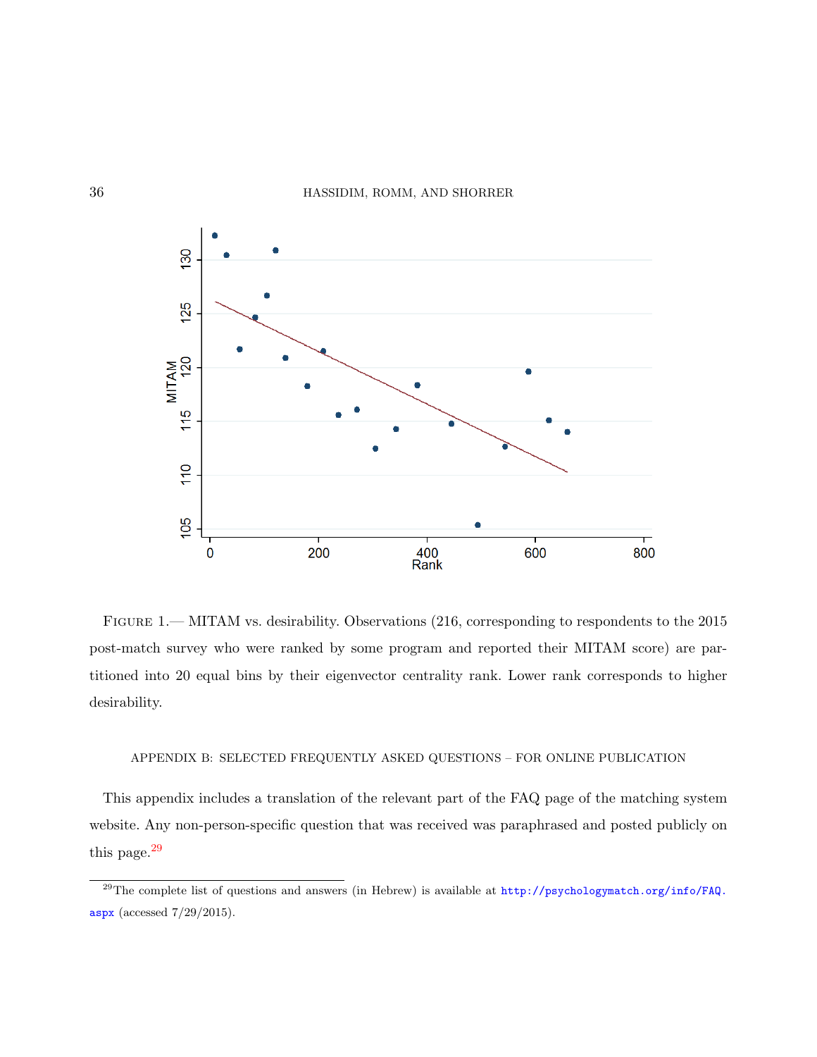Figure 1.— MITAM vs. desirability. Observations (216, corresponding to respondents to the 2015 post-match survey who were ranked by some program and reported their MITAM score) are partitioned into 20 equal bins by their eigenvector centrality rank. Lower rank corresponds to higher desirability.

## APPENDIX B: SELECTED FREQUENTLY ASKED QUESTIONS – FOR ONLINE PUBLICATION

This appendix includes a translation of the relevant part of the FAQ page of the matching system website. Any non-person-specific question that was received was paraphrased and posted publicly on this page.[29]

[29] The complete list of questions and answers (in Hebrew) is available at http://psychologymatch.org/info/FAQ.aspx (accessed 7/29/2015).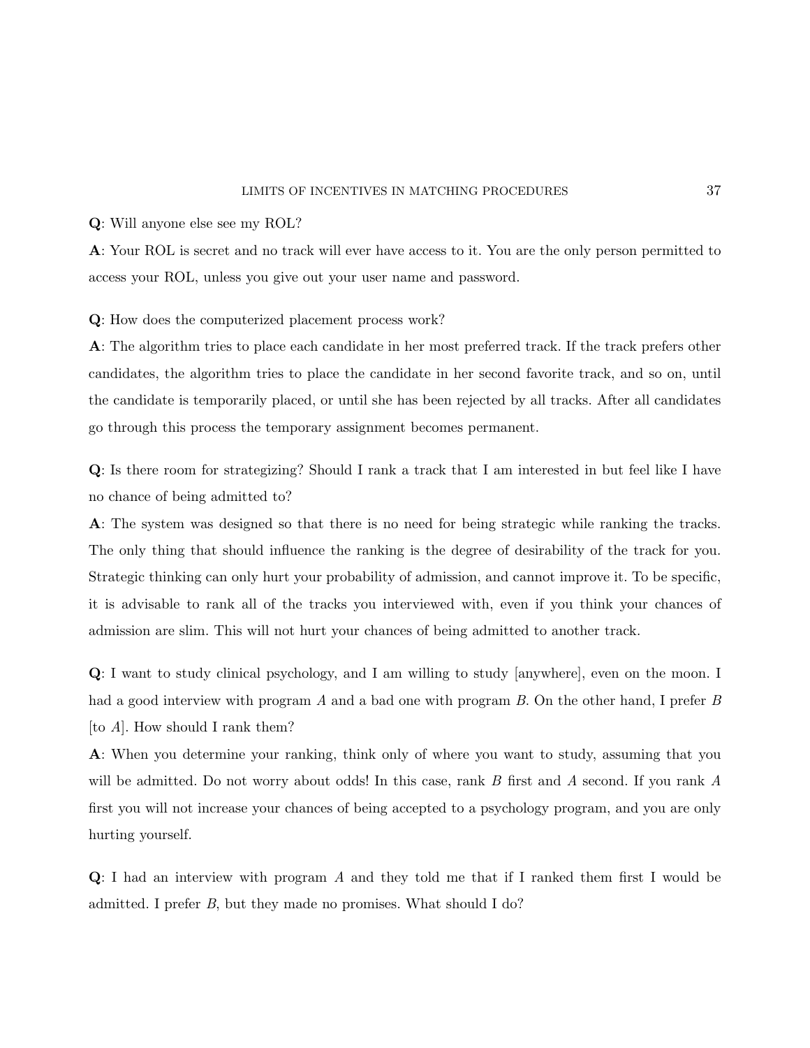**Q**: Will anyone else see my ROL?

**A**: Your ROL is secret and no track will ever have access to it. You are the only person permitted to access your ROL, unless you give out your user name and password.

**Q**: How does the computerized placement process work?

**A**: The algorithm tries to place each candidate in her most preferred track. If the track prefers other candidates, the algorithm tries to place the candidate in her second favorite track, and so on, until the candidate is temporarily placed, or until she has been rejected by all tracks. After all candidates go through this process the temporary assignment becomes permanent.

**Q**: Is there room for strategizing? Should I rank a track that I am interested in but feel like I have no chance of being admitted to?

**A**: The system was designed so that there is no need for being strategic while ranking the tracks. The only thing that should influence the ranking is the degree of desirability of the track for you. Strategic thinking can only hurt your probability of admission, and cannot improve it. To be specific, it is advisable to rank all of the tracks you interviewed with, even if you think your chances of admission are slim. This will not hurt your chances of being admitted to another track.

**Q**: I want to study clinical psychology, and I am willing to study [anywhere], even on the moon. I had a good interview with program *A* and a bad one with program *B*. On the other hand, I prefer *B* [to *A*]. How should I rank them?

**A**: When you determine your ranking, think only of where you want to study, assuming that you will be admitted. Do not worry about odds! In this case, rank *B* first and *A* second. If you rank *A* first you will not increase your chances of being accepted to a psychology program, and you are only hurting yourself.

**Q**: I had an interview with program *A* and they told me that if I ranked them first I would be admitted. I prefer *B*, but they made no promises. What should I do?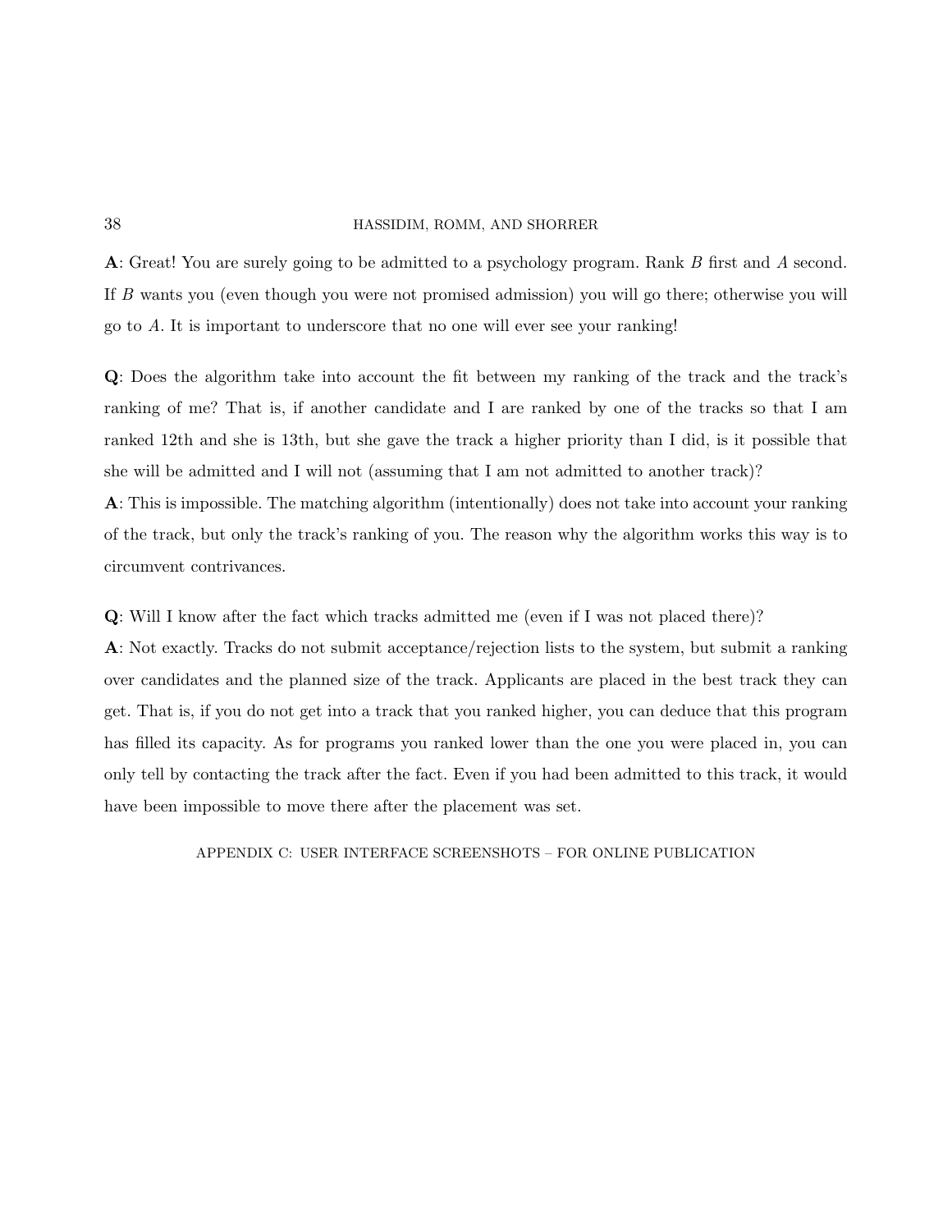**A**: Great! You are surely going to be admitted to a psychology program. Rank $B$ first and $A$ second. If $B$ wants you (even though you were not promised admission) you will go there; otherwise you will go to $A$. It is important to underscore that no one will ever see your ranking!

**Q**: Does the algorithm take into account the fit between my ranking of the track and the track's ranking of me? That is, if another candidate and I are ranked by one of the tracks so that I am ranked 12th and she is 13th, but she gave the track a higher priority than I did, is it possible that she will be admitted and I will not (assuming that I am not admitted to another track)?
**A**: This is impossible. The matching algorithm (intentionally) does not take into account your ranking of the track, but only the track's ranking of you. The reason why the algorithm works this way is to circumvent contrivances.

**Q**: Will I know after the fact which tracks admitted me (even if I was not placed there)?
**A**: Not exactly. Tracks do not submit acceptance/rejection lists to the system, but submit a ranking over candidates and the planned size of the track. Applicants are placed in the best track they can get. That is, if you do not get into a track that you ranked higher, you can deduce that this program has filled its capacity. As for programs you ranked lower than the one you were placed in, you can only tell by contacting the track after the fact. Even if you had been admitted to this track, it would have been impossible to move there after the placement was set.

## APPENDIX C: USER INTERFACE SCREENSHOTS – FOR ONLINE PUBLICATION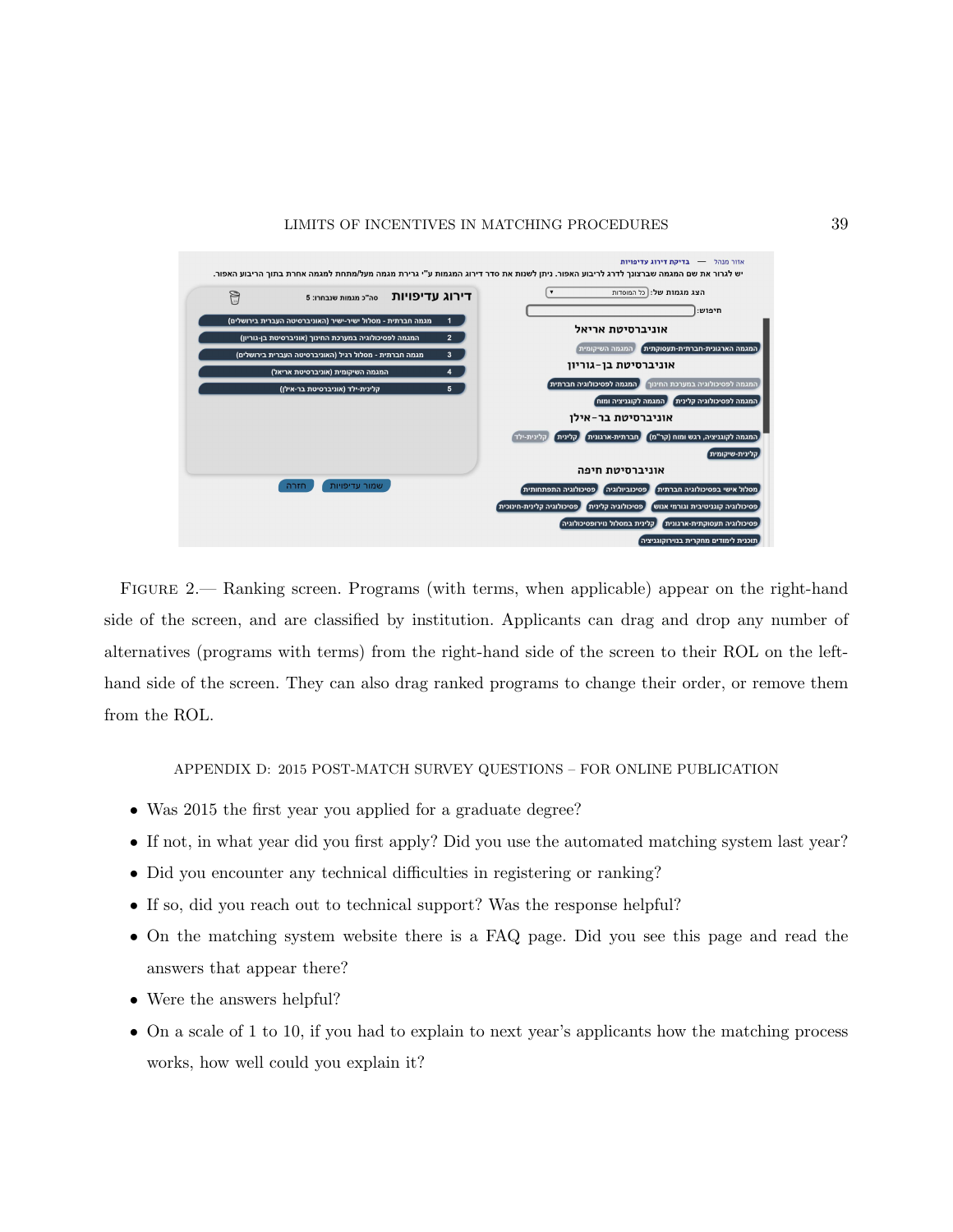FIGURE 2.— Ranking screen. Programs (with terms, when applicable) appear on the right-hand side of the screen, and are classified by institution. Applicants can drag and drop any number of alternatives (programs with terms) from the right-hand side of the screen to their ROL on the left-hand side of the screen. They can also drag ranked programs to change their order, or remove them from the ROL.

## APPENDIX D: 2015 POST-MATCH SURVEY QUESTIONS – FOR ONLINE PUBLICATION

- Was 2015 the first year you applied for a graduate degree?
- If not, in what year did you first apply? Did you use the automated matching system last year?
- Did you encounter any technical difficulties in registering or ranking?
- If so, did you reach out to technical support? Was the response helpful?
- On the matching system website there is a FAQ page. Did you see this page and read the answers that appear there?
- Were the answers helpful?
- On a scale of 1 to 10, if you had to explain to next year's applicants how the matching process works, how well could you explain it?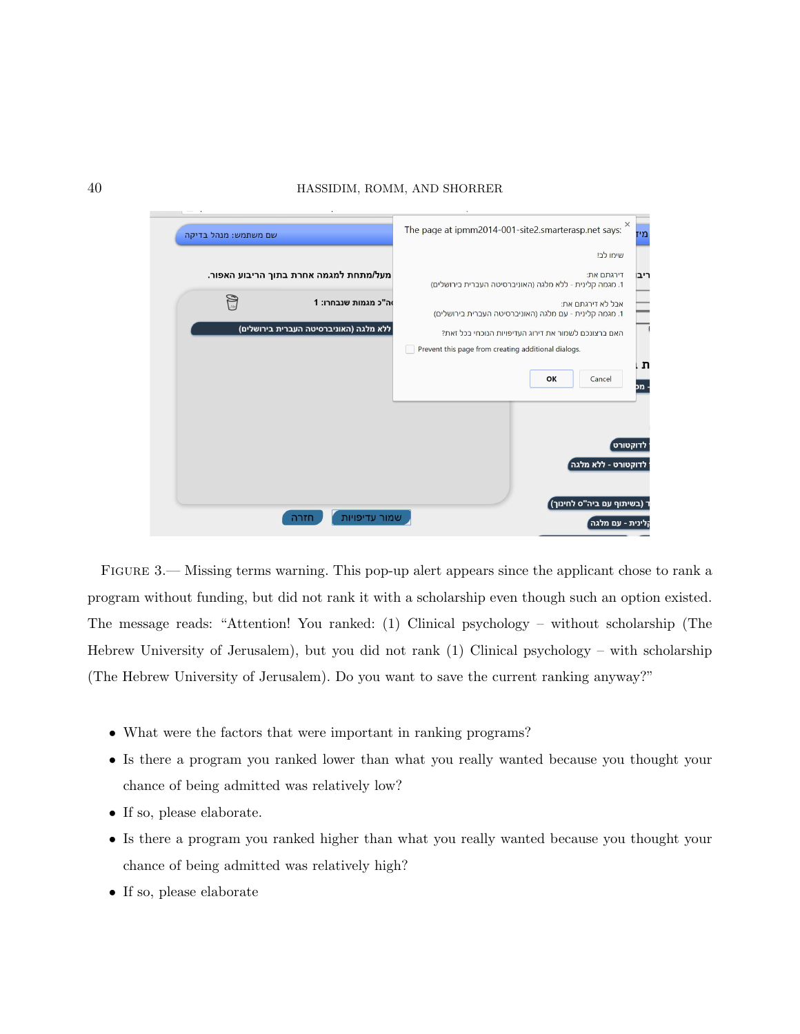FIGURE 3.— Missing terms warning. This pop-up alert appears since the applicant chose to rank a program without funding, but did not rank it with a scholarship even though such an option existed. The message reads: "Attention! You ranked: (1) Clinical psychology – without scholarship (The Hebrew University of Jerusalem), but you did not rank (1) Clinical psychology – with scholarship (The Hebrew University of Jerusalem). Do you want to save the current ranking anyway?"

- What were the factors that were important in ranking programs?
- Is there a program you ranked lower than what you really wanted because you thought your chance of being admitted was relatively low?
- If so, please elaborate.
- Is there a program you ranked higher than what you really wanted because you thought your chance of being admitted was relatively high?
- If so, please elaborate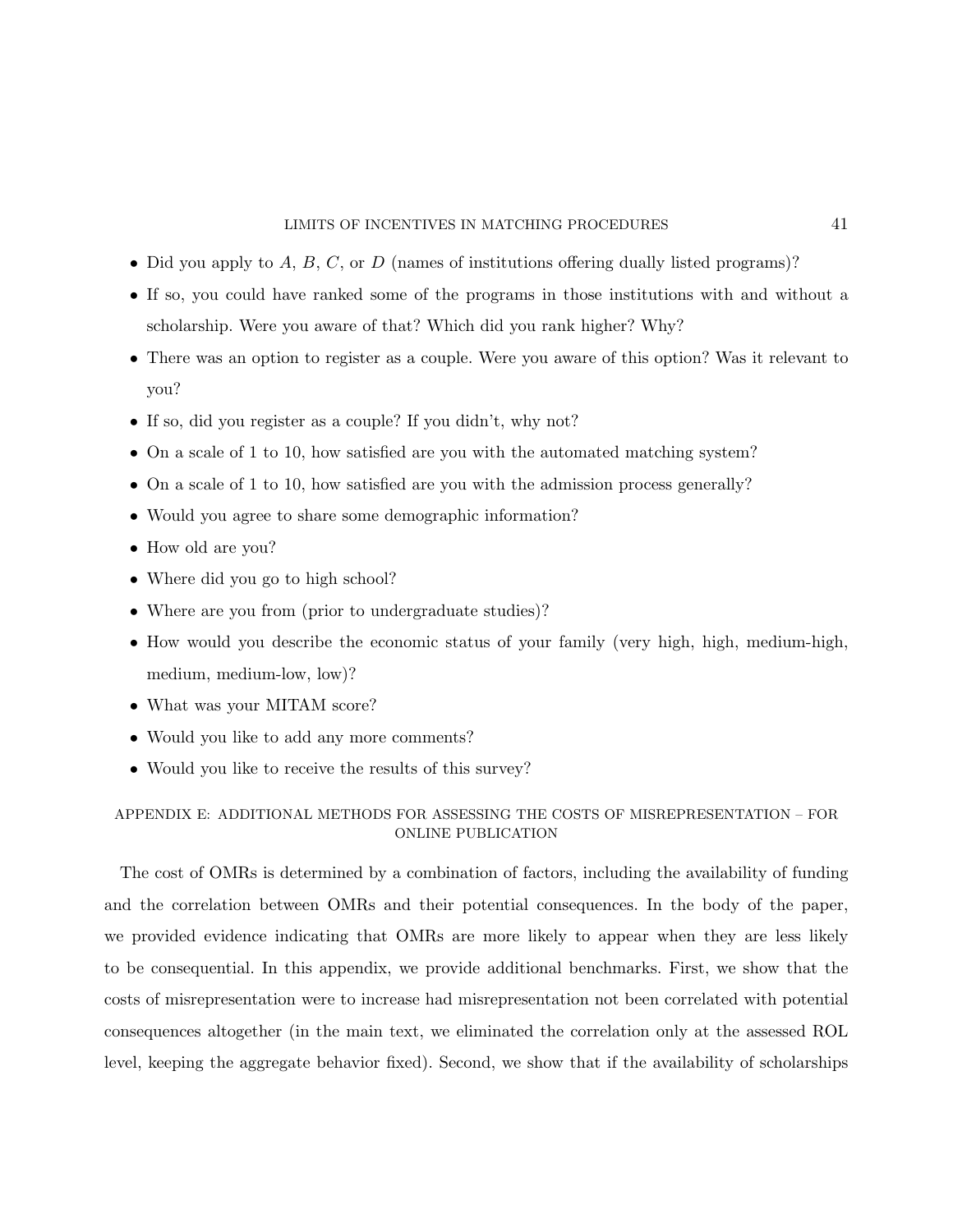- Did you apply to $A$, $B$, $C$, or $D$ (names of institutions offering dually listed programs)?
- If so, you could have ranked some of the programs in those institutions with and without a scholarship. Were you aware of that? Which did you rank higher? Why?
- There was an option to register as a couple. Were you aware of this option? Was it relevant to you?
- If so, did you register as a couple? If you didn't, why not?
- On a scale of 1 to 10, how satisfied are you with the automated matching system?
- On a scale of 1 to 10, how satisfied are you with the admission process generally?
- Would you agree to share some demographic information?
- How old are you?
- Where did you go to high school?
- Where are you from (prior to undergraduate studies)?
- How would you describe the economic status of your family (very high, high, medium-high, medium, medium-low, low)?
- What was your MITAM score?
- Would you like to add any more comments?
- Would you like to receive the results of this survey?

## APPENDIX E: ADDITIONAL METHODS FOR ASSESSING THE COSTS OF MISREPRESENTATION – FOR ONLINE PUBLICATION

The cost of OMRs is determined by a combination of factors, including the availability of funding and the correlation between OMRs and their potential consequences. In the body of the paper, we provided evidence indicating that OMRs are more likely to appear when they are less likely to be consequential. In this appendix, we provide additional benchmarks. First, we show that the costs of misrepresentation were to increase had misrepresentation not been correlated with potential consequences altogether (in the main text, we eliminated the correlation only at the assessed ROL level, keeping the aggregate behavior fixed). Second, we show that if the availability of scholarships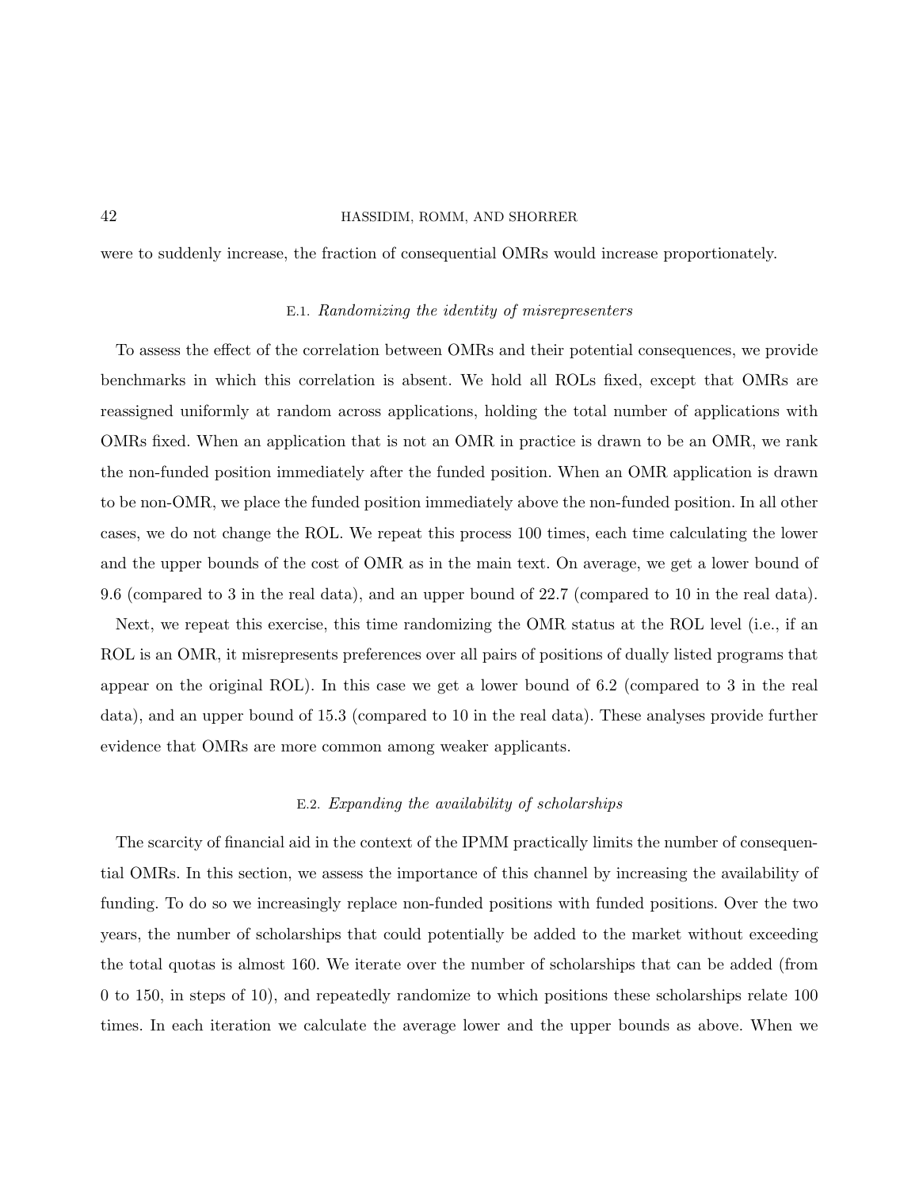were to suddenly increase, the fraction of consequential OMRs would increase proportionately.

### E.1. *Randomizing the identity of misrepresenters*

To assess the effect of the correlation between OMRs and their potential consequences, we provide benchmarks in which this correlation is absent. We hold all ROLs fixed, except that OMRs are reassigned uniformly at random across applications, holding the total number of applications with OMRs fixed. When an application that is not an OMR in practice is drawn to be an OMR, we rank the non-funded position immediately after the funded position. When an OMR application is drawn to be non-OMR, we place the funded position immediately above the non-funded position. In all other cases, we do not change the ROL. We repeat this process 100 times, each time calculating the lower and the upper bounds of the cost of OMR as in the main text. On average, we get a lower bound of 9.6 (compared to 3 in the real data), and an upper bound of 22.7 (compared to 10 in the real data).

Next, we repeat this exercise, this time randomizing the OMR status at the ROL level (i.e., if an ROL is an OMR, it misrepresents preferences over all pairs of positions of dually listed programs that appear on the original ROL). In this case we get a lower bound of 6.2 (compared to 3 in the real data), and an upper bound of 15.3 (compared to 10 in the real data). These analyses provide further evidence that OMRs are more common among weaker applicants.

### E.2. *Expanding the availability of scholarships*

The scarcity of financial aid in the context of the IPMM practically limits the number of consequential OMRs. In this section, we assess the importance of this channel by increasing the availability of funding. To do so we increasingly replace non-funded positions with funded positions. Over the two years, the number of scholarships that could potentially be added to the market without exceeding the total quotas is almost 160. We iterate over the number of scholarships that can be added (from 0 to 150, in steps of 10), and repeatedly randomize to which positions these scholarships relate 100 times. In each iteration we calculate the average lower and the upper bounds as above. When we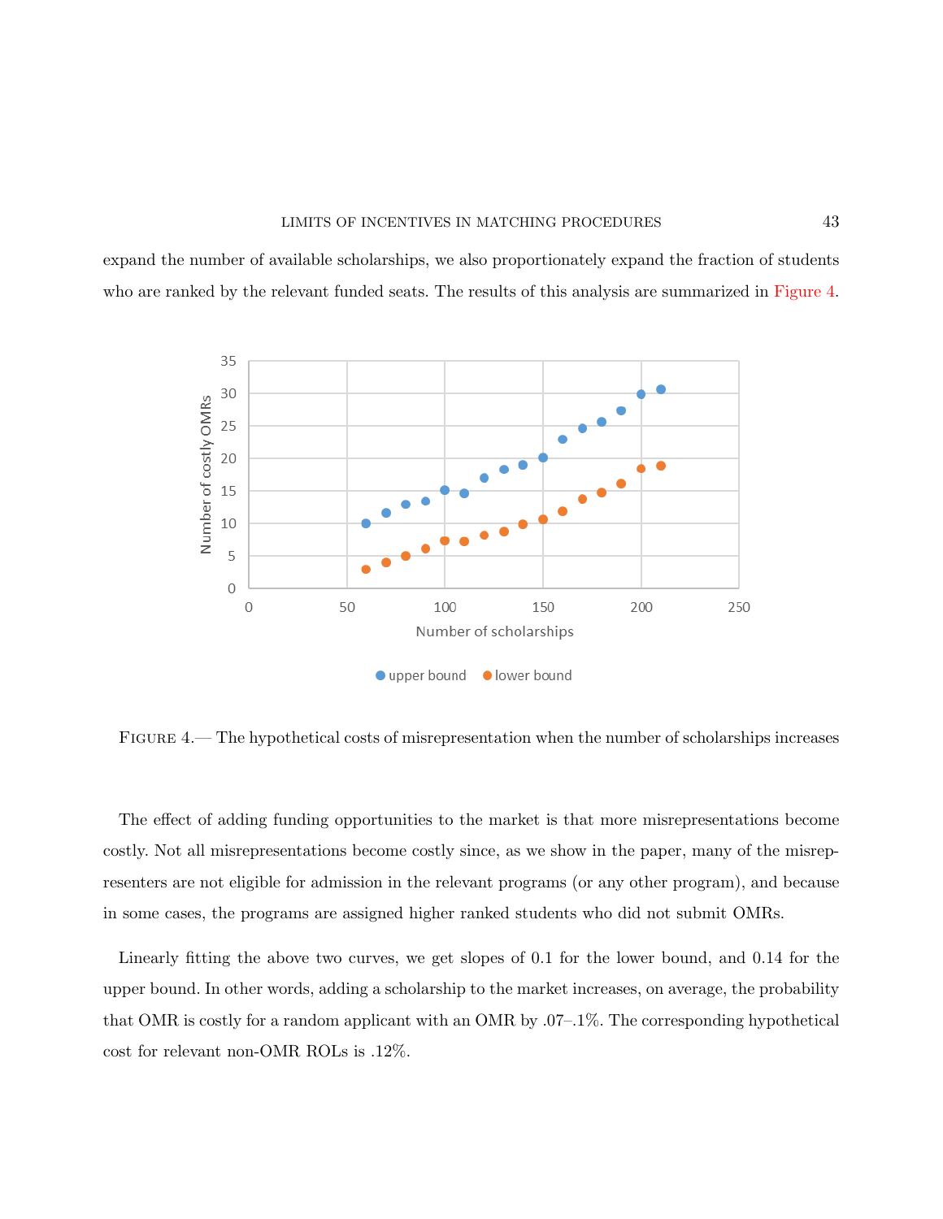expand the number of available scholarships, we also proportionately expand the fraction of students who are ranked by the relevant funded seats. The results of this analysis are summarized in Figure 4.

FIGURE 4.— The hypothetical costs of misrepresentation when the number of scholarships increases

The effect of adding funding opportunities to the market is that more misrepresentations become costly. Not all misrepresentations become costly since, as we show in the paper, many of the misrepresenters are not eligible for admission in the relevant programs (or any other program), and because in some cases, the programs are assigned higher ranked students who did not submit OMRs.

Linearly fitting the above two curves, we get slopes of 0.1 for the lower bound, and 0.14 for the upper bound. In other words, adding a scholarship to the market increases, on average, the probability that OMR is costly for a random applicant with an OMR by .07–.1%. The corresponding hypothetical cost for relevant non-OMR ROLs is .12%.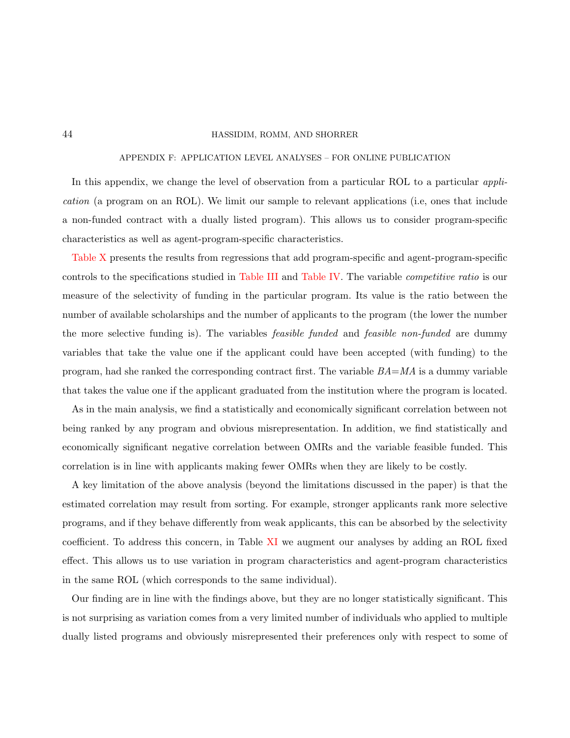## APPENDIX F: APPLICATION LEVEL ANALYSES – FOR ONLINE PUBLICATION

In this appendix, we change the level of observation from a particular ROL to a particular *application* (a program on an ROL). We limit our sample to relevant applications (i.e, ones that include a non-funded contract with a dually listed program). This allows us to consider program-specific characteristics as well as agent-program-specific characteristics.

Table X presents the results from regressions that add program-specific and agent-program-specific controls to the specifications studied in Table III and Table IV. The variable *competitive ratio* is our measure of the selectivity of funding in the particular program. Its value is the ratio between the number of available scholarships and the number of applicants to the program (the lower the number the more selective funding is). The variables *feasible funded* and *feasible non-funded* are dummy variables that take the value one if the applicant could have been accepted (with funding) to the program, had she ranked the corresponding contract first. The variable *BA=MA* is a dummy variable that takes the value one if the applicant graduated from the institution where the program is located.

As in the main analysis, we find a statistically and economically significant correlation between not being ranked by any program and obvious misrepresentation. In addition, we find statistically and economically significant negative correlation between OMRs and the variable feasible funded. This correlation is in line with applicants making fewer OMRs when they are likely to be costly.

A key limitation of the above analysis (beyond the limitations discussed in the paper) is that the estimated correlation may result from sorting. For example, stronger applicants rank more selective programs, and if they behave differently from weak applicants, this can be absorbed by the selectivity coefficient. To address this concern, in Table XI we augment our analyses by adding an ROL fixed effect. This allows us to use variation in program characteristics and agent-program characteristics in the same ROL (which corresponds to the same individual).

Our finding are in line with the findings above, but they are no longer statistically significant. This is not surprising as variation comes from a very limited number of individuals who applied to multiple dually listed programs and obviously misrepresented their preferences only with respect to some of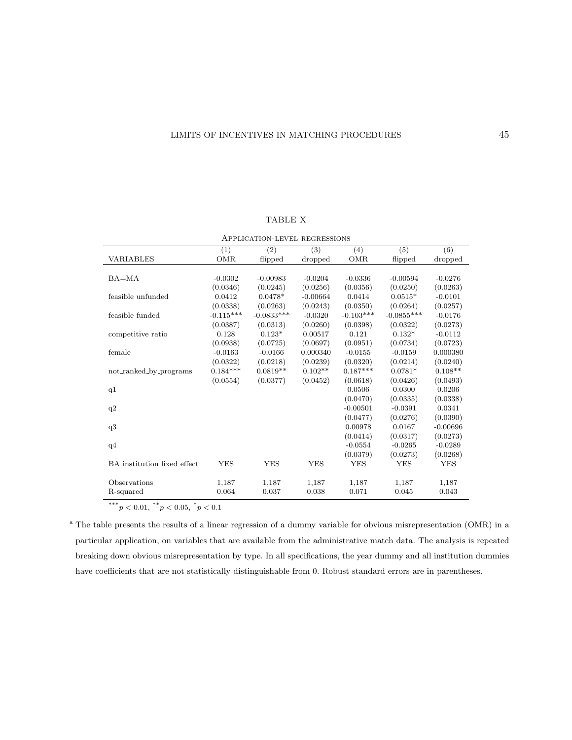TABLE X

APPLICATION-LEVEL REGRESSIONS

| | (1) | (2) | (3) | (4) | (5) | (6) |
|---|---|---|---|---|---|---|
| VARIABLES | OMR | flipped | dropped | OMR | flipped | dropped |
| BA=MA | -0.0302 | -0.00983 | -0.0204 | -0.0336 | -0.00594 | -0.0276 |
| | (0.0346) | (0.0245) | (0.0256) | (0.0356) | (0.0250) | (0.0263) |
| feasible unfunded | 0.0412 | 0.0478* | -0.00664 | 0.0414 | 0.0515* | -0.0101 |
| | (0.0338) | (0.0263) | (0.0243) | (0.0350) | (0.0264) | (0.0257) |
| feasible funded | -0.115*** | -0.0833*** | -0.0320 | -0.103*** | -0.0855*** | -0.0176 |
| | (0.0387) | (0.0313) | (0.0260) | (0.0398) | (0.0322) | (0.0273) |
| competitive ratio | 0.128 | 0.123* | 0.00517 | 0.121 | 0.132* | -0.0112 |
| | (0.0938) | (0.0725) | (0.0697) | (0.0951) | (0.0734) | (0.0723) |
| female | -0.0163 | -0.0166 | 0.000340 | -0.0155 | -0.0159 | 0.000380 |
| | (0.0322) | (0.0218) | (0.0239) | (0.0320) | (0.0214) | (0.0240) |
| not_ranked_by_programs | 0.184*** | 0.0819** | 0.102** | 0.187*** | 0.0781* | 0.108** |
| | (0.0554) | (0.0377) | (0.0452) | (0.0618) | (0.0426) | (0.0493) |
| q1 | | | | 0.0506 | 0.0300 | 0.0206 |
| | | | | (0.0470) | (0.0335) | (0.0338) |
| q2 | | | | -0.00501 | -0.0391 | 0.0341 |
| | | | | (0.0477) | (0.0276) | (0.0390) |
| q3 | | | | 0.00978 | 0.0167 | -0.00696 |
| | | | | (0.0414) | (0.0317) | (0.0273) |
| q4 | | | | -0.0554 | -0.0265 | -0.0289 |
| | | | | (0.0379) | (0.0273) | (0.0268) |
| BA institution fixed effect | YES | YES | YES | YES | YES | YES |
| Observations | 1,187 | 1,187 | 1,187 | 1,187 | 1,187 | 1,187 |
| R-squared | 0.064 | 0.037 | 0.038 | 0.071 | 0.045 | 0.043 |

*** $p < 0.01$, ** $p < 0.05$, * $p < 0.1$

[a] The table presents the results of a linear regression of a dummy variable for obvious misrepresentation (OMR) in a particular application, on variables that are available from the administrative match data. The analysis is repeated breaking down obvious misrepresentation by type. In all specifications, the year dummy and all institution dummies have coefficients that are not statistically distinguishable from 0. Robust standard errors are in parentheses.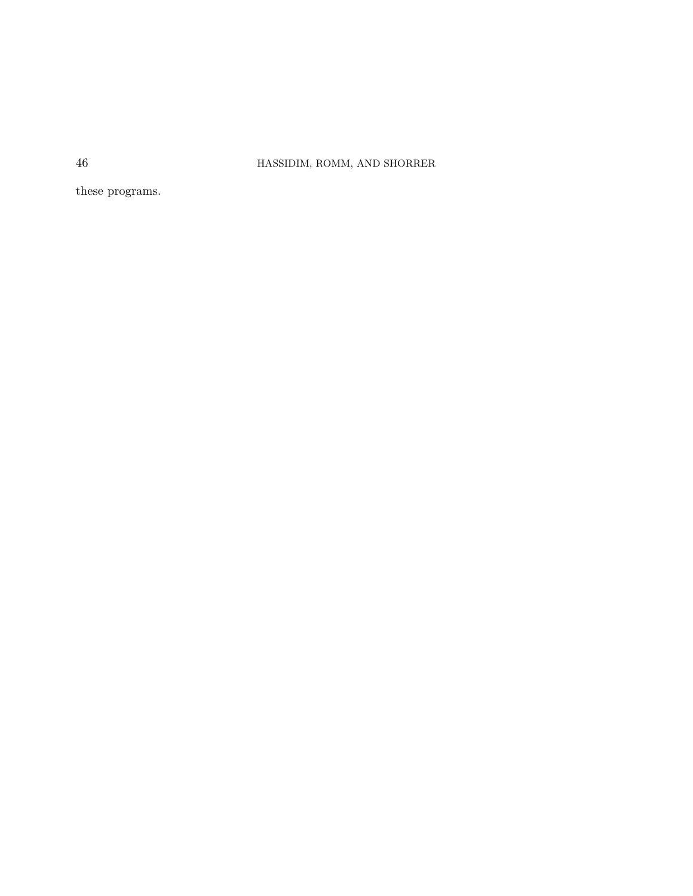these programs.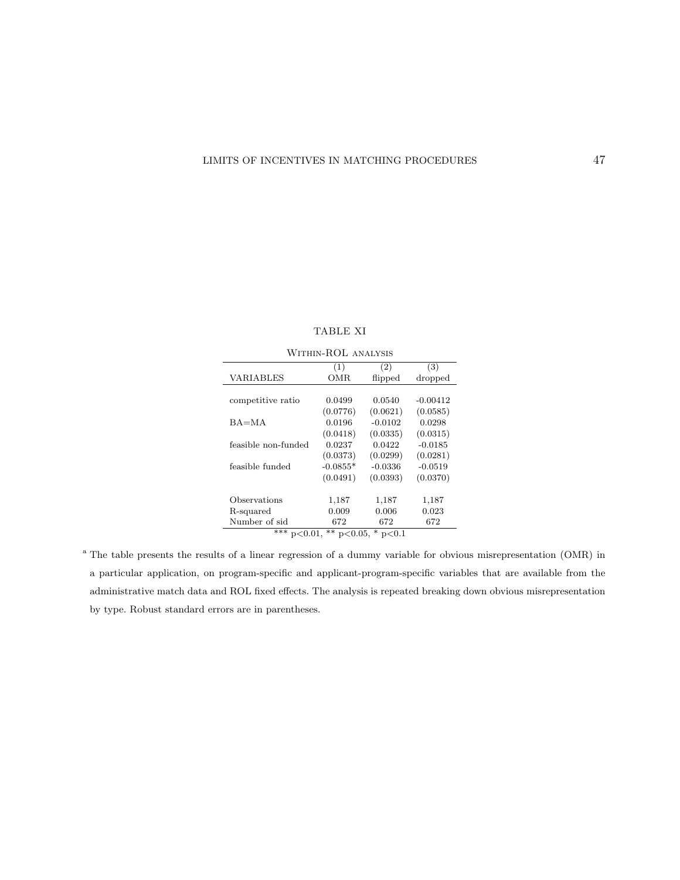TABLE XI

Within-ROL analysis

| VARIABLES | (1) OMR | (2) flipped | (3) dropped |
|---|---|---|---|
| competitive ratio | 0.0499 | 0.0540 | -0.00412 |
| | (0.0776) | (0.0621) | (0.0585) |
| BA=MA | 0.0196 | -0.0102 | 0.0298 |
| | (0.0418) | (0.0335) | (0.0315) |
| feasible non-funded | 0.0237 | 0.0422 | -0.0185 |
| | (0.0373) | (0.0299) | (0.0281) |
| feasible funded | -0.0855* | -0.0336 | -0.0519 |
| | (0.0491) | (0.0393) | (0.0370) |
| Observations | 1,187 | 1,187 | 1,187 |
| R-squared | 0.009 | 0.006 | 0.023 |
| Number of sid | 672 | 672 | 672 |

*** $p<0.01$, ** $p<0.05$, * $p<0.1$

[a] The table presents the results of a linear regression of a dummy variable for obvious misrepresentation (OMR) in a particular application, on program-specific and applicant-program-specific variables that are available from the administrative match data and ROL fixed effects. The analysis is repeated breaking down obvious misrepresentation by type. Robust standard errors are in parentheses.